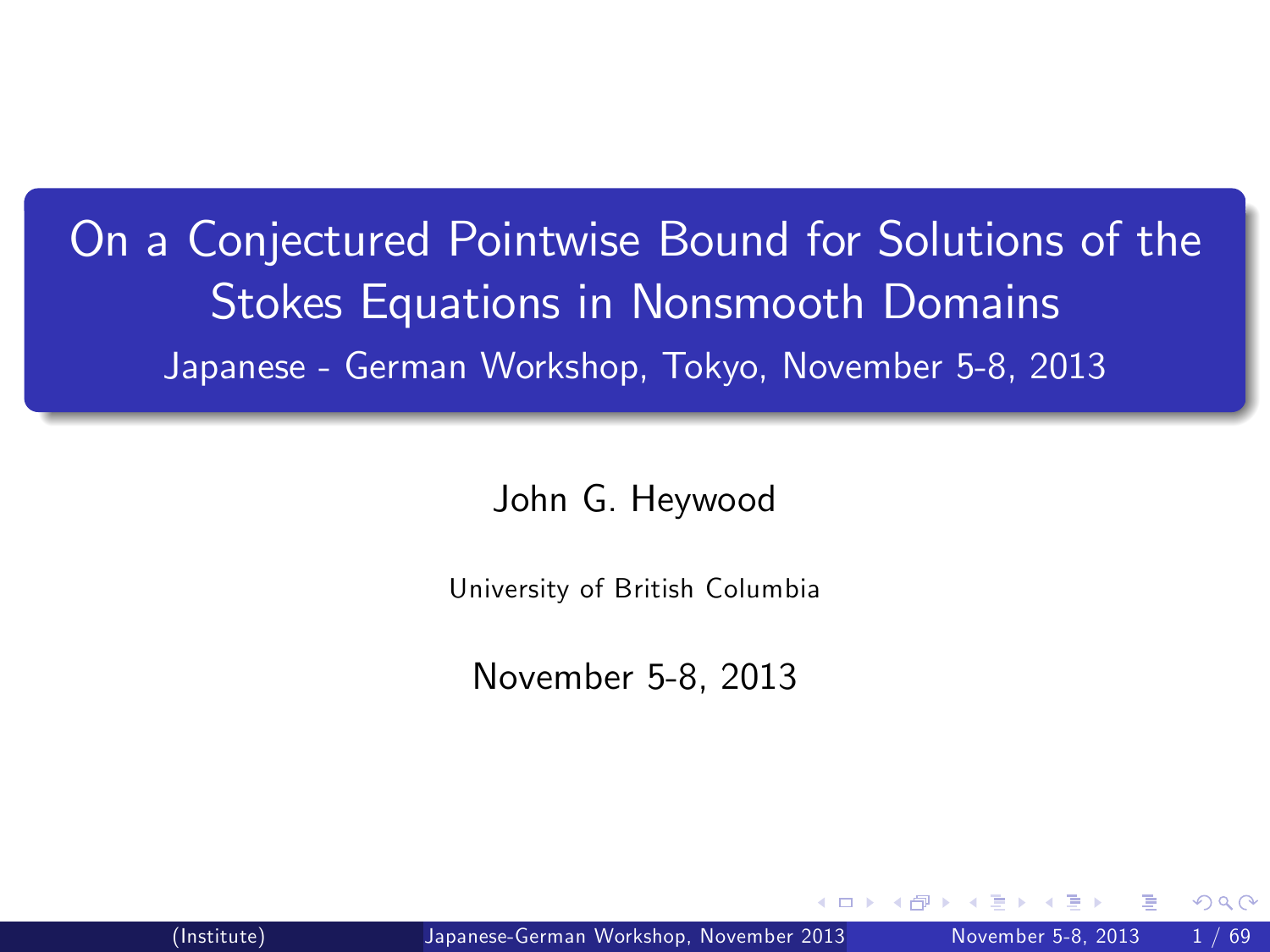# On a Conjectured Pointwise Bound for Solutions of the Stokes Equations in Nonsmooth Domains

Japanese - German Workshop, Tokyo, November 5-8, 2013

John G. Heywood

University of British Columbia

November 5-8, 2013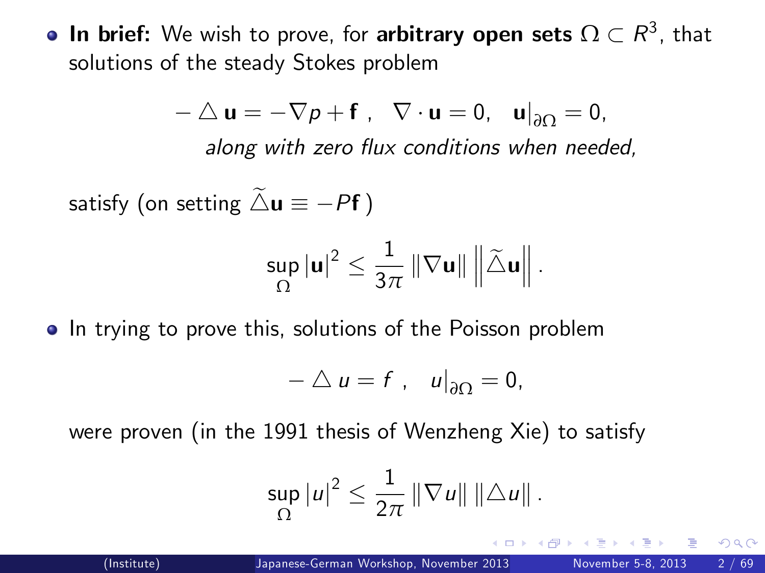- **In brief:** We wish to prove, for **arbitrary open sets** $\Omega \subset R^3$, that solutions of the steady Stokes problem

$$-\triangle \mathbf{u} = -\nabla p + \mathbf{f} \ , \quad \nabla \cdot \mathbf{u} = 0, \quad \mathbf{u}|_{\partial\Omega} = 0,$$

*along with zero flux conditions when needed,*

satisfy (on setting $\widetilde{\triangle}\mathbf{u} \equiv -P\mathbf{f}$ )

$$\sup_{\Omega} |\mathbf{u}|^2 \leq \frac{1}{3\pi} \|\nabla \mathbf{u}\| \left\|\widetilde{\triangle}\mathbf{u}\right\| .$$

- In trying to prove this, solutions of the Poisson problem

$$-\triangle u = f \ , \quad u|_{\partial\Omega} = 0,$$

were proven (in the 1991 thesis of Wenzheng Xie) to satisfy

$$\sup_{\Omega} |u|^2 \leq \frac{1}{2\pi} \|\nabla u\| \|\triangle u\| .$$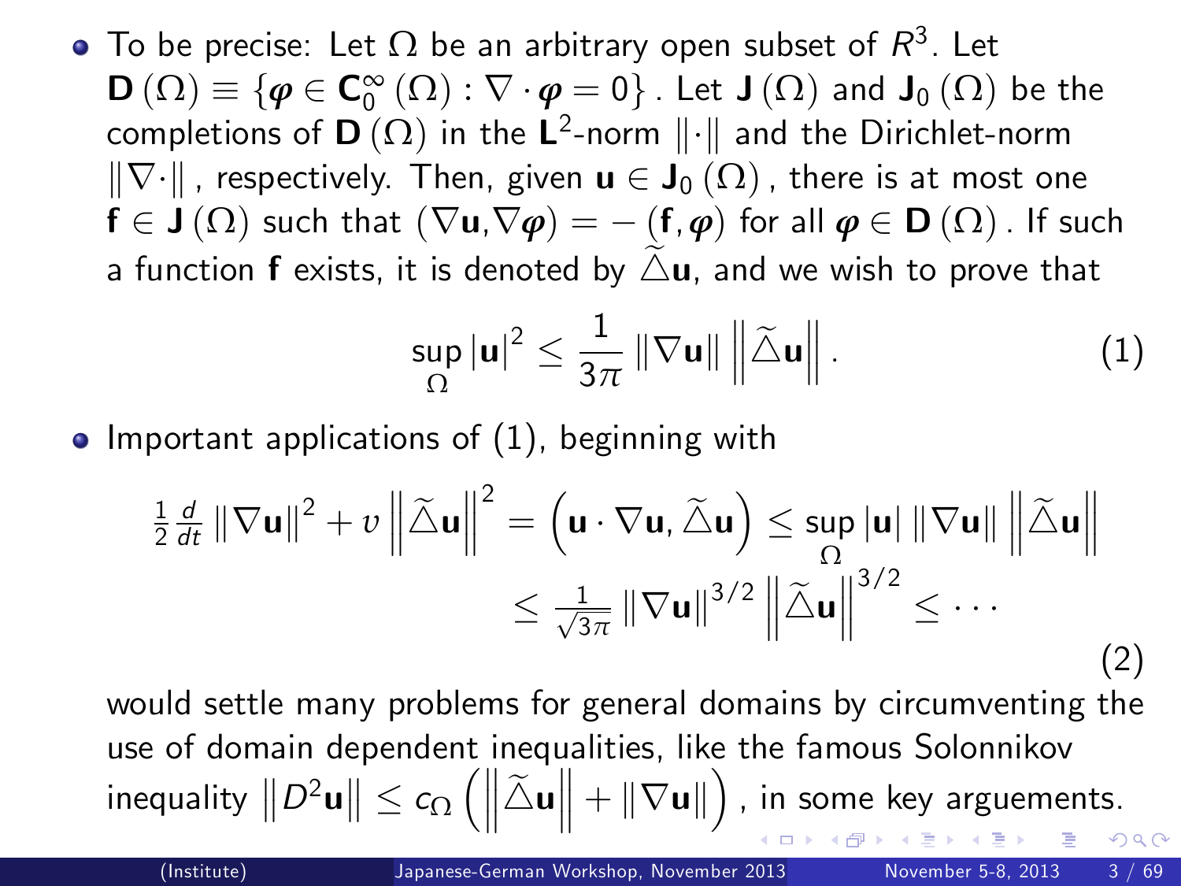- To be precise: Let $\Omega$ be an arbitrary open subset of $R^3$. Let $\mathbf{D}(\Omega) \equiv \{\boldsymbol{\varphi} \in \mathbf{C}_0^\infty(\Omega) : \nabla \cdot \boldsymbol{\varphi} = 0\}$. Let $\mathbf{J}(\Omega)$ and $\mathbf{J}_0(\Omega)$ be the completions of $\mathbf{D}(\Omega)$ in the $\mathbf{L}^2$-norm $\|\cdot\|$ and the Dirichlet-norm $\|\nabla \cdot\|$, respectively. Then, given $\mathbf{u} \in \mathbf{J}_0(\Omega)$, there is at most one $\mathbf{f} \in \mathbf{J}(\Omega)$ such that $(\nabla \mathbf{u}, \nabla \boldsymbol{\varphi}) = -(\mathbf{f}, \boldsymbol{\varphi})$ for all $\boldsymbol{\varphi} \in \mathbf{D}(\Omega)$. If such a function $\mathbf{f}$ exists, it is denoted by $\widetilde{\triangle}\mathbf{u}$, and we wish to prove that

$$\sup_{\Omega} |\mathbf{u}|^2 \leq \frac{1}{3\pi} \|\nabla \mathbf{u}\| \left\| \widetilde{\triangle}\mathbf{u} \right\|. \tag{1}$$

- Important applications of (1), beginning with

$$\begin{aligned} \frac{1}{2}\frac{d}{dt}\|\nabla \mathbf{u}\|^2 + \upsilon \left\|\widetilde{\triangle}\mathbf{u}\right\|^2 = \left(\mathbf{u} \cdot \nabla \mathbf{u}, \widetilde{\triangle}\mathbf{u}\right) &\leq \sup_{\Omega} |\mathbf{u}| \, \|\nabla \mathbf{u}\| \left\|\widetilde{\triangle}\mathbf{u}\right\| \\ &\leq \frac{1}{\sqrt{3\pi}} \|\nabla \mathbf{u}\|^{3/2} \left\|\widetilde{\triangle}\mathbf{u}\right\|^{3/2} \leq \cdots \end{aligned} \tag{2}$$

  would settle many problems for general domains by circumventing the use of domain dependent inequalities, like the famous Solonnikov inequality $\left\|D^2\mathbf{u}\right\| \leq c_\Omega \left(\left\|\widetilde{\triangle}\mathbf{u}\right\| + \|\nabla \mathbf{u}\|\right)$, in some key arguements.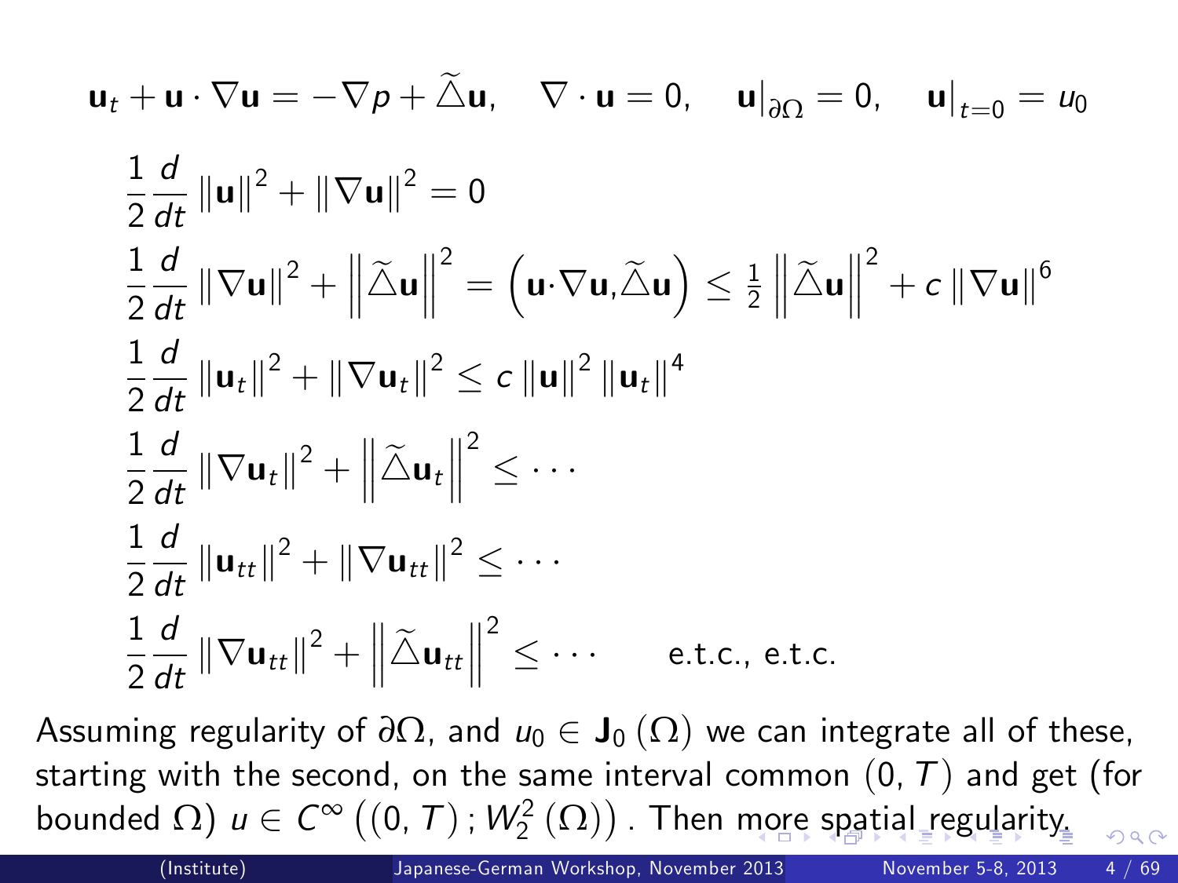$$\mathbf{u}_t + \mathbf{u} \cdot \nabla \mathbf{u} = -\nabla p + \widetilde{\triangle} \mathbf{u}, \quad \nabla \cdot \mathbf{u} = 0, \quad \mathbf{u}|_{\partial \Omega} = 0, \quad \mathbf{u}|_{t=0} = u_0$$

$$\frac{1}{2} \frac{d}{dt} \|\mathbf{u}\|^2 + \|\nabla \mathbf{u}\|^2 = 0$$

$$\frac{1}{2} \frac{d}{dt} \|\nabla \mathbf{u}\|^2 + \left\|\widetilde{\triangle} \mathbf{u}\right\|^2 = \left(\mathbf{u} \cdot \nabla \mathbf{u}, \widetilde{\triangle} \mathbf{u}\right) \leq \tfrac{1}{2} \left\|\widetilde{\triangle} \mathbf{u}\right\|^2 + c \|\nabla \mathbf{u}\|^6$$

$$\frac{1}{2} \frac{d}{dt} \|\mathbf{u}_t\|^2 + \|\nabla \mathbf{u}_t\|^2 \leq c \|\mathbf{u}\|^2 \|\mathbf{u}_t\|^4$$

$$\frac{1}{2} \frac{d}{dt} \|\nabla \mathbf{u}_t\|^2 + \left\|\widetilde{\triangle} \mathbf{u}_t\right\|^2 \leq \cdots$$

$$\frac{1}{2} \frac{d}{dt} \|\mathbf{u}_{tt}\|^2 + \|\nabla \mathbf{u}_{tt}\|^2 \leq \cdots$$

$$\frac{1}{2} \frac{d}{dt} \|\nabla \mathbf{u}_{tt}\|^2 + \left\|\widetilde{\triangle} \mathbf{u}_{tt}\right\|^2 \leq \cdots \qquad \text{e.t.c., e.t.c.}$$

Assuming regularity of $\partial\Omega$, and $u_0 \in \mathbf{J}_0(\Omega)$ we can integrate all of these, starting with the second, on the same interval common $(0, T)$ and get (for bounded $\Omega$) $u \in C^\infty\left((0, T); W_2^2(\Omega)\right)$. Then more spatial regularity.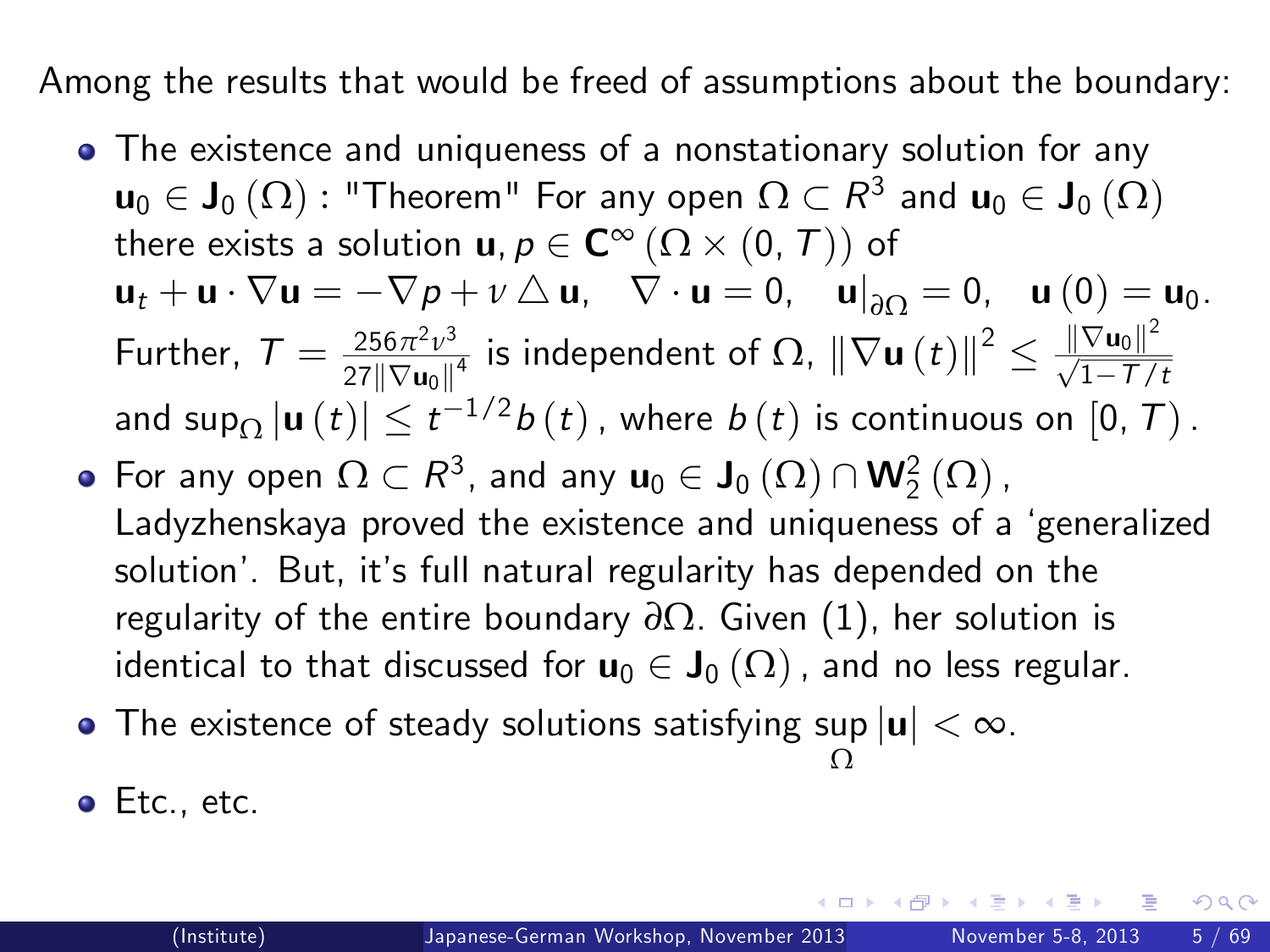Among the results that would be freed of assumptions about the boundary:

- The existence and uniqueness of a nonstationary solution for any $\mathbf{u}_0 \in \mathbf{J}_0(\Omega)$ : "Theorem" For any open $\Omega \subset R^3$ and $\mathbf{u}_0 \in \mathbf{J}_0(\Omega)$ there exists a solution $\mathbf{u}, p \in \mathbf{C}^\infty(\Omega \times (0,T))$ of $\mathbf{u}_t + \mathbf{u} \cdot \nabla \mathbf{u} = -\nabla p + \nu \triangle \mathbf{u}, \quad \nabla \cdot \mathbf{u} = 0, \quad \mathbf{u}|_{\partial\Omega} = 0, \quad \mathbf{u}(0) = \mathbf{u}_0.$ Further, $T = \frac{256\pi^2\nu^3}{27\|\nabla \mathbf{u}_0\|^4}$ is independent of $\Omega$, $\|\nabla \mathbf{u}(t)\|^2 \leq \frac{\|\nabla \mathbf{u}_0\|^2}{\sqrt{1 - T/t}}$ and $\sup_\Omega |\mathbf{u}(t)| \leq t^{-1/2} b(t)$, where $b(t)$ is continuous on $[0, T)$.
- For any open $\Omega \subset R^3$, and any $\mathbf{u}_0 \in \mathbf{J}_0(\Omega) \cap \mathbf{W}_2^2(\Omega)$, Ladyzhenskaya proved the existence and uniqueness of a 'generalized solution'. But, it's full natural regularity has depended on the regularity of the entire boundary $\partial\Omega$. Given (1), her solution is identical to that discussed for $\mathbf{u}_0 \in \mathbf{J}_0(\Omega)$, and no less regular.
- The existence of steady solutions satisfying $\sup_\Omega |\mathbf{u}| < \infty$.
- Etc., etc.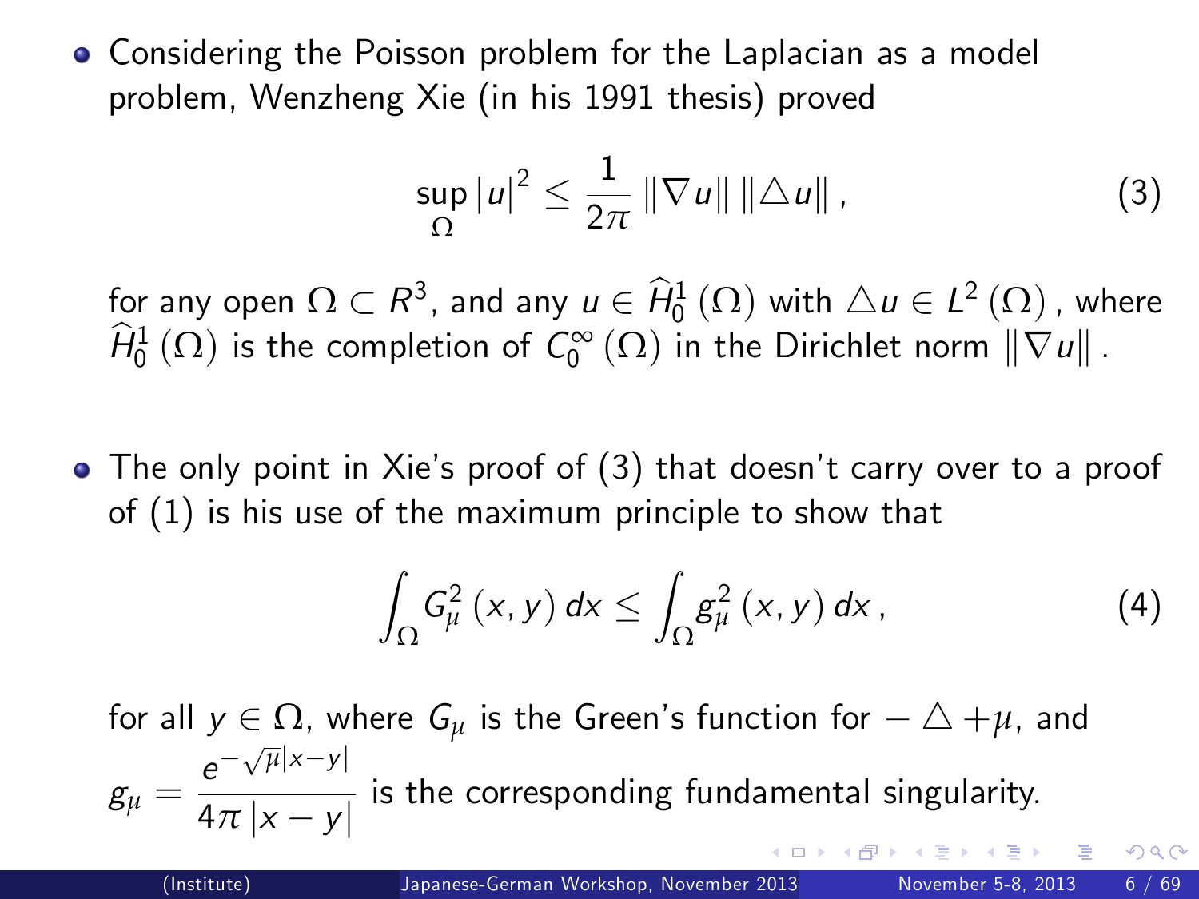- Considering the Poisson problem for the Laplacian as a model problem, Wenzheng Xie (in his 1991 thesis) proved

$$\sup_{\Omega} |u|^2 \leq \frac{1}{2\pi} \|\nabla u\| \, \|\triangle u\| \,, \tag{3}$$

  for any open $\Omega \subset R^3$, and any $u \in \widehat{H}_0^1(\Omega)$ with $\triangle u \in L^2(\Omega)$, where $\widehat{H}_0^1(\Omega)$ is the completion of $C_0^\infty(\Omega)$ in the Dirichlet norm $\|\nabla u\|$.

- The only point in Xie's proof of (3) that doesn't carry over to a proof of (1) is his use of the maximum principle to show that

$$\int_\Omega G_\mu^2(x,y)\, dx \leq \int_\Omega g_\mu^2(x,y)\, dx \,, \tag{4}$$

  for all $y \in \Omega$, where $G_\mu$ is the Green's function for $-\triangle + \mu$, and $g_\mu = \dfrac{e^{-\sqrt{\mu}|x-y|}}{4\pi |x-y|}$ is the corresponding fundamental singularity.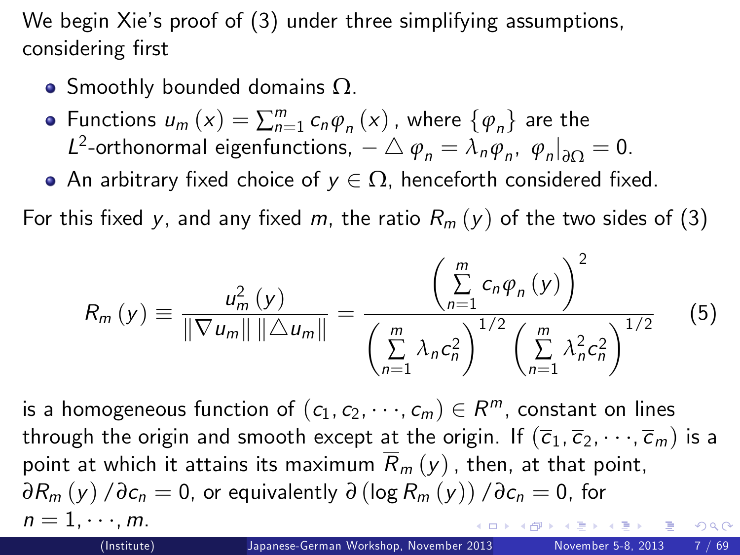We begin Xie's proof of (3) under three simplifying assumptions, considering first

- Smoothly bounded domains $\Omega$.
- Functions $u_m(x) = \sum_{n=1}^{m} c_n \varphi_n(x)$, where $\{\varphi_n\}$ are the $L^2$-orthonormal eigenfunctions, $-\triangle \varphi_n = \lambda_n \varphi_n,\ \varphi_n|_{\partial\Omega} = 0$.
- An arbitrary fixed choice of $y \in \Omega$, henceforth considered fixed.

For this fixed $y$, and any fixed $m$, the ratio $R_m(y)$ of the two sides of (3)

$$R_m(y) \equiv \frac{u_m^2(y)}{\|\nabla u_m\| \, \|\triangle u_m\|} = \frac{\left(\sum_{n=1}^{m} c_n \varphi_n(y)\right)^2}{\left(\sum_{n=1}^{m} \lambda_n c_n^2\right)^{1/2} \left(\sum_{n=1}^{m} \lambda_n^2 c_n^2\right)^{1/2}} \tag{5}$$

is a homogeneous function of $(c_1, c_2, \cdots, c_m) \in R^m$, constant on lines through the origin and smooth except at the origin. If $(\overline{c}_1, \overline{c}_2, \cdots, \overline{c}_m)$ is a point at which it attains its maximum $\overline{R}_m(y)$, then, at that point, $\partial R_m(y)/\partial c_n = 0$, or equivalently $\partial(\log R_m(y))/\partial c_n = 0$, for $n = 1, \cdots, m$.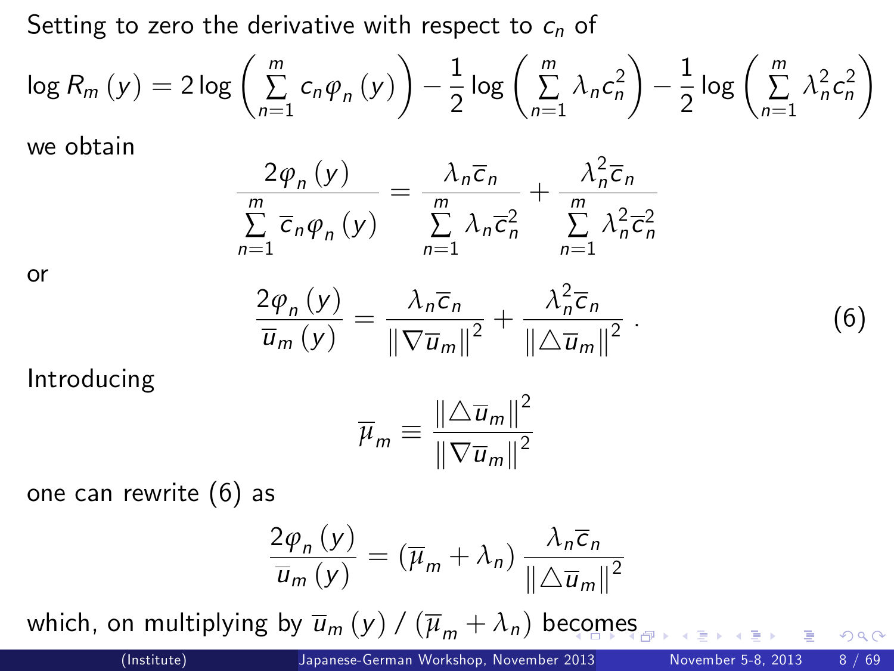Setting to zero the derivative with respect to $c_n$ of

$$\log R_m(y) = 2\log\left(\sum_{n=1}^{m} c_n \varphi_n(y)\right) - \frac{1}{2}\log\left(\sum_{n=1}^{m} \lambda_n c_n^2\right) - \frac{1}{2}\log\left(\sum_{n=1}^{m} \lambda_n^2 c_n^2\right)$$

we obtain

$$\frac{2\varphi_n(y)}{\sum_{n=1}^{m} \overline{c}_n \varphi_n(y)} = \frac{\lambda_n \overline{c}_n}{\sum_{n=1}^{m} \lambda_n \overline{c}_n^2} + \frac{\lambda_n^2 \overline{c}_n}{\sum_{n=1}^{m} \lambda_n^2 \overline{c}_n^2}$$

or

$$\frac{2\varphi_n(y)}{\overline{u}_m(y)} = \frac{\lambda_n \overline{c}_n}{\|\nabla \overline{u}_m\|^2} + \frac{\lambda_n^2 \overline{c}_n}{\|\triangle \overline{u}_m\|^2} . \tag{6}$$

Introducing

$$\overline{\mu}_m \equiv \frac{\|\triangle \overline{u}_m\|^2}{\|\nabla \overline{u}_m\|^2}$$

one can rewrite (6) as

$$\frac{2\varphi_n(y)}{\overline{u}_m(y)} = \left(\overline{\mu}_m + \lambda_n\right) \frac{\lambda_n \overline{c}_n}{\|\triangle \overline{u}_m\|^2}$$

which, on multiplying by $\overline{u}_m(y) / \left(\overline{\mu}_m + \lambda_n\right)$ becomes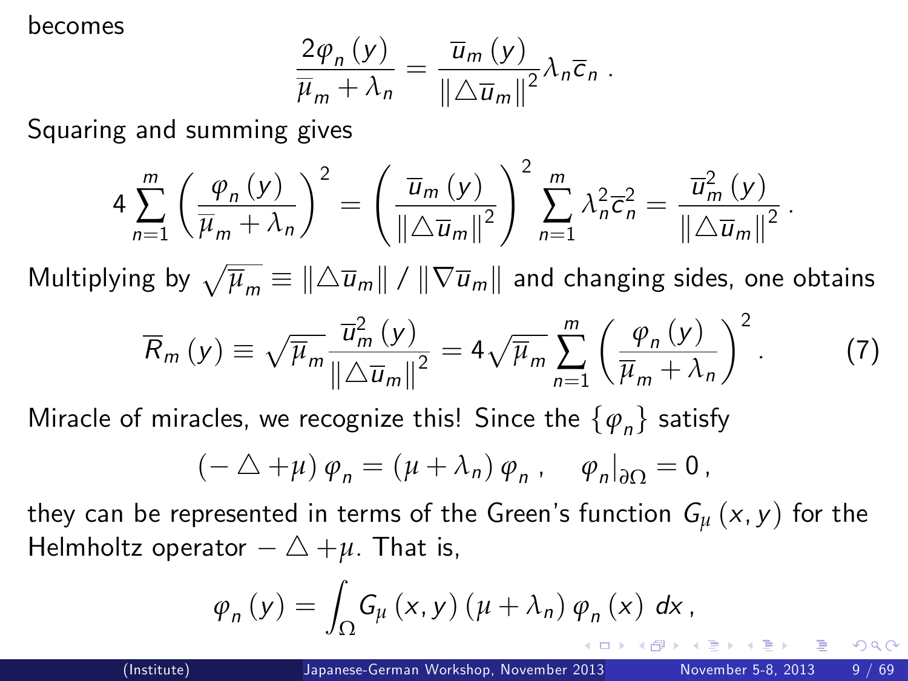becomes

$$\frac{2\varphi_n(y)}{\overline{\mu}_m + \lambda_n} = \frac{\overline{u}_m(y)}{\|\triangle \overline{u}_m\|^2} \lambda_n \overline{c}_n \,.$$

Squaring and summing gives

$$4 \sum_{n=1}^{m} \left( \frac{\varphi_n(y)}{\overline{\mu}_m + \lambda_n} \right)^2 = \left( \frac{\overline{u}_m(y)}{\|\triangle \overline{u}_m\|^2} \right)^2 \sum_{n=1}^{m} \lambda_n^2 \overline{c}_n^2 = \frac{\overline{u}_m^2(y)}{\|\triangle \overline{u}_m\|^2} \,.$$

Multiplying by $\sqrt{\overline{\mu}_m} \equiv \|\triangle \overline{u}_m\| / \|\nabla \overline{u}_m\|$ and changing sides, one obtains

$$\overline{R}_m(y) \equiv \sqrt{\overline{\mu}_m} \frac{\overline{u}_m^2(y)}{\|\triangle \overline{u}_m\|^2} = 4\sqrt{\overline{\mu}_m} \sum_{n=1}^{m} \left( \frac{\varphi_n(y)}{\overline{\mu}_m + \lambda_n} \right)^2 . \qquad (7)$$

Miracle of miracles, we recognize this! Since the $\{\varphi_n\}$ satisfy

$$(-\triangle + \mu)\, \varphi_n = (\mu + \lambda_n)\, \varphi_n \,, \quad \varphi_n|_{\partial\Omega} = 0 \,,$$

they can be represented in terms of the Green's function $G_\mu(x, y)$ for the Helmholtz operator $-\triangle + \mu$. That is,

$$\varphi_n(y) = \int_\Omega G_\mu(x, y)\, (\mu + \lambda_n)\, \varphi_n(x)\, dx \,,$$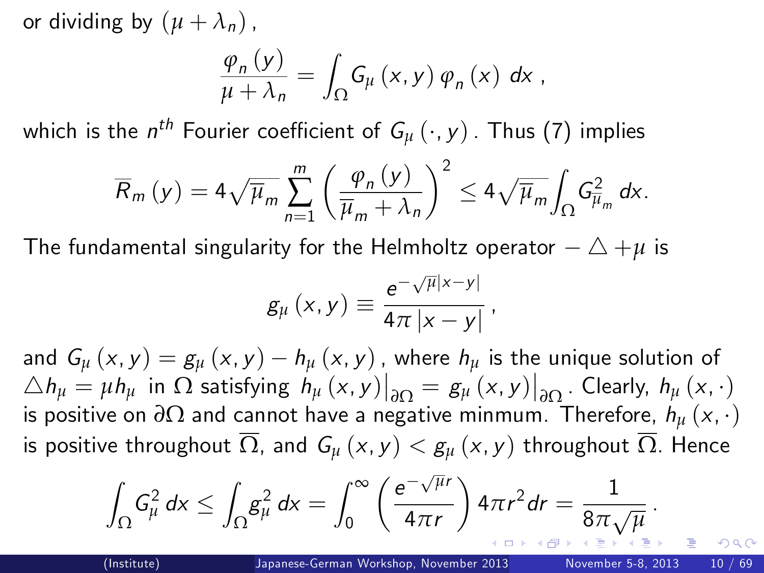or dividing by $(\mu + \lambda_n)$,

$$\frac{\varphi_n(y)}{\mu + \lambda_n} = \int_\Omega G_\mu(x, y)\, \varphi_n(x)\; dx\,,$$

which is the $n^{th}$ Fourier coefficient of $G_\mu(\cdot, y)$. Thus (7) implies

$$\overline{R}_m(y) = 4\sqrt{\overline{\mu}_m} \sum_{n=1}^{m} \left( \frac{\varphi_n(y)}{\overline{\mu}_m + \lambda_n} \right)^2 \leq 4\sqrt{\overline{\mu}_m} \int_\Omega G^2_{\overline{\mu}_m}\, dx.$$

The fundamental singularity for the Helmholtz operator $-\triangle + \mu$ is

$$g_\mu(x, y) \equiv \frac{e^{-\sqrt{\mu}|x-y|}}{4\pi\,|x - y|}\,,$$

and $G_\mu(x, y) = g_\mu(x, y) - h_\mu(x, y)$, where $h_\mu$ is the unique solution of $\triangle h_\mu = \mu h_\mu$ in $\Omega$ satisfying $h_\mu(x, y)\big|_{\partial\Omega} = g_\mu(x, y)\big|_{\partial\Omega}$. Clearly, $h_\mu(x, \cdot)$ is positive on $\partial\Omega$ and cannot have a negative minmum. Therefore, $h_\mu(x, \cdot)$ is positive throughout $\overline{\Omega}$, and $G_\mu(x, y) < g_\mu(x, y)$ throughout $\overline{\Omega}$. Hence

$$\int_\Omega G^2_\mu\, dx \leq \int_\Omega g^2_\mu\, dx = \int_0^\infty \left( \frac{e^{-\sqrt{\mu} r}}{4\pi r} \right) 4\pi r^2 dr = \frac{1}{8\pi\sqrt{\mu}}\,.$$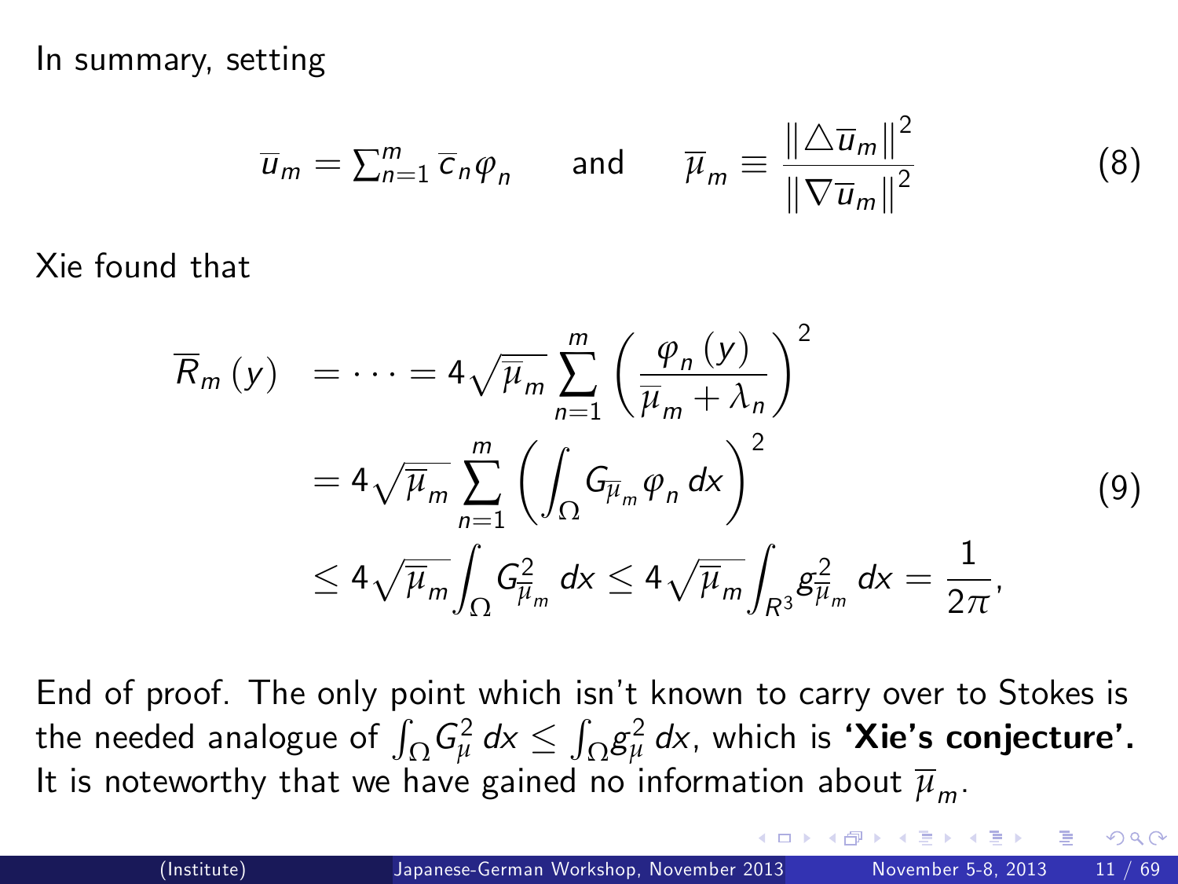In summary, setting

$$\overline{u}_m = \sum_{n=1}^{m} \overline{c}_n \varphi_n \qquad \text{and} \qquad \overline{\mu}_m \equiv \frac{\|\triangle \overline{u}_m\|^2}{\|\nabla \overline{u}_m\|^2} \tag{8}$$

Xie found that

$$\begin{aligned} \overline{R}_m(y) &= \cdots = 4\sqrt{\overline{\mu}_m} \sum_{n=1}^{m} \left( \frac{\varphi_n(y)}{\overline{\mu}_m + \lambda_n} \right)^2 \\ &= 4\sqrt{\overline{\mu}_m} \sum_{n=1}^{m} \left( \int_\Omega G_{\overline{\mu}_m} \varphi_n \, dx \right)^2 \\ &\leq 4\sqrt{\overline{\mu}_m} \int_\Omega G_{\overline{\mu}_m}^2 \, dx \leq 4\sqrt{\overline{\mu}_m} \int_{R^3} g_{\overline{\mu}_m}^2 \, dx = \frac{1}{2\pi}, \end{aligned} \tag{9}$$

End of proof. The only point which isn't known to carry over to Stokes is the needed analogue of $\int_\Omega G_\mu^2 \, dx \leq \int_\Omega g_\mu^2 \, dx$, which is **'Xie's conjecture'.** It is noteworthy that we have gained no information about $\overline{\mu}_m$.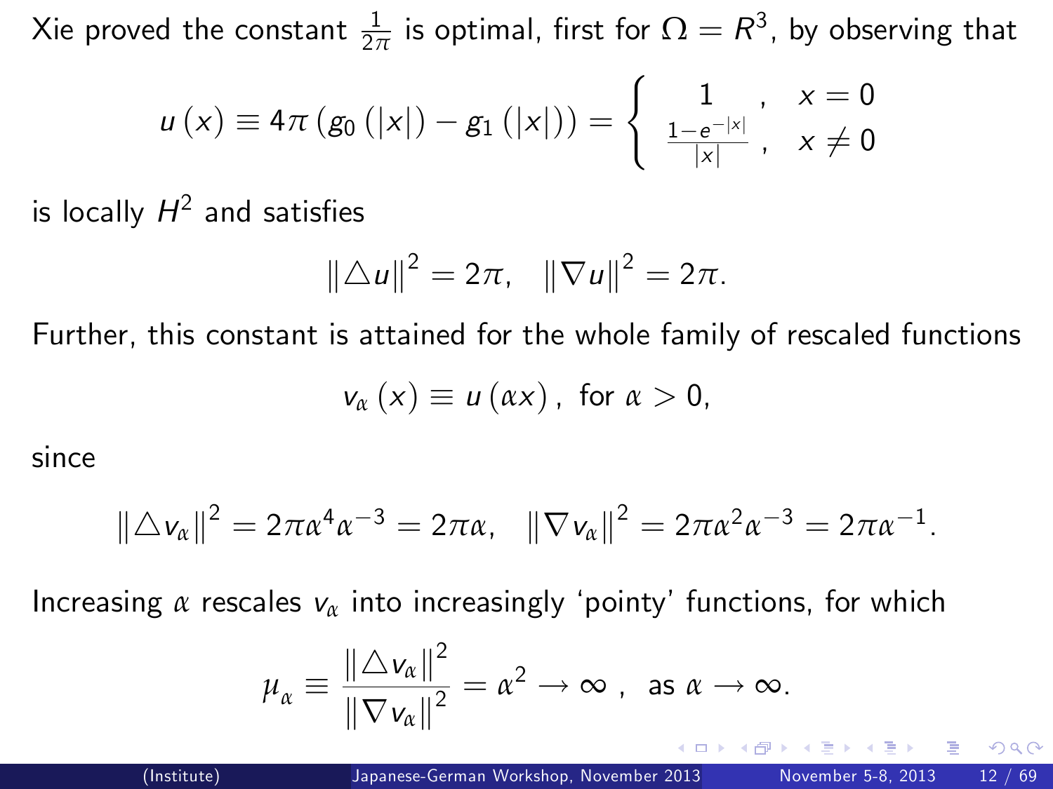Xie proved the constant $\frac{1}{2\pi}$ is optimal, first for $\Omega = R^3$, by observing that

$$u(x) \equiv 4\pi \left( g_0(|x|) - g_1(|x|) \right) = \begin{cases} 1 \,, & x = 0 \\ \frac{1-e^{-|x|}}{|x|} \,, & x \neq 0 \end{cases}$$

is locally $H^2$ and satisfies

$$\|\triangle u\|^2 = 2\pi, \quad \|\nabla u\|^2 = 2\pi.$$

Further, this constant is attained for the whole family of rescaled functions

$$v_\alpha(x) \equiv u(\alpha x), \text{ for } \alpha > 0,$$

since

$$\|\triangle v_\alpha\|^2 = 2\pi\alpha^4\alpha^{-3} = 2\pi\alpha, \quad \|\nabla v_\alpha\|^2 = 2\pi\alpha^2\alpha^{-3} = 2\pi\alpha^{-1}.$$

Increasing $\alpha$ rescales $v_\alpha$ into increasingly 'pointy' functions, for which

$$\mu_\alpha \equiv \frac{\|\triangle v_\alpha\|^2}{\|\nabla v_\alpha\|^2} = \alpha^2 \to \infty \,, \text{ as } \alpha \to \infty.$$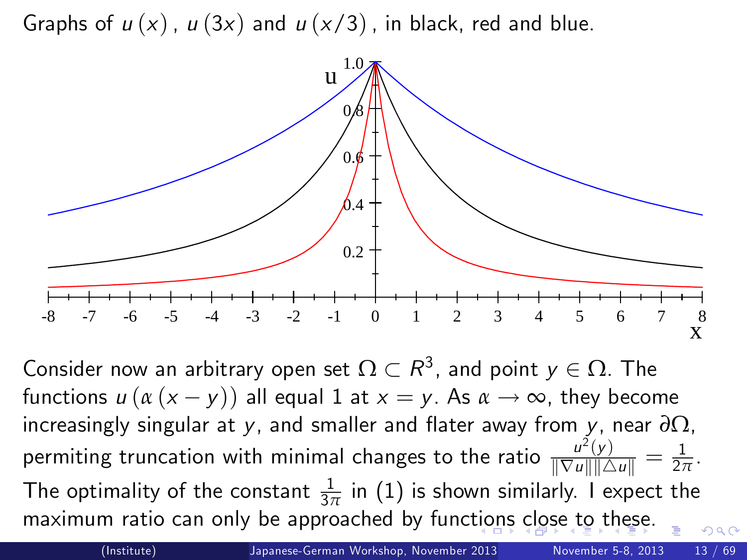Graphs of $u(x)$, $u(3x)$ and $u(x/3)$, in black, red and blue.

Consider now an arbitrary open set $\Omega \subset R^3$, and point $y \in \Omega$. The functions $u(\alpha(x-y))$ all equal 1 at $x = y$. As $\alpha \to \infty$, they become increasingly singular at $y$, and smaller and flater away from $y$, near $\partial\Omega$, permiting truncation with minimal changes to the ratio $\frac{u^2(y)}{\|\nabla u\| \|\triangle u\|} = \frac{1}{2\pi}$. The optimality of the constant $\frac{1}{3\pi}$ in (1) is shown similarly. I expect the maximum ratio can only be approached by functions close to these.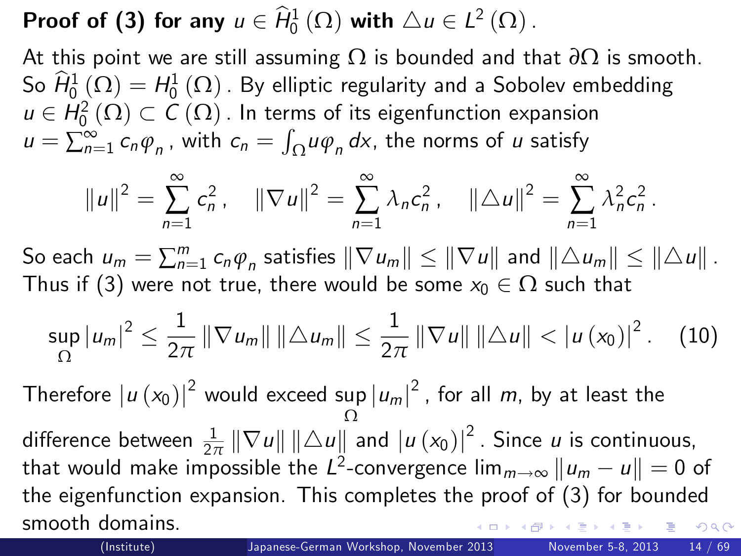## Proof of (3) for any $u \in \widehat{H}_0^1(\Omega)$ with $\triangle u \in L^2(\Omega)$.

At this point we are still assuming $\Omega$ is bounded and that $\partial\Omega$ is smooth. So $\widehat{H}_0^1(\Omega) = H_0^1(\Omega)$. By elliptic regularity and a Sobolev embedding $u \in H_0^2(\Omega) \subset C(\Omega)$. In terms of its eigenfunction expansion $u = \sum_{n=1}^{\infty} c_n \varphi_n$, with $c_n = \int_\Omega u \varphi_n \, dx$, the norms of $u$ satisfy

$$\|u\|^2 = \sum_{n=1}^{\infty} c_n^2, \quad \|\nabla u\|^2 = \sum_{n=1}^{\infty} \lambda_n c_n^2, \quad \|\triangle u\|^2 = \sum_{n=1}^{\infty} \lambda_n^2 c_n^2.$$

So each $u_m = \sum_{n=1}^{m} c_n \varphi_n$ satisfies $\|\nabla u_m\| \le \|\nabla u\|$ and $\|\triangle u_m\| \le \|\triangle u\|$. Thus if (3) were not true, there would be some $x_0 \in \Omega$ such that

$$\sup_\Omega |u_m|^2 \le \frac{1}{2\pi} \|\nabla u_m\| \, \|\triangle u_m\| \le \frac{1}{2\pi} \|\nabla u\| \, \|\triangle u\| < |u(x_0)|^2. \quad (10)$$

Therefore $|u(x_0)|^2$ would exceed $\sup_\Omega |u_m|^2$, for all $m$, by at least the difference between $\frac{1}{2\pi} \|\nabla u\| \, \|\triangle u\|$ and $|u(x_0)|^2$. Since $u$ is continuous, that would make impossible the $L^2$-convergence $\lim_{m \to \infty} \|u_m - u\| = 0$ of the eigenfunction expansion. This completes the proof of (3) for bounded smooth domains.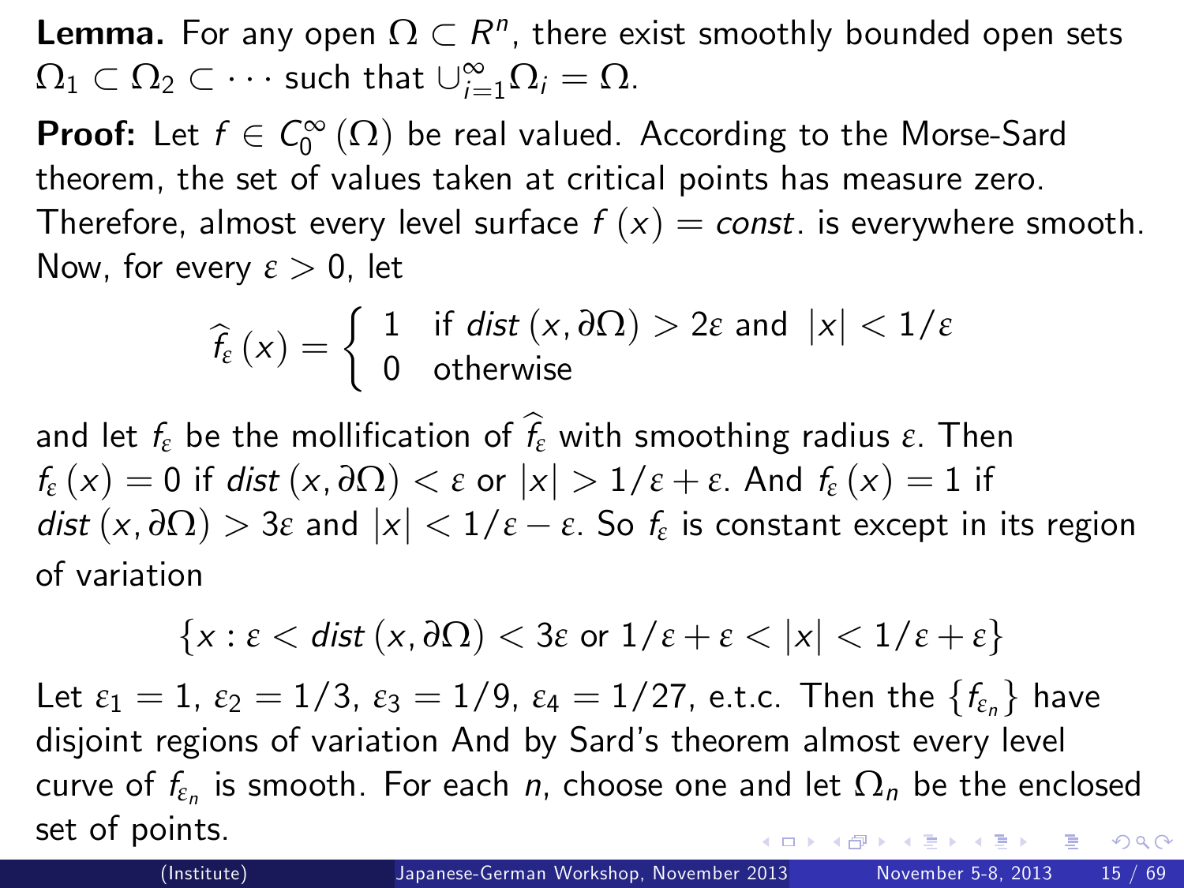**Lemma.** For any open $\Omega \subset R^n$, there exist smoothly bounded open sets $\Omega_1 \subset \Omega_2 \subset \cdots$ such that $\cup_{i=1}^{\infty} \Omega_i = \Omega$.

**Proof:** Let $f \in C_0^{\infty}(\Omega)$ be real valued. According to the Morse-Sard theorem, the set of values taken at critical points has measure zero. Therefore, almost every level surface $f(x) = const.$ is everywhere smooth. Now, for every $\varepsilon > 0$, let

$$\widehat{f}_{\varepsilon}(x) = \begin{cases} 1 & \text{if } dist(x, \partial\Omega) > 2\varepsilon \text{ and } |x| < 1/\varepsilon \\ 0 & \text{otherwise} \end{cases}$$

and let $f_\varepsilon$ be the mollification of $\widehat{f}_\varepsilon$ with smoothing radius $\varepsilon$. Then $f_\varepsilon(x) = 0$ if $dist(x, \partial\Omega) < \varepsilon$ or $|x| > 1/\varepsilon + \varepsilon$. And $f_\varepsilon(x) = 1$ if $dist(x, \partial\Omega) > 3\varepsilon$ and $|x| < 1/\varepsilon - \varepsilon$. So $f_\varepsilon$ is constant except in its region of variation

$$\{x : \varepsilon < dist(x, \partial\Omega) < 3\varepsilon \text{ or } 1/\varepsilon + \varepsilon < |x| < 1/\varepsilon + \varepsilon\}$$

Let $\varepsilon_1 = 1$, $\varepsilon_2 = 1/3$, $\varepsilon_3 = 1/9$, $\varepsilon_4 = 1/27$, e.t.c. Then the $\{f_{\varepsilon_n}\}$ have disjoint regions of variation And by Sard's theorem almost every level curve of $f_{\varepsilon_n}$ is smooth. For each $n$, choose one and let $\Omega_n$ be the enclosed set of points.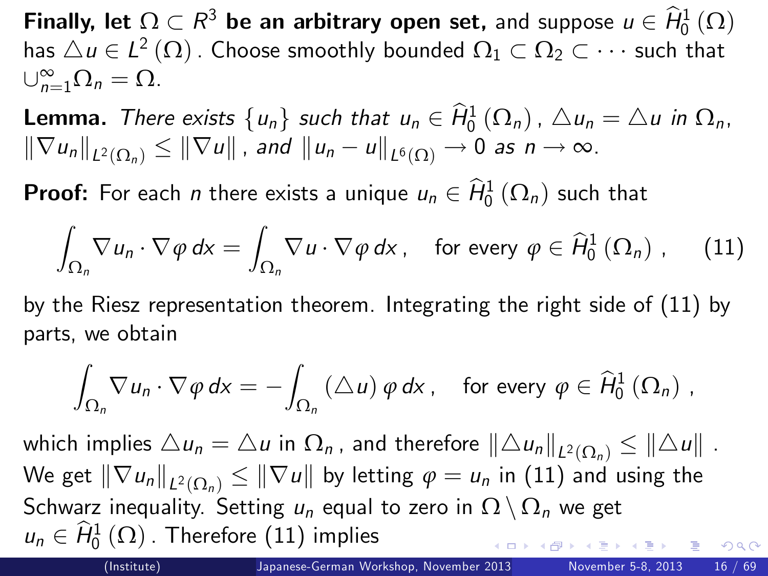**Finally, let $\Omega \subset R^3$ be an arbitrary open set,** and suppose $u \in \widehat{H}_0^1(\Omega)$ has $\triangle u \in L^2(\Omega)$. Choose smoothly bounded $\Omega_1 \subset \Omega_2 \subset \cdots$ such that $\cup_{n=1}^{\infty} \Omega_n = \Omega$.

**Lemma.** *There exists $\{u_n\}$ such that $u_n \in \widehat{H}_0^1(\Omega_n)$, $\triangle u_n = \triangle u$ in $\Omega_n$, $\|\nabla u_n\|_{L^2(\Omega_n)} \leq \|\nabla u\|$, and $\|u_n - u\|_{L^6(\Omega)} \to 0$ as $n \to \infty$.*

**Proof:** For each $n$ there exists a unique $u_n \in \widehat{H}_0^1(\Omega_n)$ such that

$$\int_{\Omega_n} \nabla u_n \cdot \nabla \varphi \, dx = \int_{\Omega_n} \nabla u \cdot \nabla \varphi \, dx, \quad \text{for every } \varphi \in \widehat{H}_0^1(\Omega_n), \tag{11}$$

by the Riesz representation theorem. Integrating the right side of (11) by parts, we obtain

$$\int_{\Omega_n} \nabla u_n \cdot \nabla \varphi \, dx = -\int_{\Omega_n} (\triangle u) \, \varphi \, dx, \quad \text{for every } \varphi \in \widehat{H}_0^1(\Omega_n),$$

which implies $\triangle u_n = \triangle u$ in $\Omega_n$, and therefore $\|\triangle u_n\|_{L^2(\Omega_n)} \leq \|\triangle u\|$. We get $\|\nabla u_n\|_{L^2(\Omega_n)} \leq \|\nabla u\|$ by letting $\varphi = u_n$ in (11) and using the Schwarz inequality. Setting $u_n$ equal to zero in $\Omega \setminus \Omega_n$ we get $u_n \in \widehat{H}_0^1(\Omega)$. Therefore (11) implies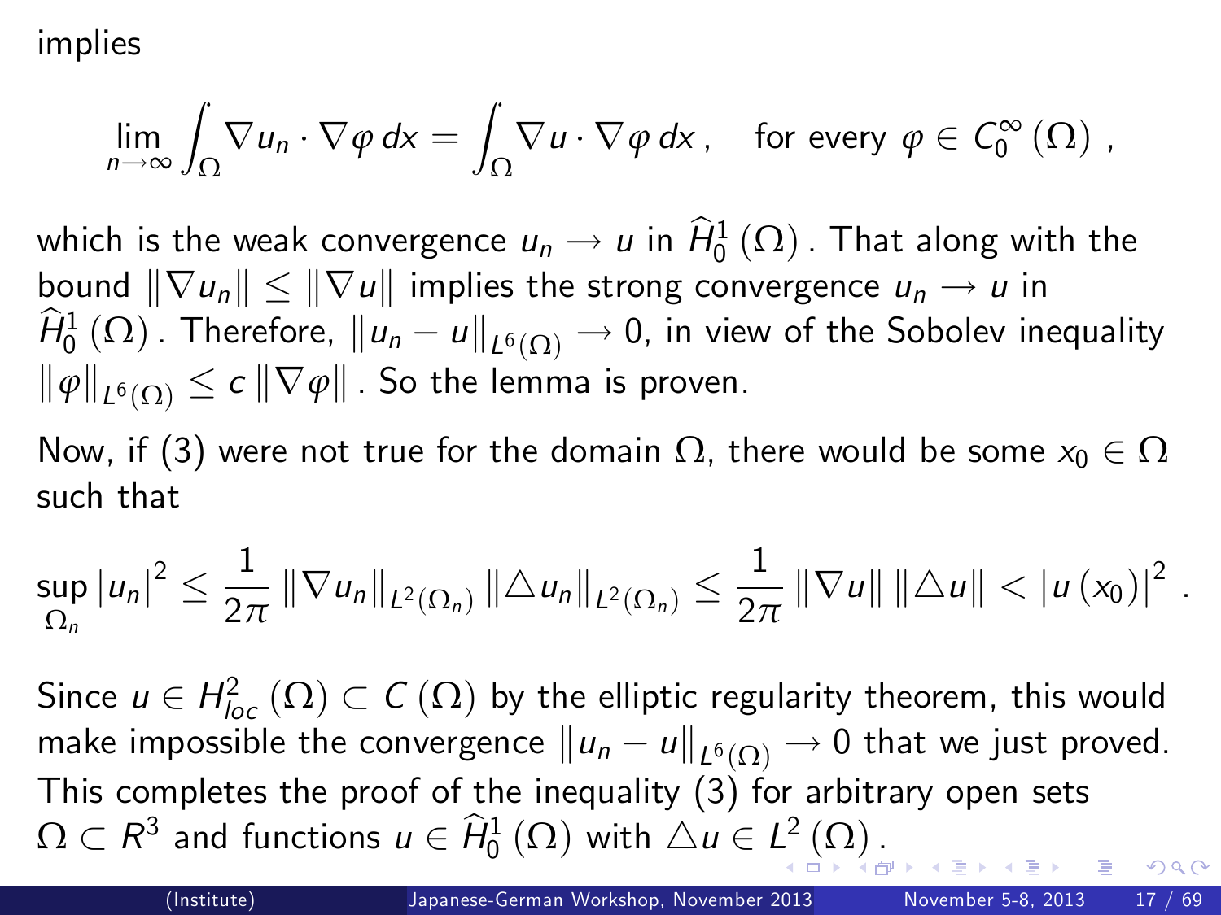implies

$$\lim_{n\to\infty} \int_\Omega \nabla u_n \cdot \nabla \varphi \, dx = \int_\Omega \nabla u \cdot \nabla \varphi \, dx \,, \quad \text{for every } \varphi \in C_0^\infty(\Omega) \,,$$

which is the weak convergence $u_n \to u$ in $\widehat{H}_0^1(\Omega)$. That along with the bound $\|\nabla u_n\| \leq \|\nabla u\|$ implies the strong convergence $u_n \to u$ in $\widehat{H}_0^1(\Omega)$. Therefore, $\|u_n - u\|_{L^6(\Omega)} \to 0$, in view of the Sobolev inequality $\|\varphi\|_{L^6(\Omega)} \leq c \|\nabla \varphi\|$. So the lemma is proven.

Now, if (3) were not true for the domain $\Omega$, there would be some $x_0 \in \Omega$ such that

$$\sup_{\Omega_n} |u_n|^2 \leq \frac{1}{2\pi} \|\nabla u_n\|_{L^2(\Omega_n)} \|\triangle u_n\|_{L^2(\Omega_n)} \leq \frac{1}{2\pi} \|\nabla u\| \|\triangle u\| < |u(x_0)|^2 \,.$$

Since $u \in H_{loc}^2(\Omega) \subset C(\Omega)$ by the elliptic regularity theorem, this would make impossible the convergence $\|u_n - u\|_{L^6(\Omega)} \to 0$ that we just proved. This completes the proof of the inequality (3) for arbitrary open sets $\Omega \subset R^3$ and functions $u \in \widehat{H}_0^1(\Omega)$ with $\triangle u \in L^2(\Omega)$.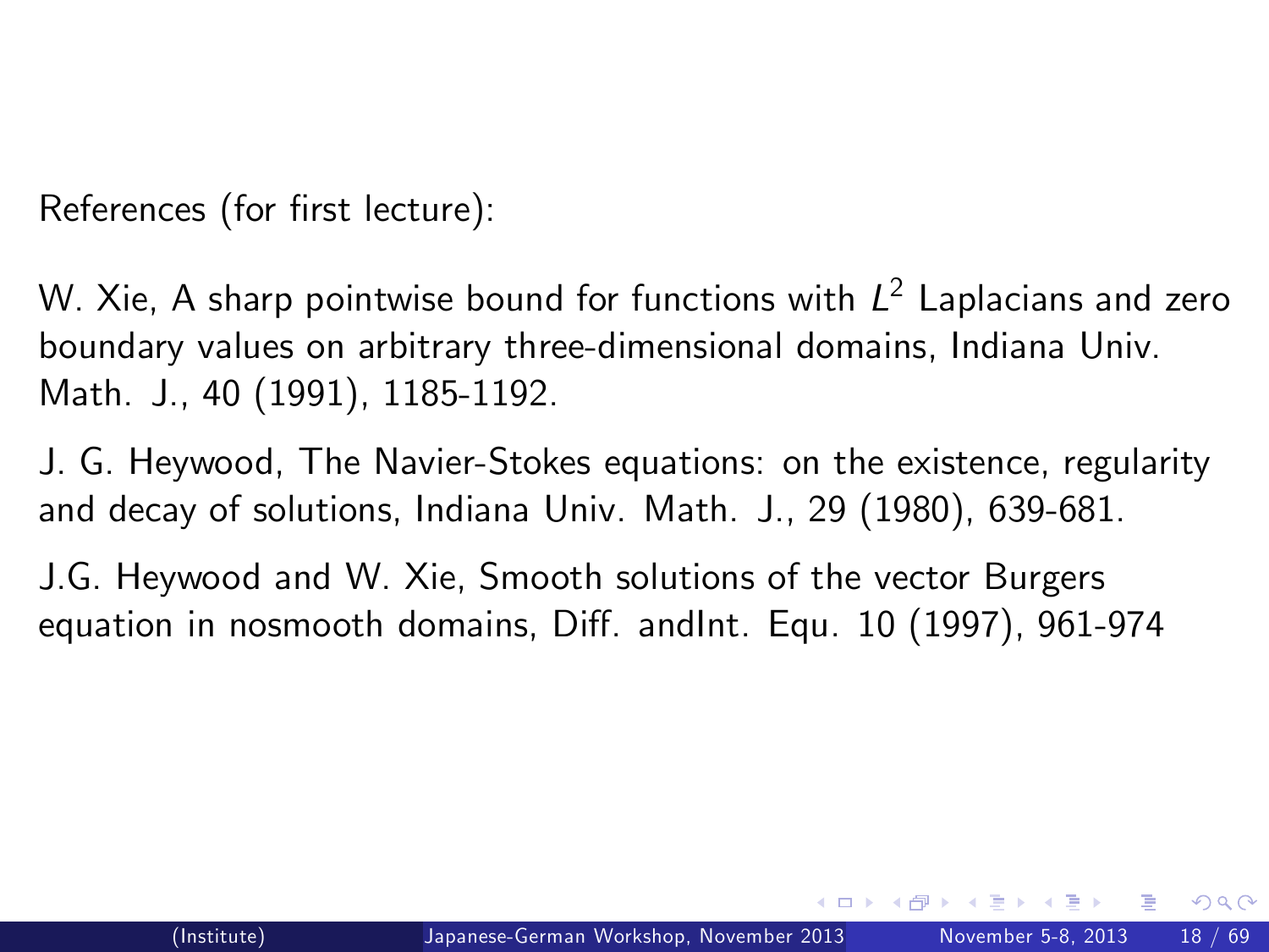References (for first lecture):

W. Xie, A sharp pointwise bound for functions with $L^2$ Laplacians and zero boundary values on arbitrary three-dimensional domains, Indiana Univ. Math. J., 40 (1991), 1185-1192.

J. G. Heywood, The Navier-Stokes equations: on the existence, regularity and decay of solutions, Indiana Univ. Math. J., 29 (1980), 639-681.

J.G. Heywood and W. Xie, Smooth solutions of the vector Burgers equation in nosmooth domains, Diff. andInt. Equ. 10 (1997), 961-974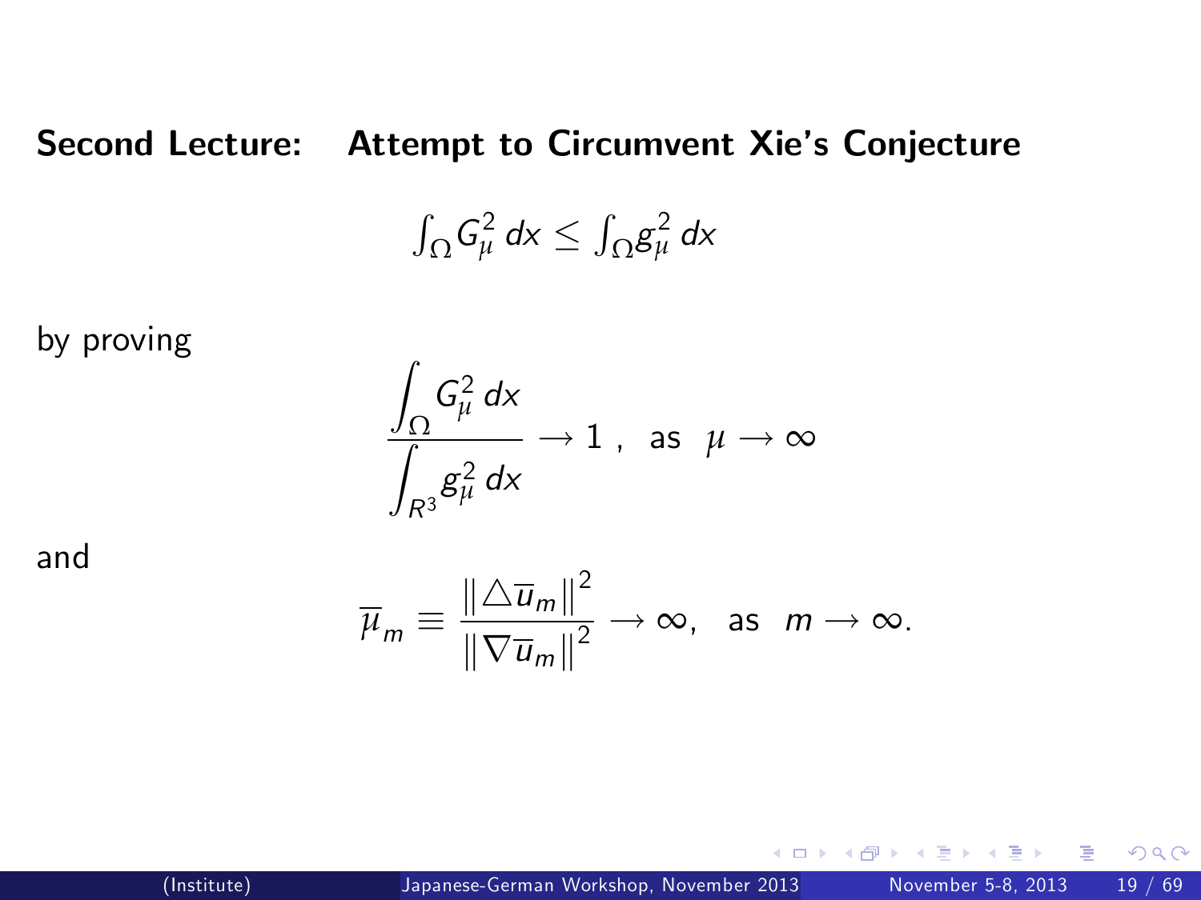**Second Lecture: Attempt to Circumvent Xie's Conjecture**

$$\int_\Omega G_\mu^2 \, dx \le \int_\Omega g_\mu^2 \, dx$$

by proving

$$\frac{\displaystyle\int_\Omega G_\mu^2 \, dx}{\displaystyle\int_{R^3} g_\mu^2 \, dx} \to 1 \ , \ \text{ as } \ \mu \to \infty$$

and

$$\overline{\mu}_m \equiv \frac{\|\triangle \overline{u}_m\|^2}{\|\nabla \overline{u}_m\|^2} \to \infty, \ \text{ as } \ m \to \infty.$$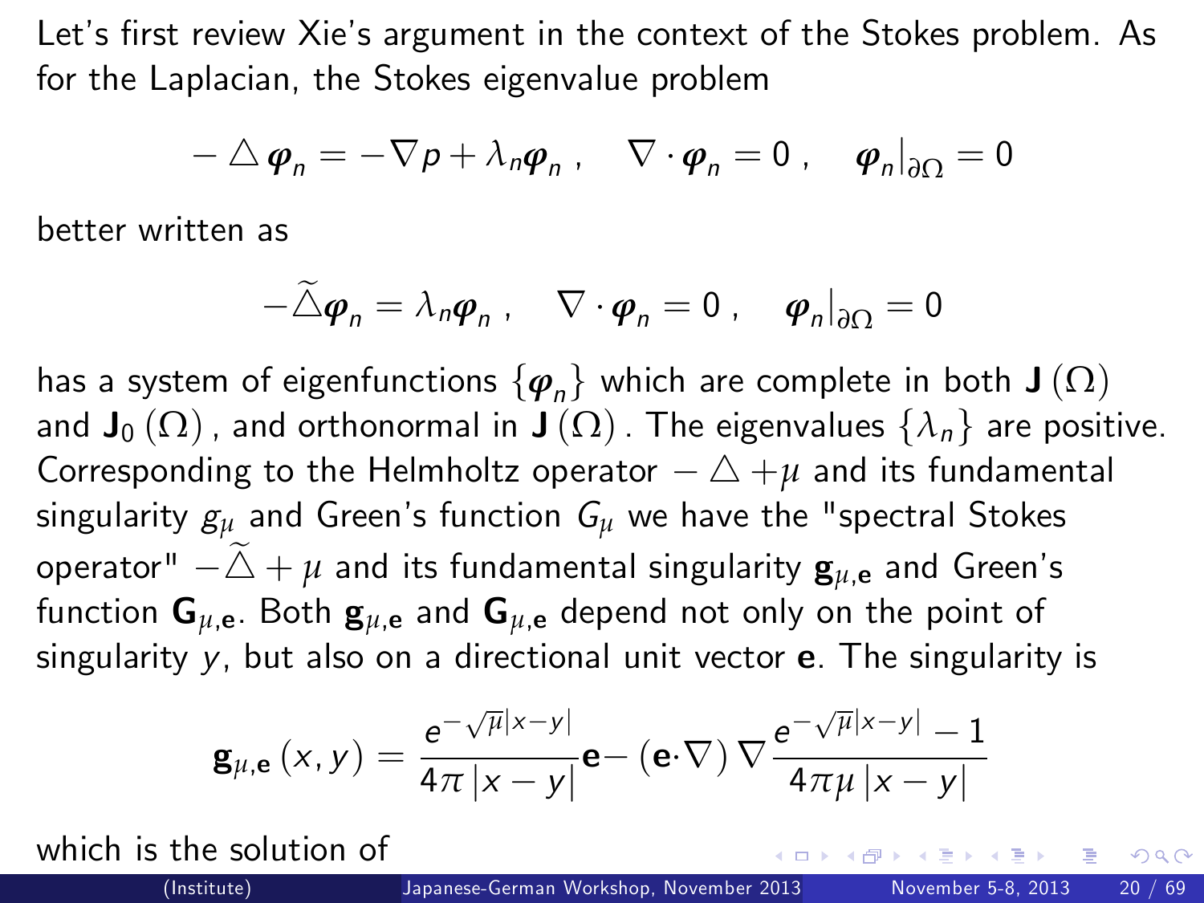Let's first review Xie's argument in the context of the Stokes problem. As for the Laplacian, the Stokes eigenvalue problem

$$-\triangle \boldsymbol{\varphi}_n = -\nabla p + \lambda_n \boldsymbol{\varphi}_n \,, \quad \nabla \cdot \boldsymbol{\varphi}_n = 0 \,, \quad \boldsymbol{\varphi}_n|_{\partial\Omega} = 0$$

better written as

$$-\widetilde{\triangle} \boldsymbol{\varphi}_n = \lambda_n \boldsymbol{\varphi}_n \,, \quad \nabla \cdot \boldsymbol{\varphi}_n = 0 \,, \quad \boldsymbol{\varphi}_n|_{\partial\Omega} = 0$$

has a system of eigenfunctions $\{\boldsymbol{\varphi}_n\}$ which are complete in both $\mathbf{J}(\Omega)$ and $\mathbf{J}_0(\Omega)$, and orthonormal in $\mathbf{J}(\Omega)$. The eigenvalues $\{\lambda_n\}$ are positive. Corresponding to the Helmholtz operator $-\triangle + \mu$ and its fundamental singularity $g_\mu$ and Green's function $G_\mu$ we have the "spectral Stokes operator" $-\widetilde{\triangle} + \mu$ and its fundamental singularity $\mathbf{g}_{\mu,\mathbf{e}}$ and Green's function $\mathbf{G}_{\mu,\mathbf{e}}$. Both $\mathbf{g}_{\mu,\mathbf{e}}$ and $\mathbf{G}_{\mu,\mathbf{e}}$ depend not only on the point of singularity $y$, but also on a directional unit vector $\mathbf{e}$. The singularity is

$$\mathbf{g}_{\mu,\mathbf{e}}(x,y) = \frac{e^{-\sqrt{\mu}|x-y|}}{4\pi |x-y|}\mathbf{e} - (\mathbf{e}\cdot\nabla)\nabla \frac{e^{-\sqrt{\mu}|x-y|} - 1}{4\pi\mu |x-y|}$$

which is the solution of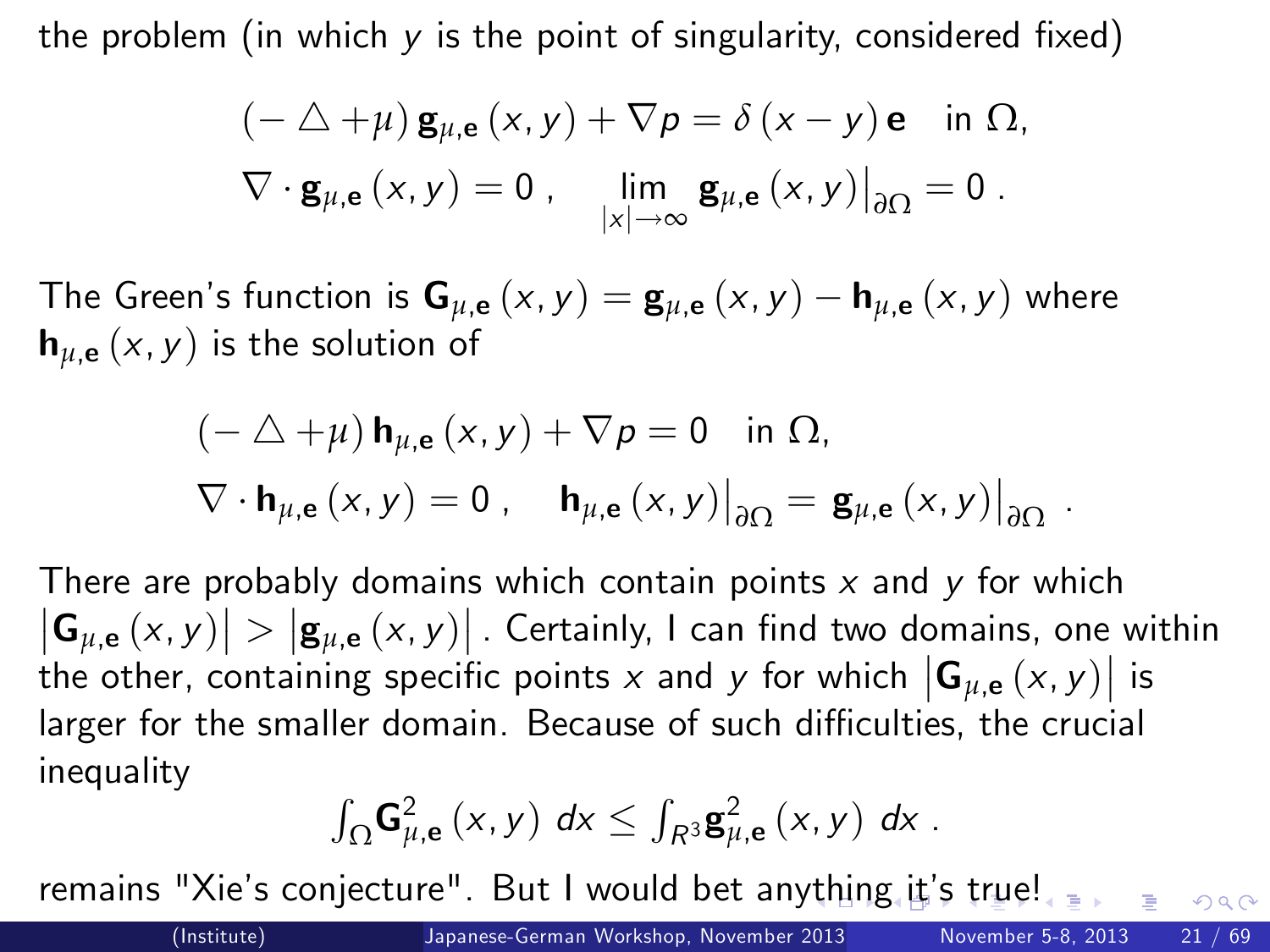the problem (in which $y$ is the point of singularity, considered fixed)

$$
\begin{aligned}
(-\triangle + \mu)\, \mathbf{g}_{\mu,\mathbf{e}}(x,y) + \nabla p &= \delta(x-y)\,\mathbf{e} \quad \text{in } \Omega, \\
\nabla \cdot \mathbf{g}_{\mu,\mathbf{e}}(x,y) = 0 \ , &\quad \lim_{|x|\to\infty} \mathbf{g}_{\mu,\mathbf{e}}(x,y)\big|_{\partial\Omega} = 0 \ .
\end{aligned}
$$

The Green's function is $\mathbf{G}_{\mu,\mathbf{e}}(x,y) = \mathbf{g}_{\mu,\mathbf{e}}(x,y) - \mathbf{h}_{\mu,\mathbf{e}}(x,y)$ where $\mathbf{h}_{\mu,\mathbf{e}}(x,y)$ is the solution of

$$
\begin{aligned}
(-\triangle + \mu)\, \mathbf{h}_{\mu,\mathbf{e}}(x,y) + \nabla p &= 0 \quad \text{in } \Omega, \\
\nabla \cdot \mathbf{h}_{\mu,\mathbf{e}}(x,y) = 0 \ , &\quad \mathbf{h}_{\mu,\mathbf{e}}(x,y)\big|_{\partial\Omega} = \mathbf{g}_{\mu,\mathbf{e}}(x,y)\big|_{\partial\Omega} \ .
\end{aligned}
$$

There are probably domains which contain points $x$ and $y$ for which $\left|\mathbf{G}_{\mu,\mathbf{e}}(x,y)\right| > \left|\mathbf{g}_{\mu,\mathbf{e}}(x,y)\right|$. Certainly, I can find two domains, one within the other, containing specific points $x$ and $y$ for which $\left|\mathbf{G}_{\mu,\mathbf{e}}(x,y)\right|$ is larger for the smaller domain. Because of such difficulties, the crucial inequality

$$
\int_\Omega \mathbf{G}^2_{\mu,\mathbf{e}}(x,y)\ dx \le \int_{R^3} \mathbf{g}^2_{\mu,\mathbf{e}}(x,y)\ dx \ .
$$

remains "Xie's conjecture". But I would bet anything it's true!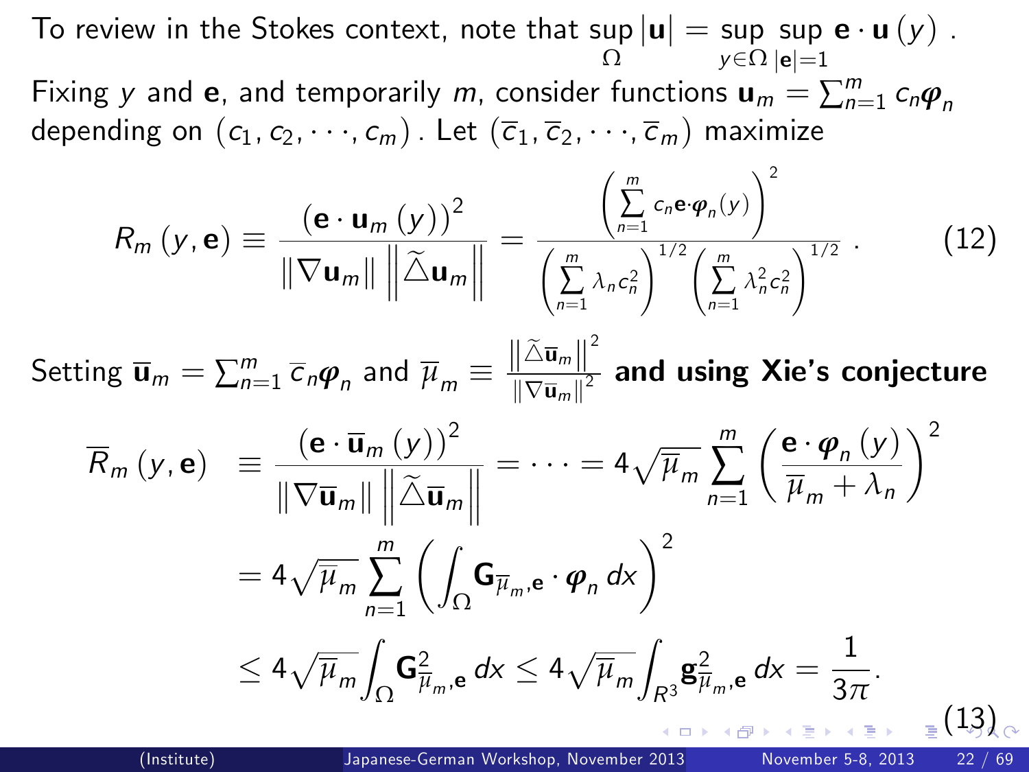To review in the Stokes context, note that $\sup_{\Omega} |\mathbf{u}| = \sup_{y\in\Omega} \sup_{|\mathbf{e}|=1} \mathbf{e}\cdot\mathbf{u}(y)$.

Fixing $y$ and $\mathbf{e}$, and temporarily $m$, consider functions $\mathbf{u}_m = \sum_{n=1}^{m} c_n \boldsymbol{\varphi}_n$ depending on $(c_1, c_2, \cdots, c_m)$. Let $(\overline{c}_1, \overline{c}_2, \cdots, \overline{c}_m)$ maximize

$$R_m(y,\mathbf{e}) \equiv \frac{(\mathbf{e}\cdot\mathbf{u}_m(y))^2}{\|\nabla \mathbf{u}_m\| \left\|\widetilde{\triangle}\mathbf{u}_m\right\|} = \frac{\left(\sum_{n=1}^{m} c_n \mathbf{e}\cdot\boldsymbol{\varphi}_n(y)\right)^2}{\left(\sum_{n=1}^{m} \lambda_n c_n^2\right)^{1/2}\left(\sum_{n=1}^{m} \lambda_n^2 c_n^2\right)^{1/2}}. \tag{12}$$

Setting $\overline{\mathbf{u}}_m = \sum_{n=1}^{m} \overline{c}_n \boldsymbol{\varphi}_n$ and $\overline{\mu}_m \equiv \frac{\left\|\widetilde{\triangle}\overline{\mathbf{u}}_m\right\|^2}{\|\nabla\overline{\mathbf{u}}_m\|^2}$ **and using Xie's conjecture**

$$\begin{aligned}
\overline{R}_m(y,\mathbf{e}) &\equiv \frac{(\mathbf{e}\cdot\overline{\mathbf{u}}_m(y))^2}{\|\nabla\overline{\mathbf{u}}_m\| \left\|\widetilde{\triangle}\overline{\mathbf{u}}_m\right\|} = \cdots = 4\sqrt{\overline{\mu}_m}\sum_{n=1}^{m}\left(\frac{\mathbf{e}\cdot\boldsymbol{\varphi}_n(y)}{\overline{\mu}_m+\lambda_n}\right)^2 \\
&= 4\sqrt{\overline{\mu}_m}\sum_{n=1}^{m}\left(\int_{\Omega}\mathbf{G}_{\overline{\mu}_m,\mathbf{e}}\cdot\boldsymbol{\varphi}_n\,dx\right)^2 \\
&\le 4\sqrt{\overline{\mu}_m}\int_{\Omega}\mathbf{G}^2_{\overline{\mu}_m,\mathbf{e}}\,dx \le 4\sqrt{\overline{\mu}_m}\int_{R^3}\mathbf{g}^2_{\overline{\mu}_m,\mathbf{e}}\,dx = \frac{1}{3\pi}.
\end{aligned} \tag{13}$$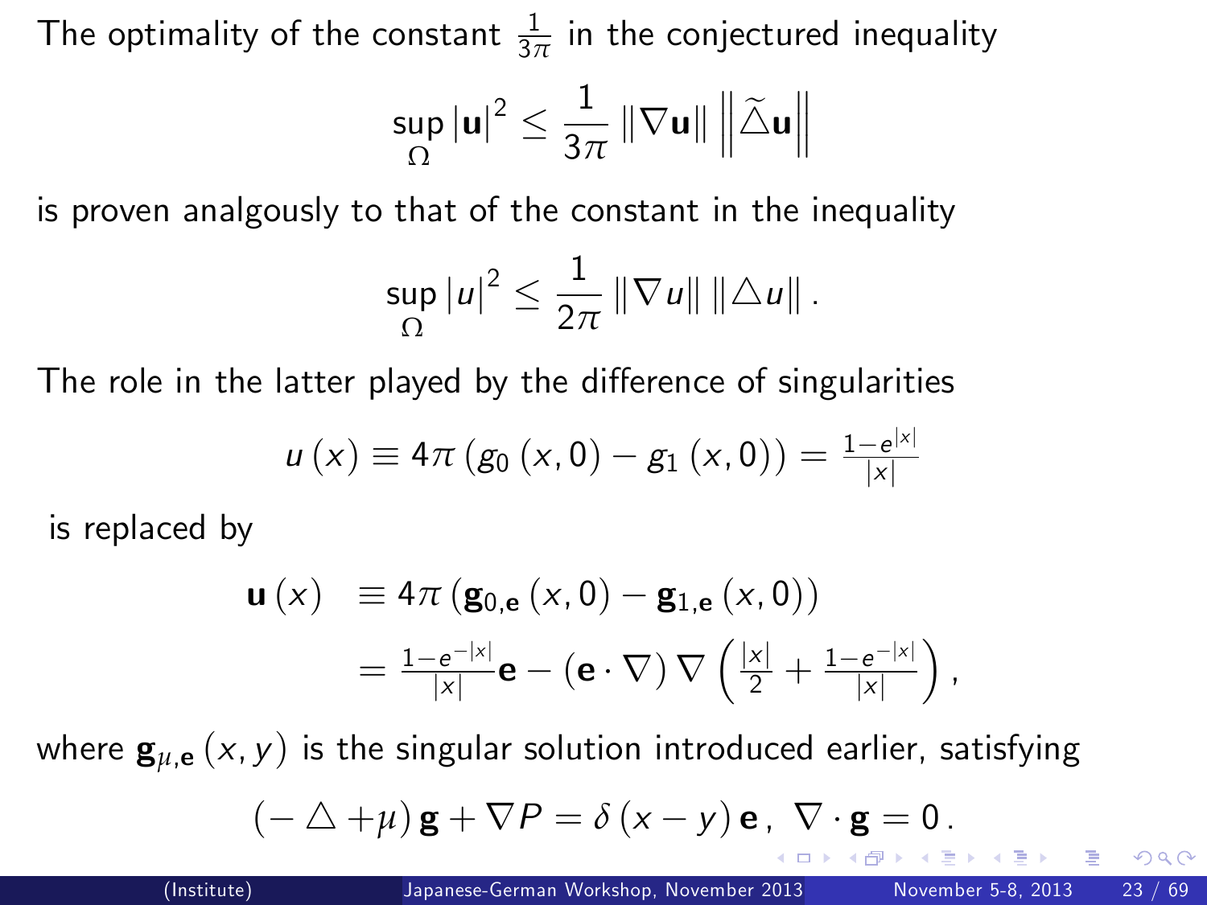The optimality of the constant $\frac{1}{3\pi}$ in the conjectured inequality

$$\sup_{\Omega} |\mathbf{u}|^2 \le \frac{1}{3\pi} \|\nabla \mathbf{u}\| \left\| \widetilde{\triangle} \mathbf{u} \right\|$$

is proven analgously to that of the constant in the inequality

$$\sup_{\Omega} |u|^2 \le \frac{1}{2\pi} \|\nabla u\| \|\triangle u\| .$$

The role in the latter played by the difference of singularities

$$u(x) \equiv 4\pi \left( g_0(x,0) - g_1(x,0) \right) = \tfrac{1-e^{|x|}}{|x|}$$

is replaced by

$$\begin{aligned} \mathbf{u}(x) &\equiv 4\pi \left( \mathbf{g}_{0,\mathbf{e}}(x,0) - \mathbf{g}_{1,\mathbf{e}}(x,0) \right) \\ &= \tfrac{1-e^{-|x|}}{|x|}\mathbf{e} - (\mathbf{e}\cdot\nabla)\nabla\left( \tfrac{|x|}{2} + \tfrac{1-e^{-|x|}}{|x|} \right), \end{aligned}$$

where $\mathbf{g}_{\mu,\mathbf{e}}(x,y)$ is the singular solution introduced earlier, satisfying

$$(-\triangle + \mu)\,\mathbf{g} + \nabla P = \delta(x-y)\,\mathbf{e}\,,\ \nabla\cdot\mathbf{g} = 0\,.$$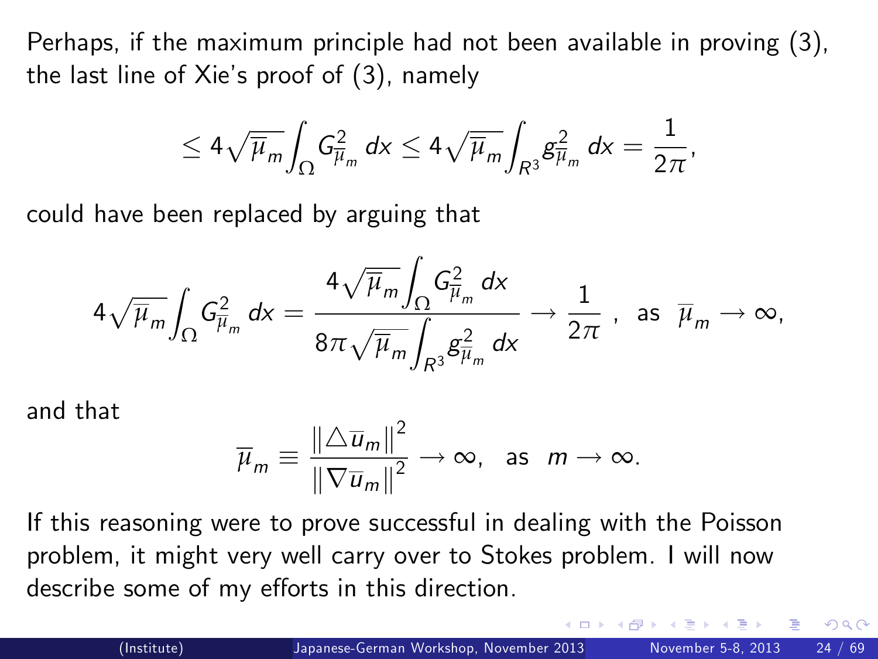Perhaps, if the maximum principle had not been available in proving (3), the last line of Xie's proof of (3), namely

$$\leq 4\sqrt{\overline{\mu}_m}\int_\Omega G^2_{\overline{\mu}_m}\, dx \leq 4\sqrt{\overline{\mu}_m}\int_{R^3} g^2_{\overline{\mu}_m}\, dx = \frac{1}{2\pi},$$

could have been replaced by arguing that

$$4\sqrt{\overline{\mu}_m}\int_\Omega G^2_{\overline{\mu}_m}\, dx = \frac{4\sqrt{\overline{\mu}_m}\int_\Omega G^2_{\overline{\mu}_m}\, dx}{8\pi\sqrt{\overline{\mu}_m}\int_{R^3} g^2_{\overline{\mu}_m}\, dx} \to \frac{1}{2\pi}\ , \ \text{ as } \ \overline{\mu}_m \to \infty,$$

and that

$$\overline{\mu}_m \equiv \frac{\|\triangle \overline{u}_m\|^2}{\|\nabla \overline{u}_m\|^2} \to \infty, \ \text{ as } \ m \to \infty.$$

If this reasoning were to prove successful in dealing with the Poisson problem, it might very well carry over to Stokes problem. I will now describe some of my efforts in this direction.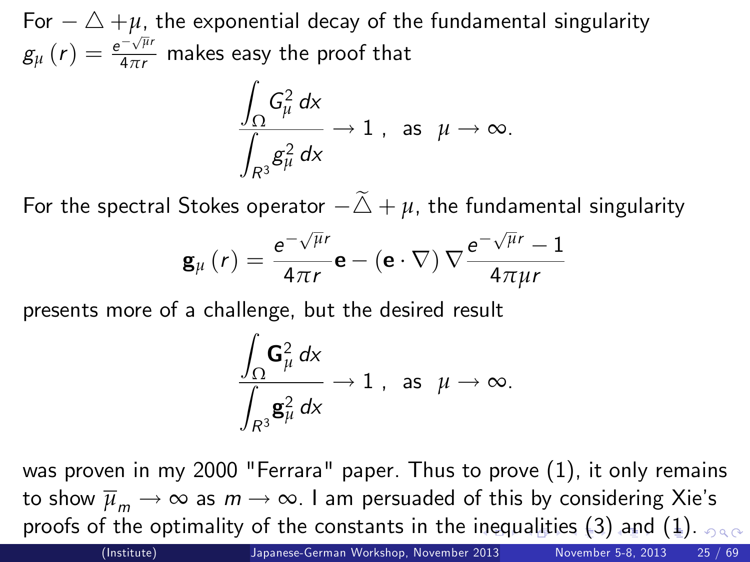For $-\triangle + \mu$, the exponential decay of the fundamental singularity $g_\mu(r) = \frac{e^{-\sqrt{\mu}r}}{4\pi r}$ makes easy the proof that

$$\frac{\int_\Omega G_\mu^2 \, dx}{\int_{R^3} g_\mu^2 \, dx} \to 1 \,, \quad \text{as} \quad \mu \to \infty.$$

For the spectral Stokes operator $-\widetilde{\triangle} + \mu$, the fundamental singularity

$$\mathbf{g}_\mu(r) = \frac{e^{-\sqrt{\mu}r}}{4\pi r}\mathbf{e} - (\mathbf{e} \cdot \nabla) \nabla \frac{e^{-\sqrt{\mu}r} - 1}{4\pi \mu r}$$

presents more of a challenge, but the desired result

$$\frac{\int_\Omega \mathbf{G}_\mu^2 \, dx}{\int_{R^3} \mathbf{g}_\mu^2 \, dx} \to 1 \,, \quad \text{as} \quad \mu \to \infty.$$

was proven in my 2000 "Ferrara" paper. Thus to prove (1), it only remains to show $\overline{\mu}_m \to \infty$ as $m \to \infty$. I am persuaded of this by considering Xie's proofs of the optimality of the constants in the inequalities (3) and (1).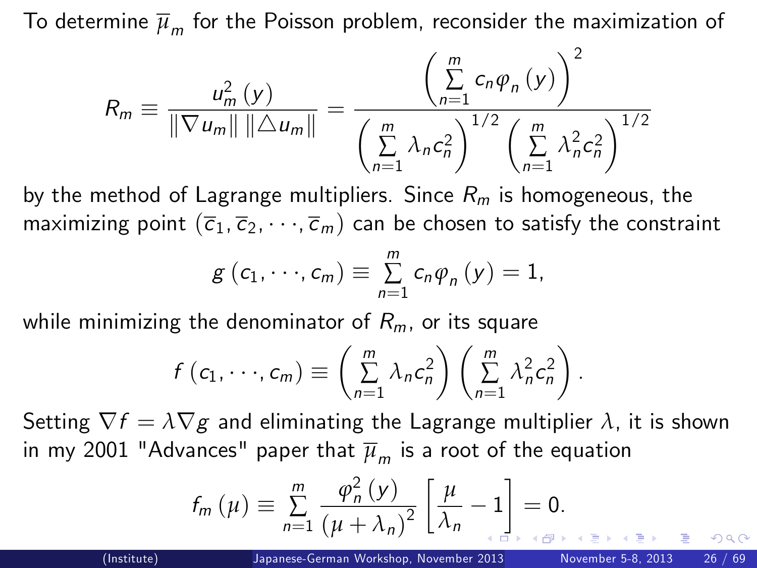To determine $\overline{\mu}_m$ for the Poisson problem, reconsider the maximization of

$$R_m \equiv \frac{u_m^2(y)}{\|\nabla u_m\| \, \|\triangle u_m\|} = \frac{\left(\sum_{n=1}^{m} c_n \varphi_n(y)\right)^2}{\left(\sum_{n=1}^{m} \lambda_n c_n^2\right)^{1/2} \left(\sum_{n=1}^{m} \lambda_n^2 c_n^2\right)^{1/2}}$$

by the method of Lagrange multipliers. Since $R_m$ is homogeneous, the maximizing point $(\overline{c}_1, \overline{c}_2, \cdots, \overline{c}_m)$ can be chosen to satisfy the constraint

$$g(c_1, \cdots, c_m) \equiv \sum_{n=1}^{m} c_n \varphi_n(y) = 1,$$

while minimizing the denominator of $R_m$, or its square

$$f(c_1, \cdots, c_m) \equiv \left(\sum_{n=1}^{m} \lambda_n c_n^2\right) \left(\sum_{n=1}^{m} \lambda_n^2 c_n^2\right).$$

Setting $\nabla f = \lambda \nabla g$ and eliminating the Lagrange multiplier $\lambda$, it is shown in my 2001 "Advances" paper that $\overline{\mu}_m$ is a root of the equation

$$f_m(\mu) \equiv \sum_{n=1}^{m} \frac{\varphi_n^2(y)}{(\mu + \lambda_n)^2} \left[\frac{\mu}{\lambda_n} - 1\right] = 0.$$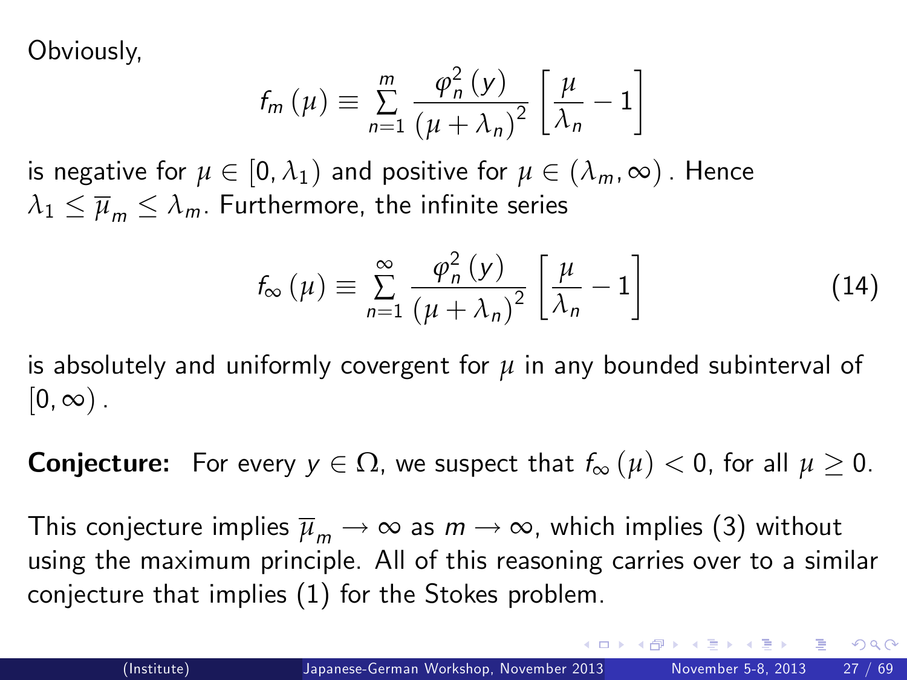Obviously,

$$f_m(\mu) \equiv \sum_{n=1}^{m} \frac{\varphi_n^2(y)}{(\mu + \lambda_n)^2} \left[\frac{\mu}{\lambda_n} - 1\right]$$

is negative for $\mu \in [0, \lambda_1)$ and positive for $\mu \in (\lambda_m, \infty)$. Hence $\lambda_1 \leq \overline{\mu}_m \leq \lambda_m$. Furthermore, the infinite series

$$f_\infty(\mu) \equiv \sum_{n=1}^{\infty} \frac{\varphi_n^2(y)}{(\mu + \lambda_n)^2} \left[\frac{\mu}{\lambda_n} - 1\right] \tag{14}$$

is absolutely and uniformly covergent for $\mu$ in any bounded subinterval of $[0, \infty)$.

**Conjecture:** For every $y \in \Omega$, we suspect that $f_\infty(\mu) < 0$, for all $\mu \geq 0$.

This conjecture implies $\overline{\mu}_m \to \infty$ as $m \to \infty$, which implies (3) without using the maximum principle. All of this reasoning carries over to a similar conjecture that implies (1) for the Stokes problem.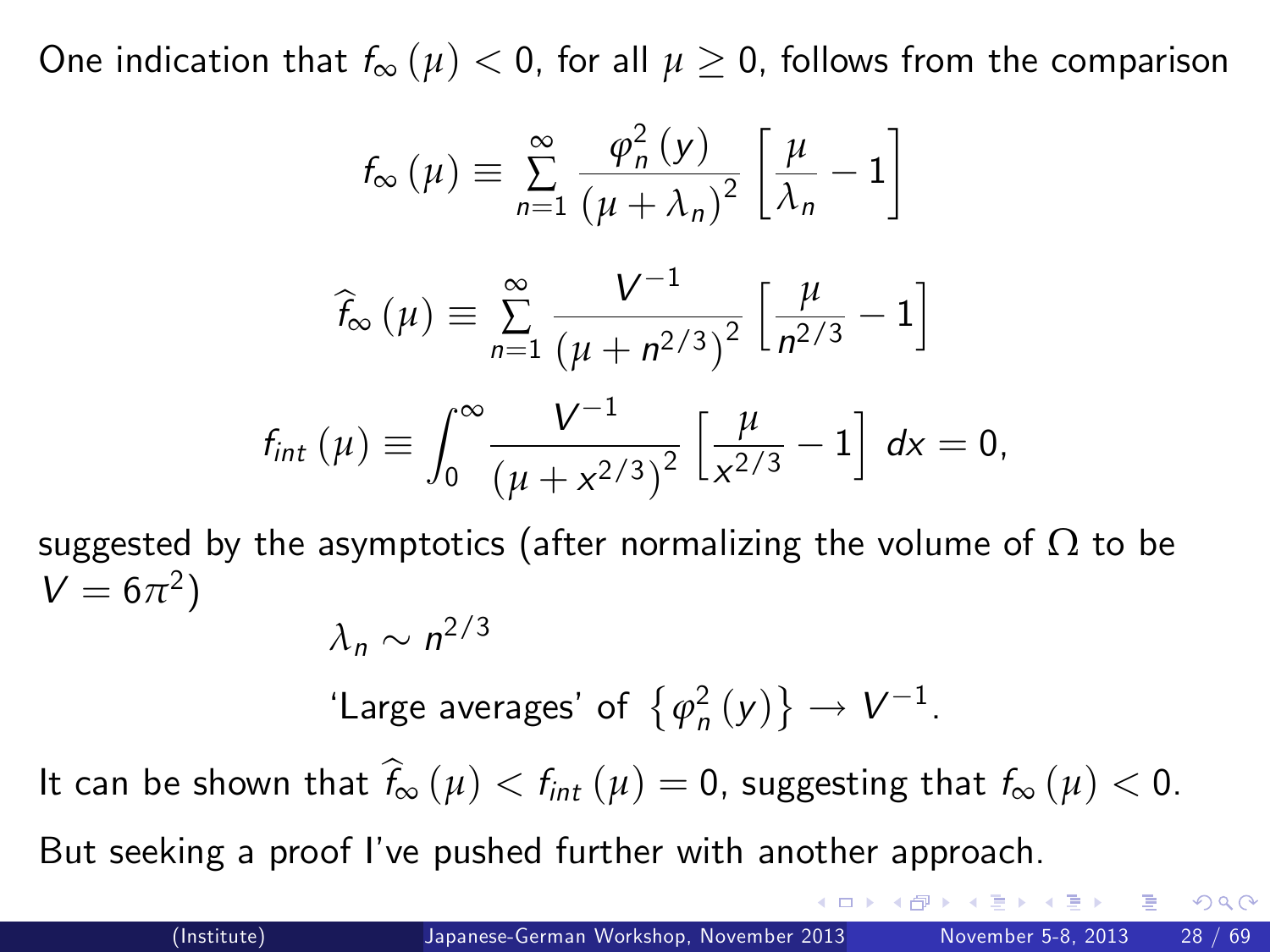One indication that $f_\infty(\mu) < 0$, for all $\mu \geq 0$, follows from the comparison

$$f_\infty(\mu) \equiv \sum_{n=1}^{\infty} \frac{\varphi_n^2(y)}{(\mu + \lambda_n)^2} \left[ \frac{\mu}{\lambda_n} - 1 \right]$$

$$\widehat{f}_\infty(\mu) \equiv \sum_{n=1}^{\infty} \frac{V^{-1}}{(\mu + n^{2/3})^2} \left[ \frac{\mu}{n^{2/3}} - 1 \right]$$

$$f_{int}(\mu) \equiv \int_0^\infty \frac{V^{-1}}{(\mu + x^{2/3})^2} \left[ \frac{\mu}{x^{2/3}} - 1 \right] dx = 0,$$

suggested by the asymptotics (after normalizing the volume of $\Omega$ to be $V = 6\pi^2$)

$$\lambda_n \sim n^{2/3}$$

'Large averages' of $\left\{ \varphi_n^2(y) \right\} \to V^{-1}$.

It can be shown that $\widehat{f}_\infty(\mu) < f_{int}(\mu) = 0$, suggesting that $f_\infty(\mu) < 0$.

But seeking a proof I've pushed further with another approach.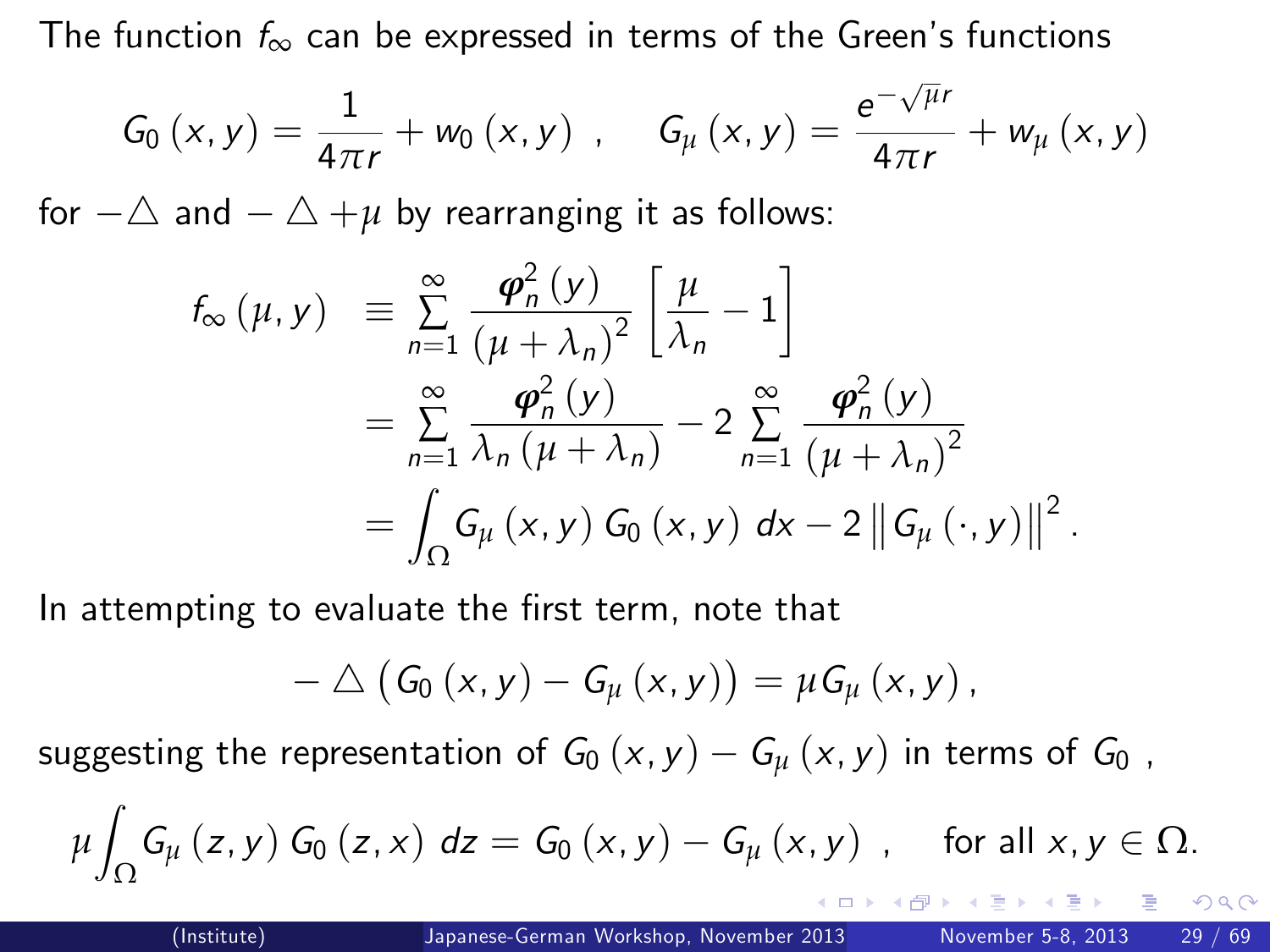The function $f_\infty$ can be expressed in terms of the Green's functions

$$G_0(x,y) = \frac{1}{4\pi r} + w_0(x,y) \ , \quad G_\mu(x,y) = \frac{e^{-\sqrt{\mu}r}}{4\pi r} + w_\mu(x,y)$$

for $-\triangle$ and $-\triangle + \mu$ by rearranging it as follows:

$$\begin{aligned} f_\infty(\mu, y) &\equiv \sum_{n=1}^{\infty} \frac{\varphi_n^2(y)}{(\mu+\lambda_n)^2}\left[\frac{\mu}{\lambda_n} - 1\right] \\ &= \sum_{n=1}^{\infty} \frac{\varphi_n^2(y)}{\lambda_n(\mu+\lambda_n)} - 2\sum_{n=1}^{\infty} \frac{\varphi_n^2(y)}{(\mu+\lambda_n)^2} \\ &= \int_\Omega G_\mu(x,y)\, G_0(x,y)\, dx - 2\left\| G_\mu(\cdot, y)\right\|^2 . \end{aligned}$$

In attempting to evaluate the first term, note that

$$-\triangle\left(G_0(x,y) - G_\mu(x,y)\right) = \mu G_\mu(x,y),$$

suggesting the representation of $G_0(x,y) - G_\mu(x,y)$ in terms of $G_0$ ,

$$\mu \int_\Omega G_\mu(z,y)\, G_0(z,x)\, dz = G_0(x,y) - G_\mu(x,y) \ , \quad \text{for all } x,y \in \Omega.$$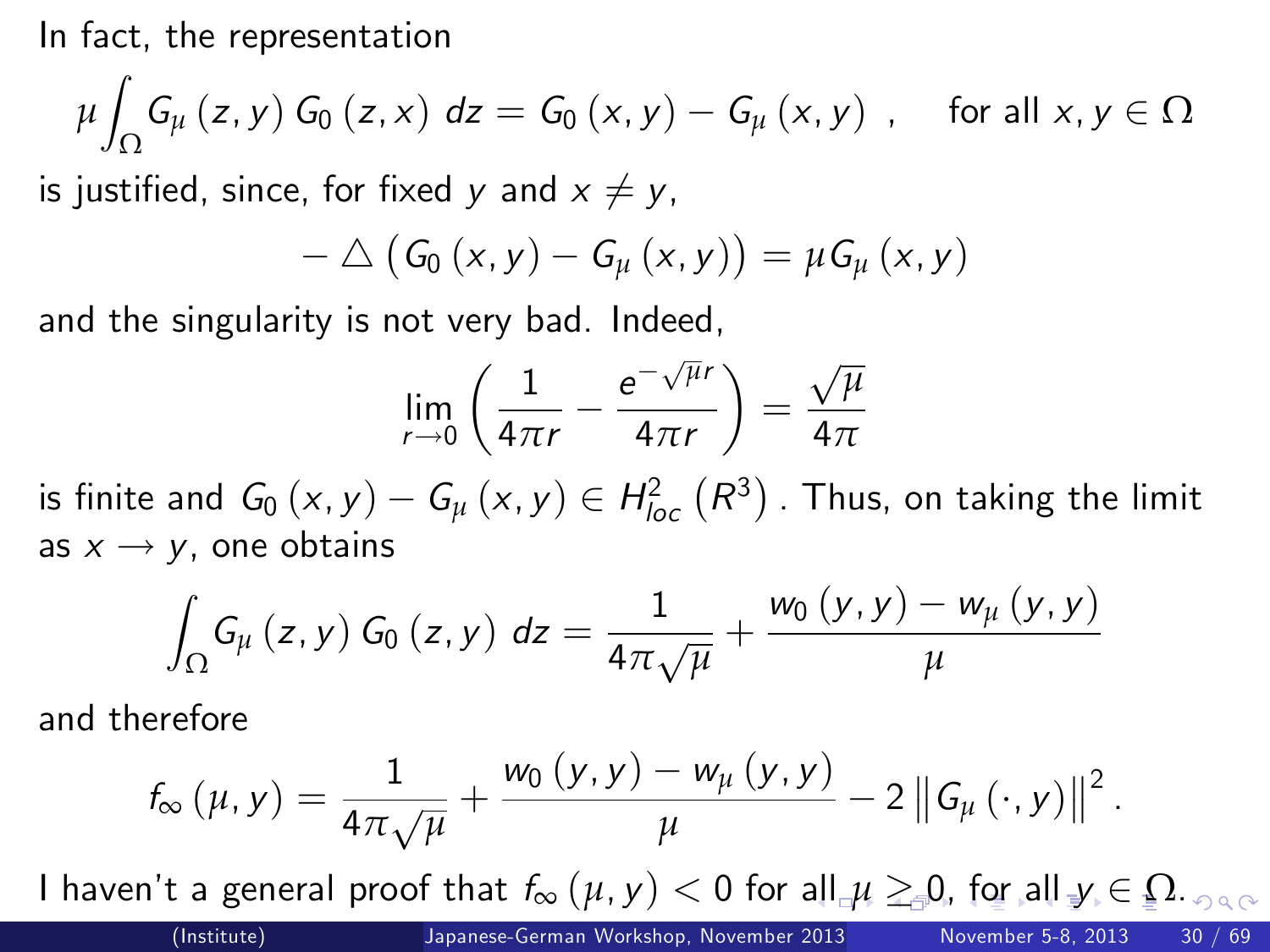In fact, the representation

$$\mu \int_{\Omega} G_{\mu}(z, y)\, G_0(z, x)\, dz = G_0(x, y) - G_{\mu}(x, y) \ , \quad \text{for all } x, y \in \Omega$$

is justified, since, for fixed $y$ and $x \neq y$,

$$-\triangle \left( G_0(x, y) - G_{\mu}(x, y) \right) = \mu G_{\mu}(x, y)$$

and the singularity is not very bad. Indeed,

$$\lim_{r \to 0} \left( \frac{1}{4\pi r} - \frac{e^{-\sqrt{\mu} r}}{4\pi r} \right) = \frac{\sqrt{\mu}}{4\pi}$$

is finite and $G_0(x, y) - G_{\mu}(x, y) \in H^2_{loc}(R^3)$. Thus, on taking the limit as $x \to y$, one obtains

$$\int_{\Omega} G_{\mu}(z, y)\, G_0(z, y)\, dz = \frac{1}{4\pi\sqrt{\mu}} + \frac{w_0(y, y) - w_{\mu}(y, y)}{\mu}$$

and therefore

$$f_{\infty}(\mu, y) = \frac{1}{4\pi\sqrt{\mu}} + \frac{w_0(y, y) - w_{\mu}(y, y)}{\mu} - 2 \left\| G_{\mu}(\cdot, y) \right\|^2 .$$

I haven't a general proof that $f_{\infty}(\mu, y) < 0$ for all $\mu \geq 0$, for all $y \in \Omega$.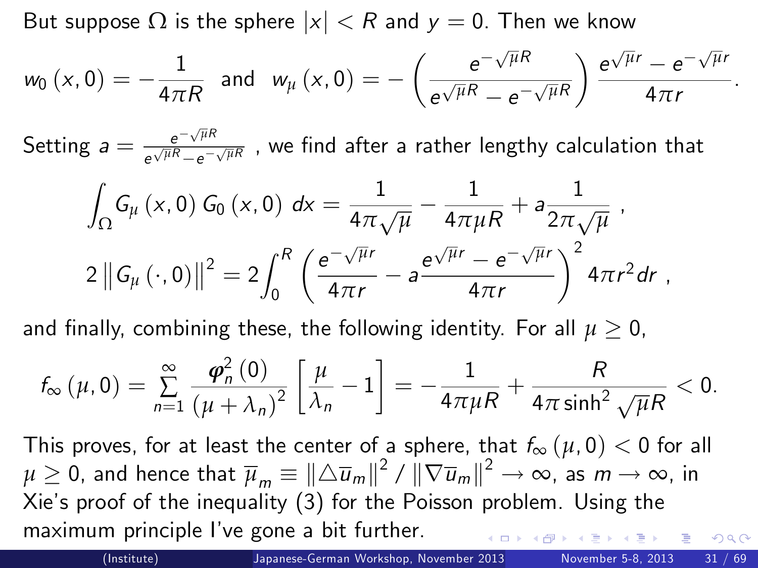But suppose $\Omega$ is the sphere $|x| < R$ and $y = 0$. Then we know

$$w_0(x, 0) = -\frac{1}{4\pi R} \quad \text{and} \quad w_\mu(x, 0) = -\left(\frac{e^{-\sqrt{\mu}R}}{e^{\sqrt{\mu}R} - e^{-\sqrt{\mu}R}}\right)\frac{e^{\sqrt{\mu}r} - e^{-\sqrt{\mu}r}}{4\pi r}.$$

Setting $a = \frac{e^{-\sqrt{\mu}R}}{e^{\sqrt{\mu}R} - e^{-\sqrt{\mu}R}}$ , we find after a rather lengthy calculation that

$$\int_\Omega G_\mu(x, 0)\, G_0(x, 0)\, dx = \frac{1}{4\pi\sqrt{\mu}} - \frac{1}{4\pi\mu R} + a\frac{1}{2\pi\sqrt{\mu}} \ ,$$

$$2\left\|G_\mu(\cdot, 0)\right\|^2 = 2\int_0^R \left(\frac{e^{-\sqrt{\mu}r}}{4\pi r} - a\frac{e^{\sqrt{\mu}r} - e^{-\sqrt{\mu}r}}{4\pi r}\right)^2 4\pi r^2 dr \ ,$$

and finally, combining these, the following identity. For all $\mu \geq 0$,

$$f_\infty(\mu, 0) = \sum_{n=1}^{\infty} \frac{\varphi_n^2(0)}{(\mu + \lambda_n)^2}\left[\frac{\mu}{\lambda_n} - 1\right] = -\frac{1}{4\pi\mu R} + \frac{R}{4\pi \sinh^2\sqrt{\mu}R} < 0.$$

This proves, for at least the center of a sphere, that $f_\infty(\mu, 0) < 0$ for all $\mu \geq 0$, and hence that $\overline{\mu}_m \equiv \left\|\triangle \overline{u}_m\right\|^2 / \left\|\nabla \overline{u}_m\right\|^2 \to \infty$, as $m \to \infty$, in Xie's proof of the inequality (3) for the Poisson problem. Using the maximum principle I've gone a bit further.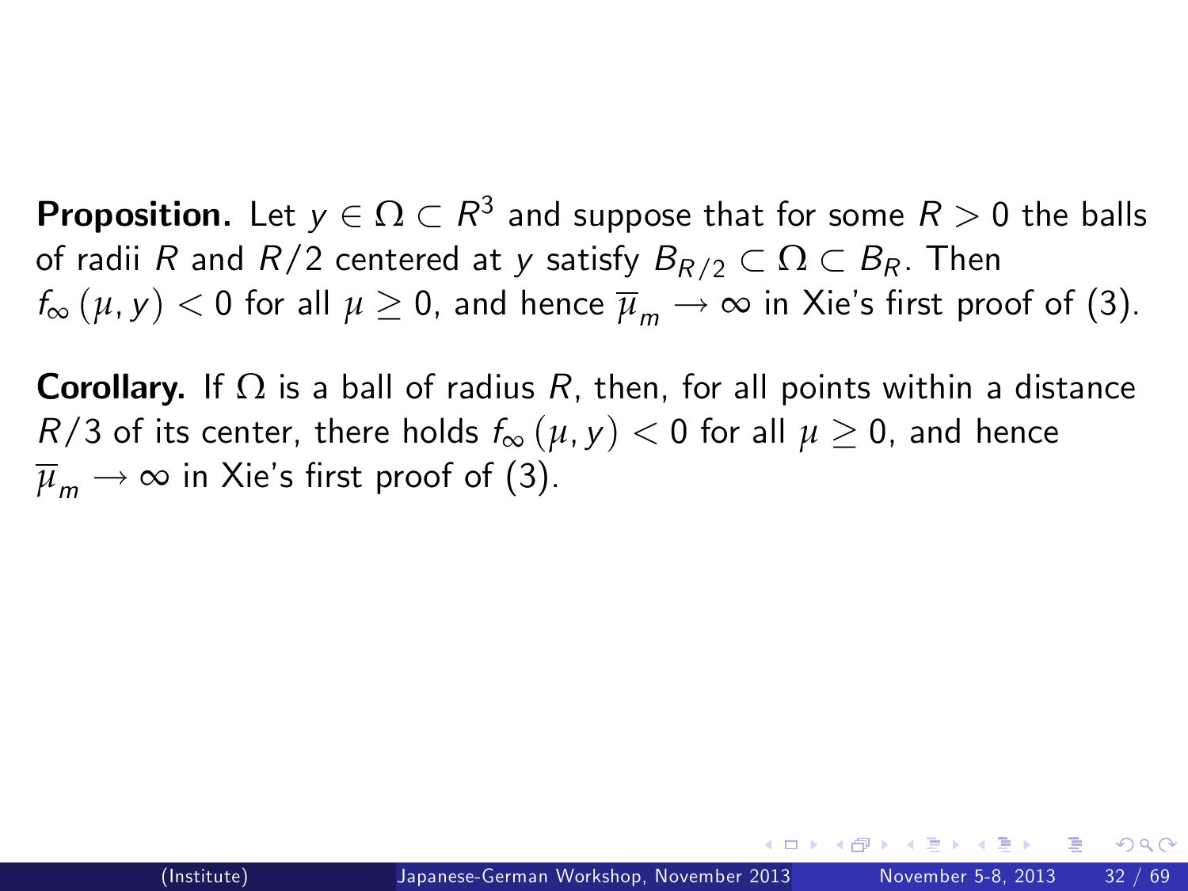**Proposition.** Let $y \in \Omega \subset R^3$ and suppose that for some $R > 0$ the balls of radii $R$ and $R/2$ centered at $y$ satisfy $B_{R/2} \subset \Omega \subset B_R$. Then $f_\infty(\mu, y) < 0$ for all $\mu \geq 0$, and hence $\overline{\mu}_m \to \infty$ in Xie's first proof of (3).

**Corollary.** If $\Omega$ is a ball of radius $R$, then, for all points within a distance $R/3$ of its center, there holds $f_\infty(\mu, y) < 0$ for all $\mu \geq 0$, and hence $\overline{\mu}_m \to \infty$ in Xie's first proof of (3).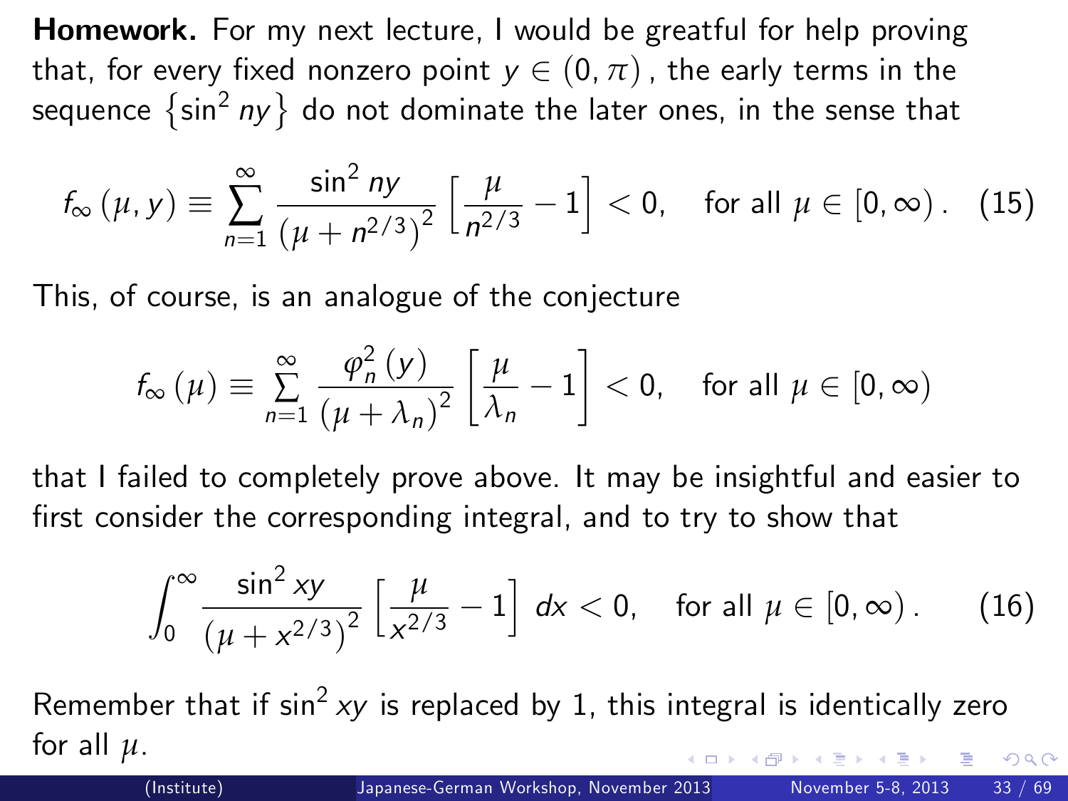**Homework.** For my next lecture, I would be greatful for help proving that, for every fixed nonzero point $y \in (0, \pi)$, the early terms in the sequence $\{\sin^2 ny\}$ do not dominate the later ones, in the sense that

$$f_\infty(\mu, y) \equiv \sum_{n=1}^{\infty} \frac{\sin^2 ny}{\left(\mu + n^{2/3}\right)^2} \left[\frac{\mu}{n^{2/3}} - 1\right] < 0, \quad \text{for all } \mu \in [0, \infty). \quad (15)$$

This, of course, is an analogue of the conjecture

$$f_\infty(\mu) \equiv \sum_{n=1}^{\infty} \frac{\varphi_n^2(y)}{(\mu + \lambda_n)^2} \left[\frac{\mu}{\lambda_n} - 1\right] < 0, \quad \text{for all } \mu \in [0, \infty)$$

that I failed to completely prove above. It may be insightful and easier to first consider the corresponding integral, and to try to show that

$$\int_0^\infty \frac{\sin^2 xy}{\left(\mu + x^{2/3}\right)^2} \left[\frac{\mu}{x^{2/3}} - 1\right] dx < 0, \quad \text{for all } \mu \in [0, \infty). \quad (16)$$

Remember that if $\sin^2 xy$ is replaced by 1, this integral is identically zero for all $\mu$.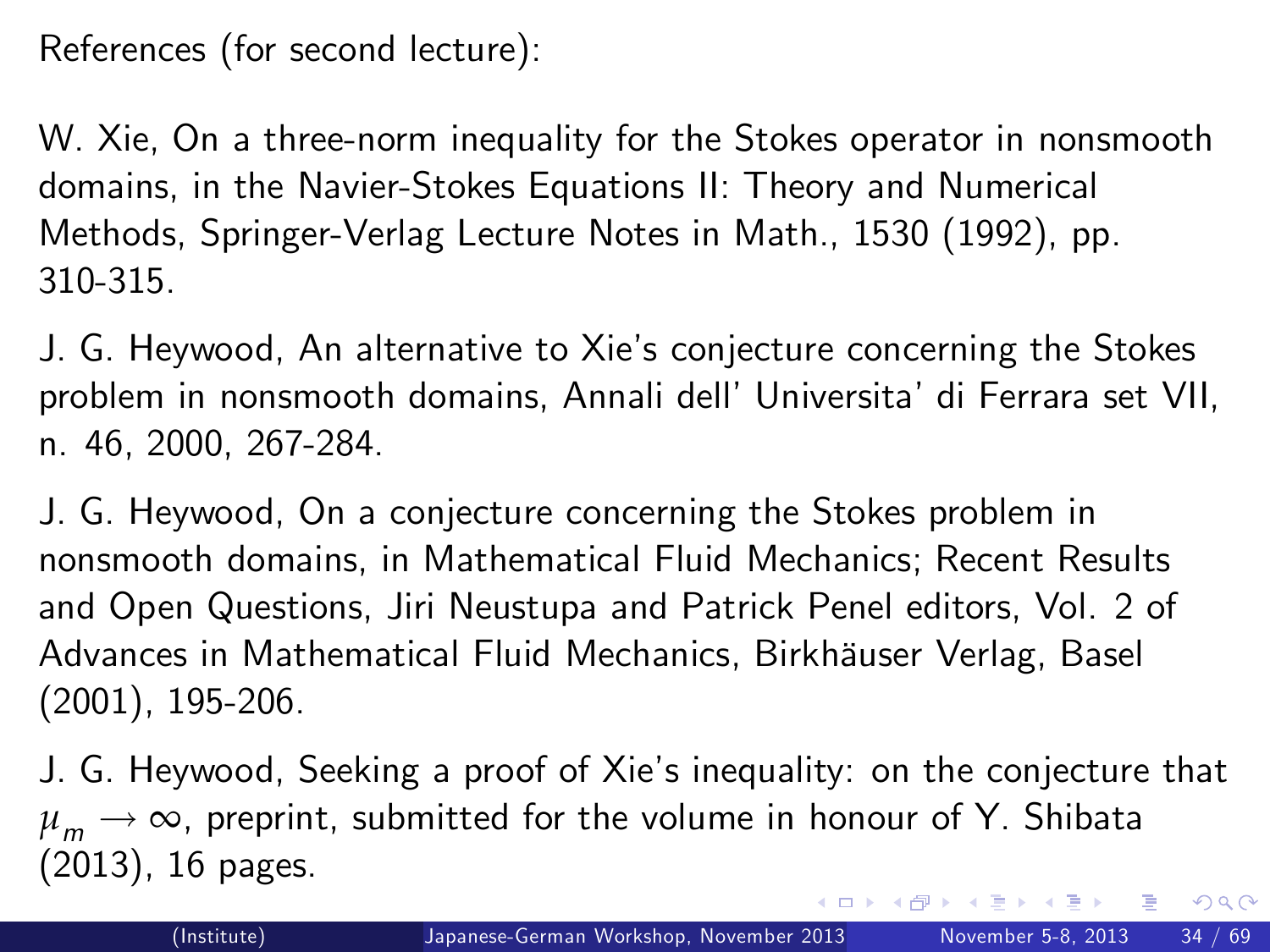References (for second lecture):

W. Xie, On a three-norm inequality for the Stokes operator in nonsmooth domains, in the Navier-Stokes Equations II: Theory and Numerical Methods, Springer-Verlag Lecture Notes in Math., 1530 (1992), pp. 310-315.

J. G. Heywood, An alternative to Xie's conjecture concerning the Stokes problem in nonsmooth domains, Annali dell' Universita' di Ferrara set VII, n. 46, 2000, 267-284.

J. G. Heywood, On a conjecture concerning the Stokes problem in nonsmooth domains, in Mathematical Fluid Mechanics; Recent Results and Open Questions, Jiri Neustupa and Patrick Penel editors, Vol. 2 of Advances in Mathematical Fluid Mechanics, Birkhäuser Verlag, Basel (2001), 195-206.

J. G. Heywood, Seeking a proof of Xie's inequality: on the conjecture that $\mu_m \to \infty$, preprint, submitted for the volume in honour of Y. Shibata (2013), 16 pages.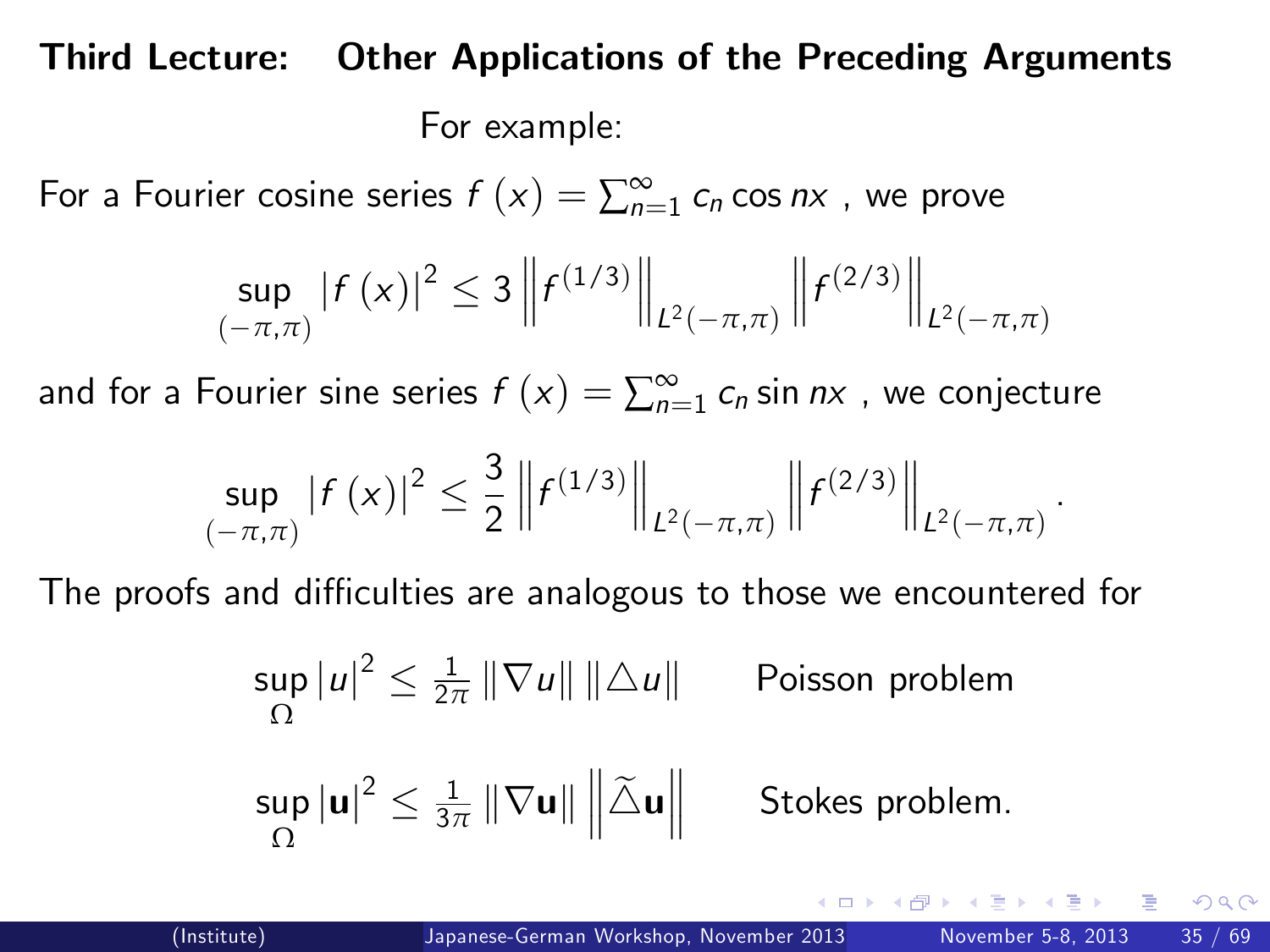**Third Lecture: Other Applications of the Preceding Arguments**

For example:

For a Fourier cosine series $f(x) = \sum_{n=1}^{\infty} c_n \cos nx$ , we prove

$$\sup_{(-\pi,\pi)} |f(x)|^2 \leq 3 \left\| f^{(1/3)} \right\|_{L^2(-\pi,\pi)} \left\| f^{(2/3)} \right\|_{L^2(-\pi,\pi)}$$

and for a Fourier sine series $f(x) = \sum_{n=1}^{\infty} c_n \sin nx$ , we conjecture

$$\sup_{(-\pi,\pi)} |f(x)|^2 \leq \frac{3}{2} \left\| f^{(1/3)} \right\|_{L^2(-\pi,\pi)} \left\| f^{(2/3)} \right\|_{L^2(-\pi,\pi)} .$$

The proofs and difficulties are analogous to those we encountered for

$$\sup_{\Omega} |u|^2 \leq \tfrac{1}{2\pi} \|\nabla u\| \|\triangle u\| \qquad \text{Poisson problem}$$

$$\sup_{\Omega} |\mathbf{u}|^2 \leq \tfrac{1}{3\pi} \|\nabla \mathbf{u}\| \left\| \widetilde{\triangle} \mathbf{u} \right\| \qquad \text{Stokes problem.}$$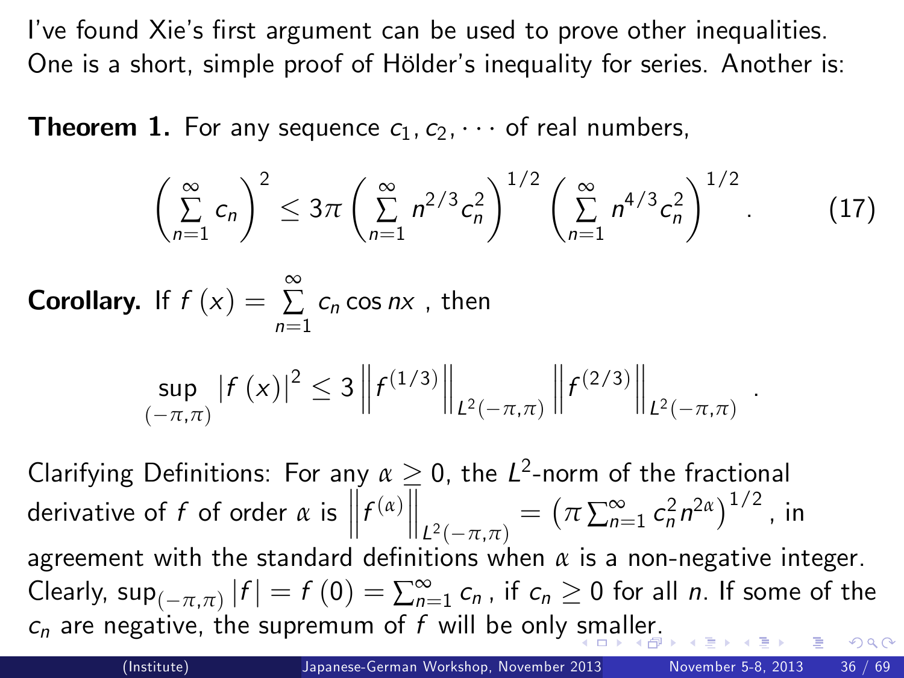I've found Xie's first argument can be used to prove other inequalities. One is a short, simple proof of Hölder's inequality for series. Another is:

**Theorem 1.** For any sequence $c_1, c_2, \cdots$ of real numbers,

$$\left(\sum_{n=1}^{\infty} c_n\right)^2 \leq 3\pi \left(\sum_{n=1}^{\infty} n^{2/3} c_n^2\right)^{1/2} \left(\sum_{n=1}^{\infty} n^{4/3} c_n^2\right)^{1/2}. \qquad (17)$$

**Corollary.** If $f(x) = \sum_{n=1}^{\infty} c_n \cos nx$ , then

$$\sup_{(-\pi,\pi)} |f(x)|^2 \leq 3 \left\| f^{(1/3)} \right\|_{L^2(-\pi,\pi)} \left\| f^{(2/3)} \right\|_{L^2(-\pi,\pi)}.$$

Clarifying Definitions: For any $\alpha \geq 0$, the $L^2$-norm of the fractional derivative of $f$ of order $\alpha$ is $\left\| f^{(\alpha)} \right\|_{L^2(-\pi,\pi)} = \left(\pi \sum_{n=1}^{\infty} c_n^2 n^{2\alpha}\right)^{1/2}$, in agreement with the standard definitions when $\alpha$ is a non-negative integer. Clearly, $\sup_{(-\pi,\pi)} |f| = f(0) = \sum_{n=1}^{\infty} c_n$ , if $c_n \geq 0$ for all $n$. If some of the $c_n$ are negative, the supremum of $f$ will be only smaller.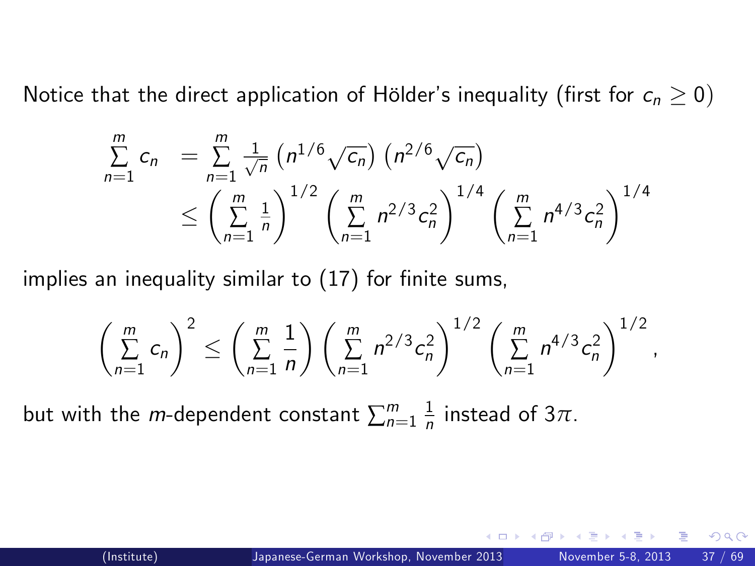Notice that the direct application of Hölder's inequality (first for $c_n \geq 0$)

$$
\begin{aligned}
\sum_{n=1}^{m} c_n &= \sum_{n=1}^{m} \frac{1}{\sqrt{n}} \left(n^{1/6}\sqrt{c_n}\right)\left(n^{2/6}\sqrt{c_n}\right) \\
&\leq \left(\sum_{n=1}^{m} \frac{1}{n}\right)^{1/2} \left(\sum_{n=1}^{m} n^{2/3} c_n^2\right)^{1/4} \left(\sum_{n=1}^{m} n^{4/3} c_n^2\right)^{1/4}
\end{aligned}
$$

implies an inequality similar to (17) for finite sums,

$$
\left(\sum_{n=1}^{m} c_n\right)^2 \leq \left(\sum_{n=1}^{m} \frac{1}{n}\right) \left(\sum_{n=1}^{m} n^{2/3} c_n^2\right)^{1/2} \left(\sum_{n=1}^{m} n^{4/3} c_n^2\right)^{1/2},
$$

but with the $m$-dependent constant $\sum_{n=1}^{m} \frac{1}{n}$ instead of $3\pi$.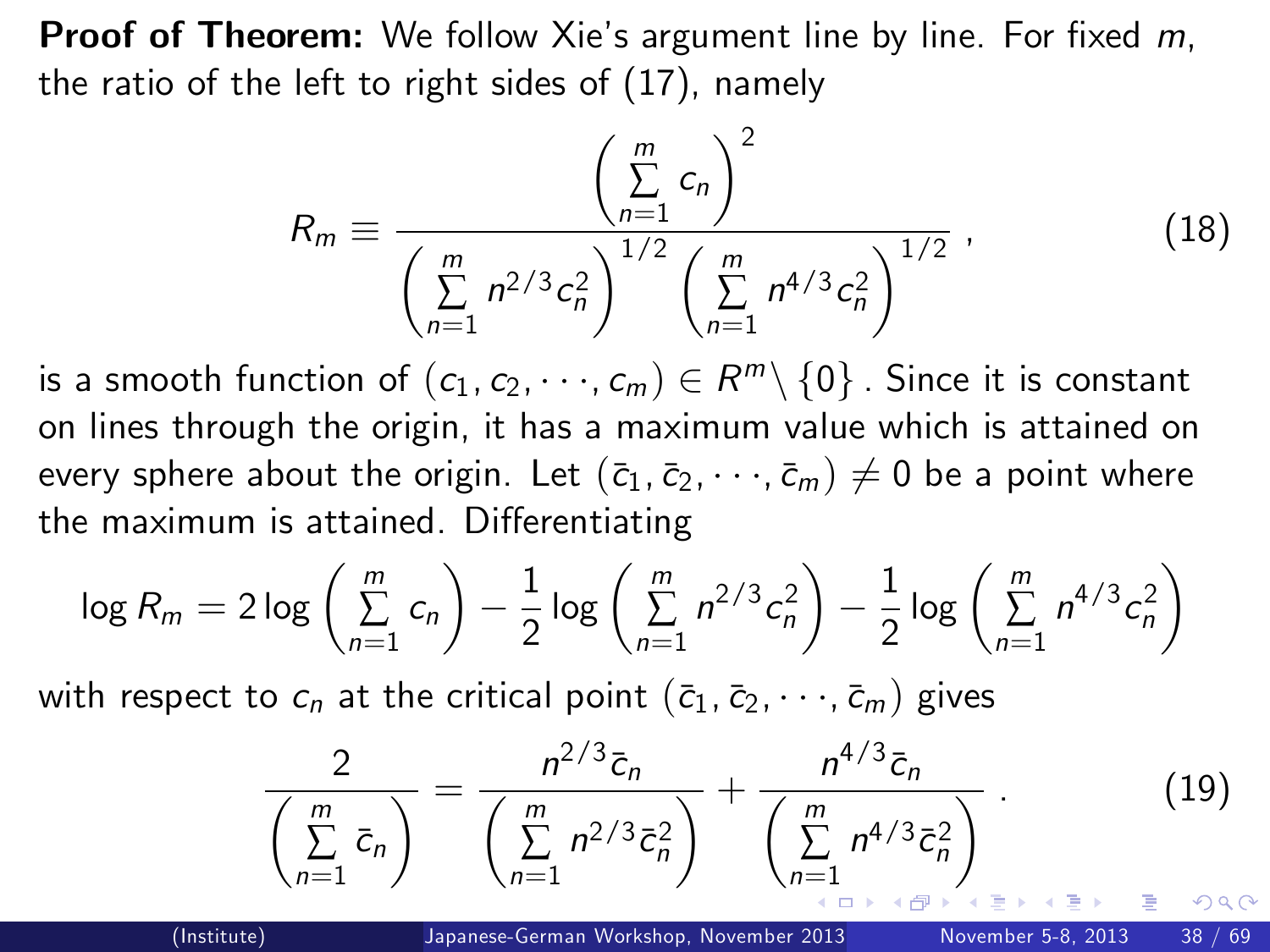**Proof of Theorem:** We follow Xie's argument line by line. For fixed $m$, the ratio of the left to right sides of (17), namely

$$R_m \equiv \frac{\left(\sum_{n=1}^{m} c_n\right)^2}{\left(\sum_{n=1}^{m} n^{2/3} c_n^2\right)^{1/2} \left(\sum_{n=1}^{m} n^{4/3} c_n^2\right)^{1/2}} , \tag{18}$$

is a smooth function of $(c_1, c_2, \cdots, c_m) \in R^m \setminus \{0\}$ . Since it is constant on lines through the origin, it has a maximum value which is attained on every sphere about the origin. Let $(\bar{c}_1, \bar{c}_2, \cdots, \bar{c}_m) \neq 0$ be a point where the maximum is attained. Differentiating

$$\log R_m = 2 \log \left(\sum_{n=1}^{m} c_n\right) - \frac{1}{2} \log \left(\sum_{n=1}^{m} n^{2/3} c_n^2\right) - \frac{1}{2} \log \left(\sum_{n=1}^{m} n^{4/3} c_n^2\right)$$

with respect to $c_n$ at the critical point $(\bar{c}_1, \bar{c}_2, \cdots, \bar{c}_m)$ gives

$$\frac{2}{\left(\sum_{n=1}^{m} \bar{c}_n\right)} = \frac{n^{2/3} \bar{c}_n}{\left(\sum_{n=1}^{m} n^{2/3} \bar{c}_n^2\right)} + \frac{n^{4/3} \bar{c}_n}{\left(\sum_{n=1}^{m} n^{4/3} \bar{c}_n^2\right)} . \tag{19}$$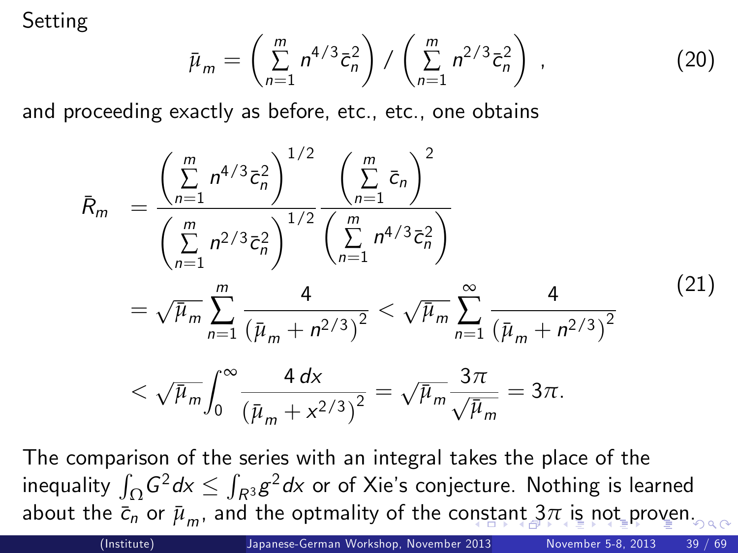Setting

$$\bar{\mu}_m = \left( \sum_{n=1}^{m} n^{4/3} \bar{c}_n^2 \right) / \left( \sum_{n=1}^{m} n^{2/3} \bar{c}_n^2 \right) \,, \tag{20}$$

and proceeding exactly as before, etc., etc., one obtains

$$\begin{aligned}
\bar{R}_m &= \frac{\left( \sum_{n=1}^{m} n^{4/3} \bar{c}_n^2 \right)^{1/2}}{\left( \sum_{n=1}^{m} n^{2/3} \bar{c}_n^2 \right)^{1/2}} \frac{\left( \sum_{n=1}^{m} \bar{c}_n \right)^2}{\left( \sum_{n=1}^{m} n^{4/3} \bar{c}_n^2 \right)} \\
&= \sqrt{\bar{\mu}_m} \sum_{n=1}^{m} \frac{4}{\left( \bar{\mu}_m + n^{2/3} \right)^2} < \sqrt{\bar{\mu}_m} \sum_{n=1}^{\infty} \frac{4}{\left( \bar{\mu}_m + n^{2/3} \right)^2} \\
&< \sqrt{\bar{\mu}_m} \int_0^\infty \frac{4\, dx}{\left( \bar{\mu}_m + x^{2/3} \right)^2} = \sqrt{\bar{\mu}_m} \frac{3\pi}{\sqrt{\bar{\mu}_m}} = 3\pi.
\end{aligned} \tag{21}$$

The comparison of the series with an integral takes the place of the inequality $\int_\Omega G^2 dx \leq \int_{R^3} g^2 dx$ or of Xie's conjecture. Nothing is learned about the $\bar{c}_n$ or $\bar{\mu}_m$, and the optmality of the constant $3\pi$ is not proven.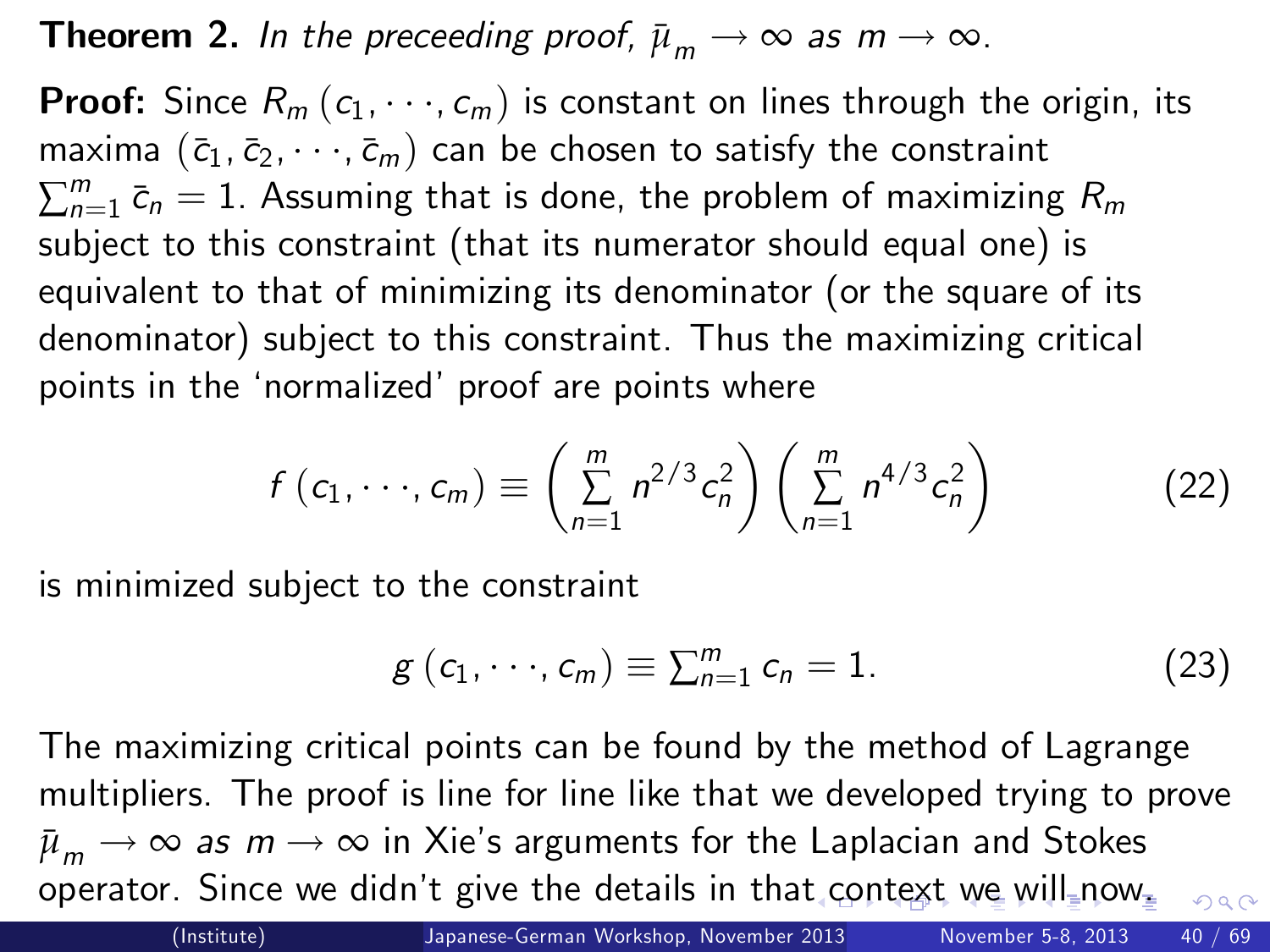**Theorem 2.** *In the preceeding proof, $\bar{\mu}_m \to \infty$ as $m \to \infty$.*

**Proof:** Since $R_m(c_1, \cdots, c_m)$ is constant on lines through the origin, its maxima $(\bar{c}_1, \bar{c}_2, \cdots, \bar{c}_m)$ can be chosen to satisfy the constraint $\sum_{n=1}^{m} \bar{c}_n = 1$. Assuming that is done, the problem of maximizing $R_m$ subject to this constraint (that its numerator should equal one) is equivalent to that of minimizing its denominator (or the square of its denominator) subject to this constraint. Thus the maximizing critical points in the 'normalized' proof are points where

$$f(c_1, \cdots, c_m) \equiv \left( \sum_{n=1}^{m} n^{2/3} c_n^2 \right) \left( \sum_{n=1}^{m} n^{4/3} c_n^2 \right) \tag{22}$$

is minimized subject to the constraint

$$g(c_1, \cdots, c_m) \equiv \sum_{n=1}^{m} c_n = 1. \tag{23}$$

The maximizing critical points can be found by the method of Lagrange multipliers. The proof is line for line like that we developed trying to prove $\bar{\mu}_m \to \infty$ *as* $m \to \infty$ in Xie's arguments for the Laplacian and Stokes operator. Since we didn't give the details in that context we will now.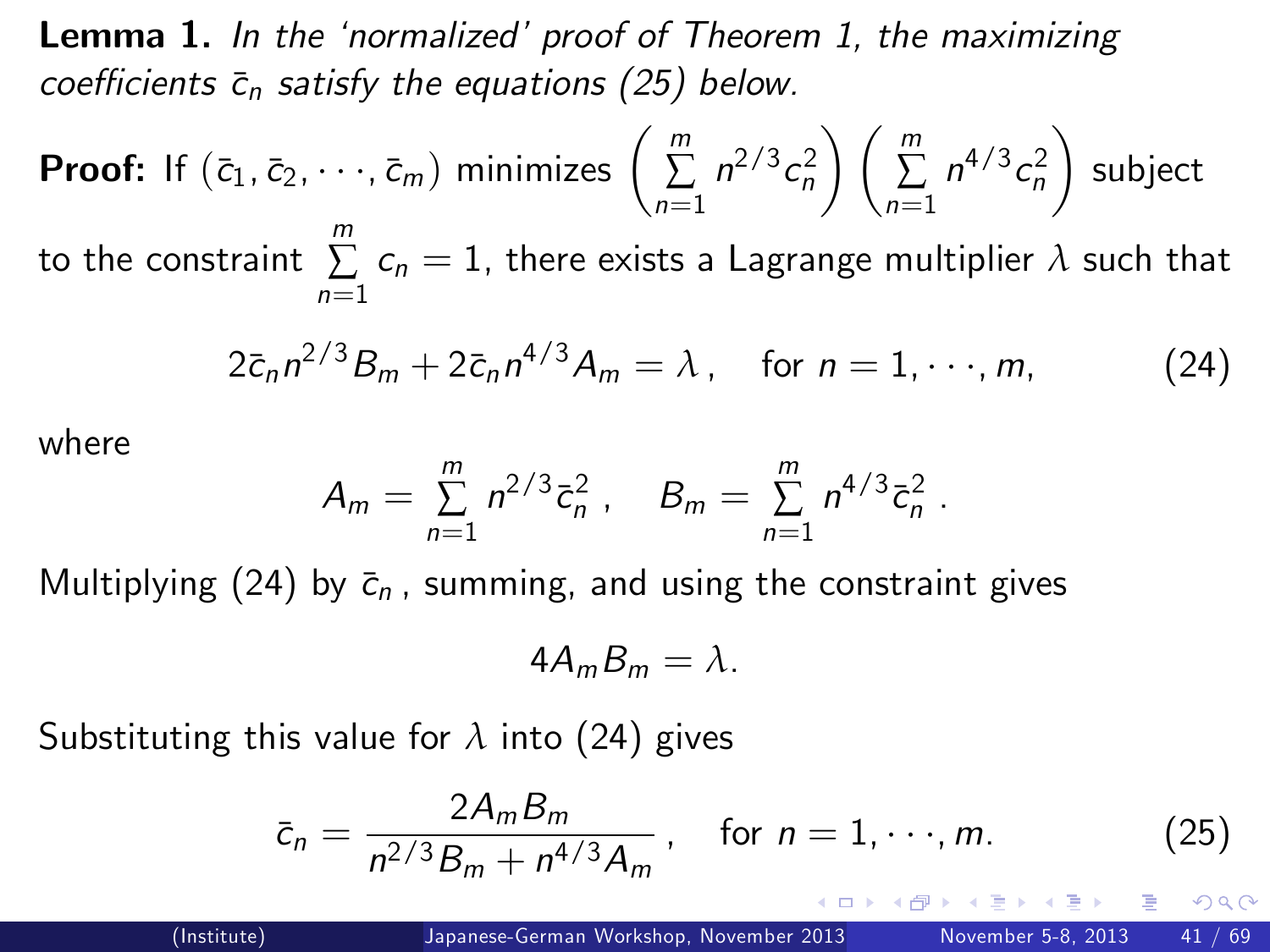**Lemma 1.** *In the 'normalized' proof of Theorem 1, the maximizing coefficients $\bar{c}_n$ satisfy the equations (25) below.*

**Proof:** If $(\bar{c}_1, \bar{c}_2, \cdots, \bar{c}_m)$ minimizes $\left(\sum_{n=1}^{m} n^{2/3} c_n^2\right)\left(\sum_{n=1}^{m} n^{4/3} c_n^2\right)$ subject to the constraint $\sum_{n=1}^{m} c_n = 1$, there exists a Lagrange multiplier $\lambda$ such that

$$2\bar{c}_n n^{2/3} B_m + 2\bar{c}_n n^{4/3} A_m = \lambda\,, \quad \text{for } n = 1, \cdots, m, \tag{24}$$

where

$$A_m = \sum_{n=1}^{m} n^{2/3} \bar{c}_n^2\,, \quad B_m = \sum_{n=1}^{m} n^{4/3} \bar{c}_n^2\,.$$

Multiplying (24) by $\bar{c}_n$, summing, and using the constraint gives

$$4A_m B_m = \lambda.$$

Substituting this value for $\lambda$ into (24) gives

$$\bar{c}_n = \frac{2A_m B_m}{n^{2/3} B_m + n^{4/3} A_m}\,, \quad \text{for } n = 1, \cdots, m. \tag{25}$$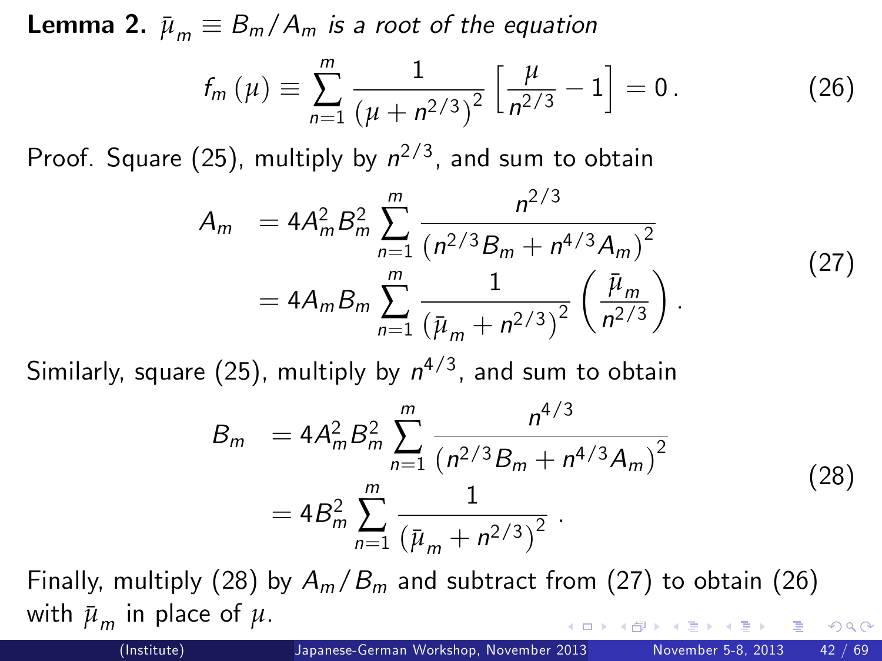**Lemma 2.** $\bar{\mu}_m \equiv B_m / A_m$ *is a root of the equation*

$$f_m(\mu) \equiv \sum_{n=1}^{m} \frac{1}{\left(\mu + n^{2/3}\right)^2} \left[\frac{\mu}{n^{2/3}} - 1\right] = 0 \,. \tag{26}$$

Proof. Square (25), multiply by $n^{2/3}$, and sum to obtain

$$\begin{aligned} A_m &= 4A_m^2 B_m^2 \sum_{n=1}^{m} \frac{n^{2/3}}{\left(n^{2/3} B_m + n^{4/3} A_m\right)^2} \\ &= 4A_m B_m \sum_{n=1}^{m} \frac{1}{\left(\bar{\mu}_m + n^{2/3}\right)^2} \left(\frac{\bar{\mu}_m}{n^{2/3}}\right). \end{aligned} \tag{27}$$

Similarly, square (25), multiply by $n^{4/3}$, and sum to obtain

$$\begin{aligned} B_m &= 4A_m^2 B_m^2 \sum_{n=1}^{m} \frac{n^{4/3}}{\left(n^{2/3} B_m + n^{4/3} A_m\right)^2} \\ &= 4B_m^2 \sum_{n=1}^{m} \frac{1}{\left(\bar{\mu}_m + n^{2/3}\right)^2} \,. \end{aligned} \tag{28}$$

Finally, multiply (28) by $A_m / B_m$ and subtract from (27) to obtain (26) with $\bar{\mu}_m$ in place of $\mu$.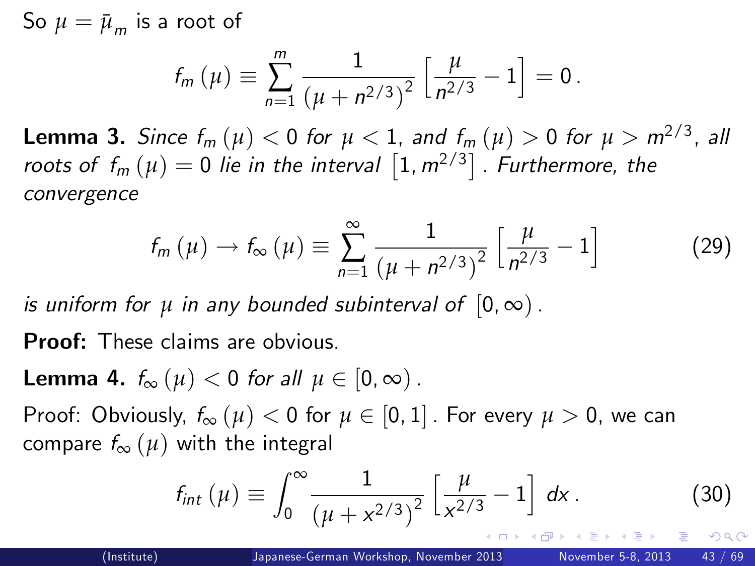So $\mu = \bar{\mu}_m$ is a root of

$$f_m(\mu) \equiv \sum_{n=1}^{m} \frac{1}{\left(\mu + n^{2/3}\right)^2} \left[\frac{\mu}{n^{2/3}} - 1\right] = 0 \,.$$

**Lemma 3.** *Since $f_m(\mu) < 0$ for $\mu < 1$, and $f_m(\mu) > 0$ for $\mu > m^{2/3}$, all roots of $f_m(\mu) = 0$ lie in the interval $\left[1, m^{2/3}\right]$. Furthermore, the convergence*

$$f_m(\mu) \to f_\infty(\mu) \equiv \sum_{n=1}^{\infty} \frac{1}{\left(\mu + n^{2/3}\right)^2} \left[\frac{\mu}{n^{2/3}} - 1\right] \tag{29}$$

*is uniform for $\mu$ in any bounded subinterval of $[0, \infty)$.*

**Proof:** These claims are obvious.

**Lemma 4.** *$f_\infty(\mu) < 0$ for all $\mu \in [0, \infty)$.*

Proof: Obviously, $f_\infty(\mu) < 0$ for $\mu \in [0, 1]$. For every $\mu > 0$, we can compare $f_\infty(\mu)$ with the integral

$$f_{int}(\mu) \equiv \int_0^\infty \frac{1}{\left(\mu + x^{2/3}\right)^2} \left[\frac{\mu}{x^{2/3}} - 1\right] dx \,. \tag{30}$$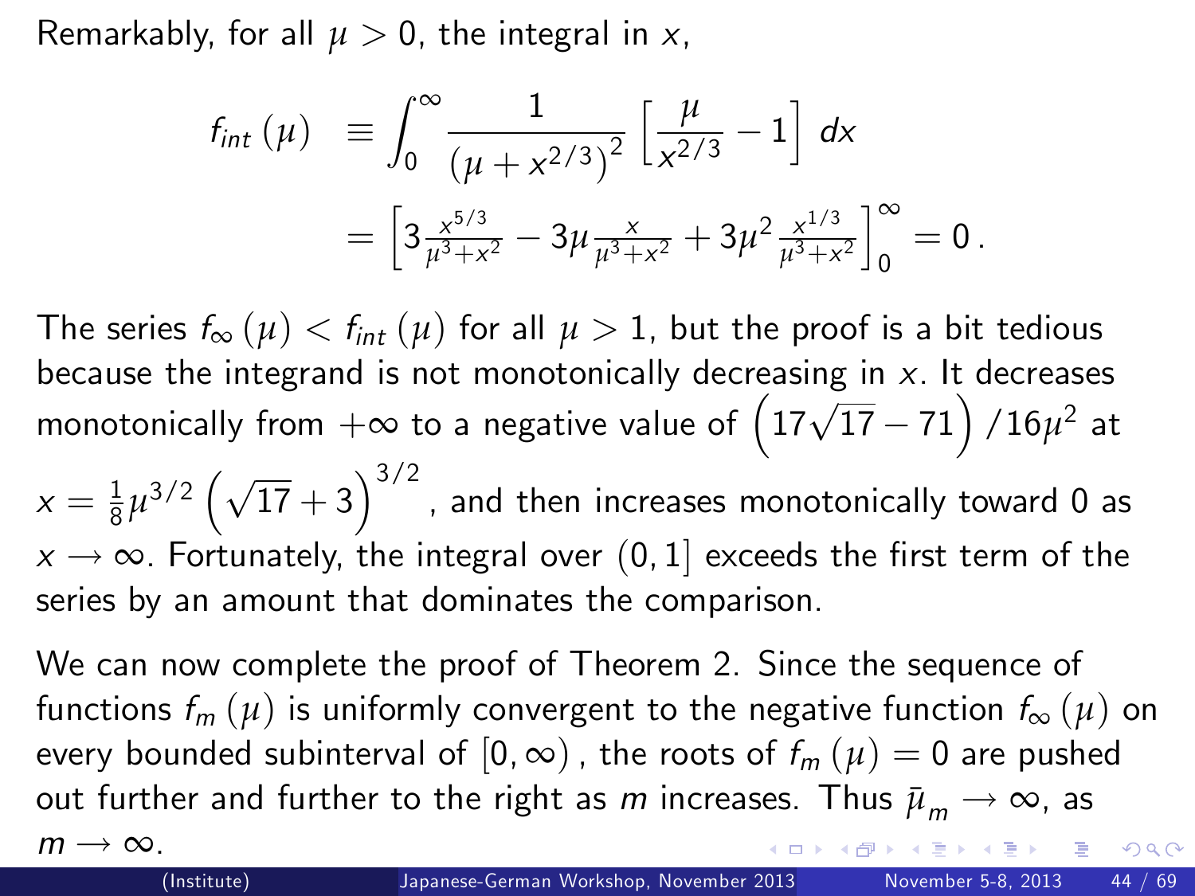Remarkably, for all $\mu > 0$, the integral in $x$,

$$
\begin{aligned}
f_{int}(\mu) &\equiv \int_0^\infty \frac{1}{\left(\mu + x^{2/3}\right)^2}\left[\frac{\mu}{x^{2/3}} - 1\right] dx \\
&= \left[3\frac{x^{5/3}}{\mu^3 + x^2} - 3\mu \frac{x}{\mu^3 + x^2} + 3\mu^2 \frac{x^{1/3}}{\mu^3 + x^2}\right]_0^\infty = 0\,.
\end{aligned}
$$

The series $f_\infty(\mu) < f_{int}(\mu)$ for all $\mu > 1$, but the proof is a bit tedious because the integrand is not monotonically decreasing in $x$. It decreases monotonically from $+\infty$ to a negative value of $\left(17\sqrt{17} - 71\right)/16\mu^2$ at $x = \frac{1}{8}\mu^{3/2}\left(\sqrt{17} + 3\right)^{3/2}$, and then increases monotonically toward 0 as $x \to \infty$. Fortunately, the integral over $(0, 1]$ exceeds the first term of the series by an amount that dominates the comparison.

We can now complete the proof of Theorem 2. Since the sequence of functions $f_m(\mu)$ is uniformly convergent to the negative function $f_\infty(\mu)$ on every bounded subinterval of $[0, \infty)$, the roots of $f_m(\mu) = 0$ are pushed out further and further to the right as $m$ increases. Thus $\bar{\mu}_m \to \infty$, as $m \to \infty$.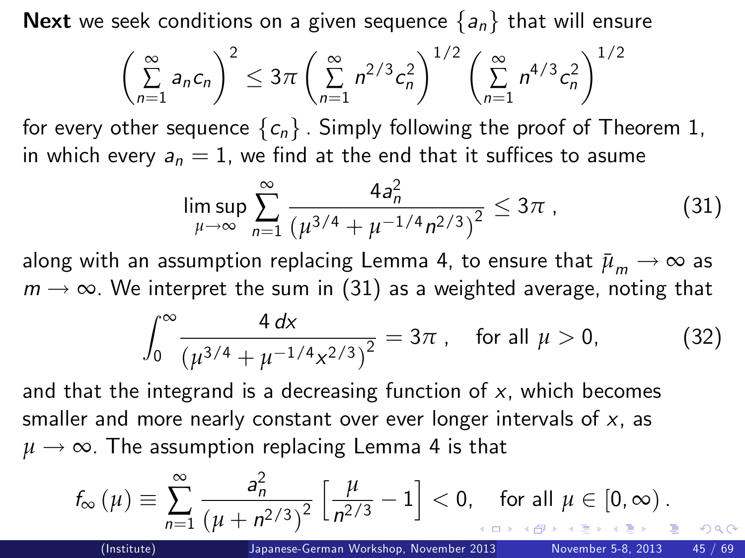**Next** we seek conditions on a given sequence $\{a_n\}$ that will ensure

$$\left(\sum_{n=1}^{\infty} a_n c_n\right)^2 \leq 3\pi \left(\sum_{n=1}^{\infty} n^{2/3} c_n^2\right)^{1/2} \left(\sum_{n=1}^{\infty} n^{4/3} c_n^2\right)^{1/2}$$

for every other sequence $\{c_n\}$. Simply following the proof of Theorem 1, in which every $a_n = 1$, we find at the end that it suffices to asume

$$\limsup_{\mu\to\infty} \sum_{n=1}^{\infty} \frac{4a_n^2}{\left(\mu^{3/4} + \mu^{-1/4} n^{2/3}\right)^2} \leq 3\pi \, , \tag{31}$$

along with an assumption replacing Lemma 4, to ensure that $\bar{\mu}_m \to \infty$ as $m \to \infty$. We interpret the sum in (31) as a weighted average, noting that

$$\int_0^\infty \frac{4\,dx}{\left(\mu^{3/4} + \mu^{-1/4} x^{2/3}\right)^2} = 3\pi \, , \quad \text{for all } \mu > 0, \tag{32}$$

and that the integrand is a decreasing function of $x$, which becomes smaller and more nearly constant over ever longer intervals of $x$, as $\mu \to \infty$. The assumption replacing Lemma 4 is that

$$f_\infty(\mu) \equiv \sum_{n=1}^{\infty} \frac{a_n^2}{\left(\mu + n^{2/3}\right)^2} \left[\frac{\mu}{n^{2/3}} - 1\right] < 0, \quad \text{for all } \mu \in [0, \infty) \, .$$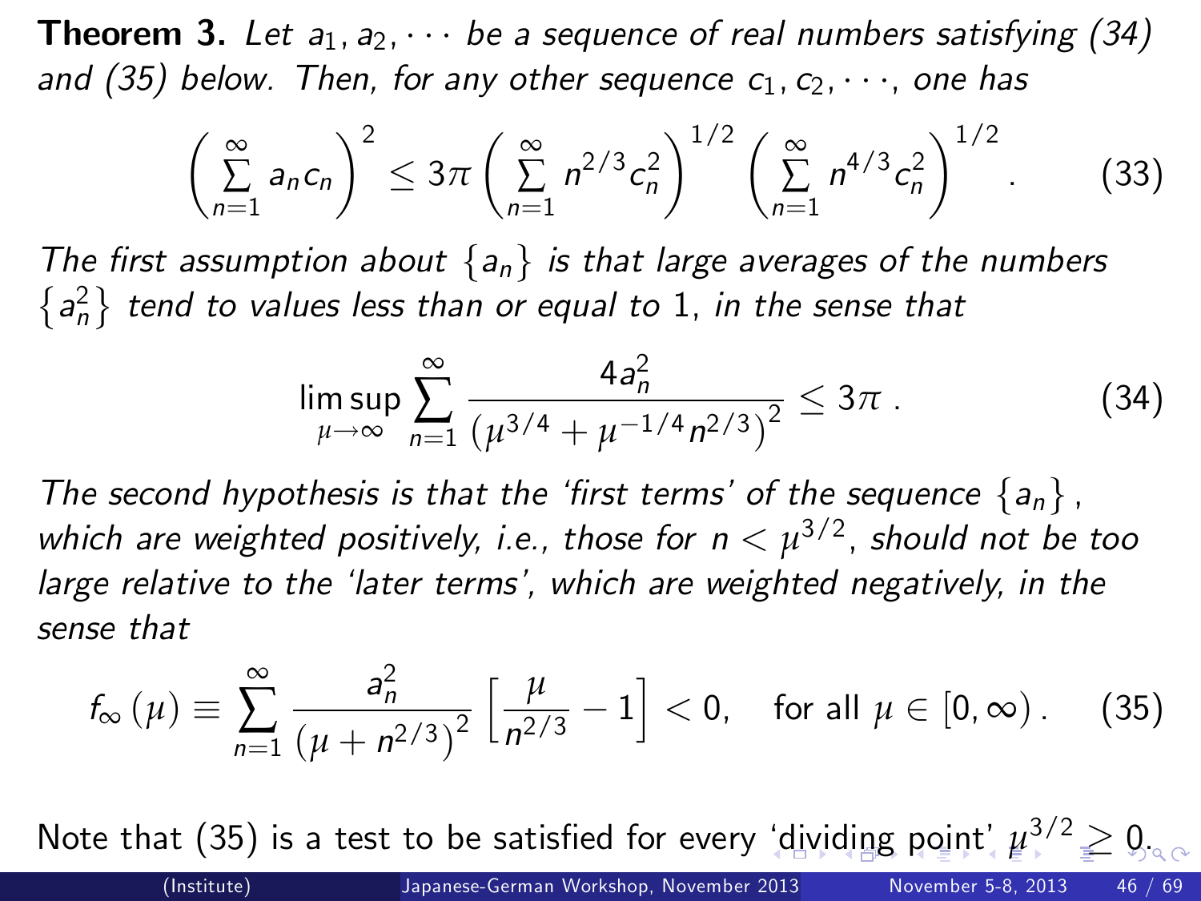**Theorem 3.** *Let $a_1, a_2, \cdots$ be a sequence of real numbers satisfying (34) and (35) below. Then, for any other sequence $c_1, c_2, \cdots$, one has*

$$\left(\sum_{n=1}^{\infty} a_n c_n\right)^2 \leq 3\pi \left(\sum_{n=1}^{\infty} n^{2/3} c_n^2\right)^{1/2} \left(\sum_{n=1}^{\infty} n^{4/3} c_n^2\right)^{1/2} . \quad (33)$$

*The first assumption about $\{a_n\}$ is that large averages of the numbers $\{a_n^2\}$ tend to values less than or equal to 1, in the sense that*

$$\limsup_{\mu \to \infty} \sum_{n=1}^{\infty} \frac{4a_n^2}{\left(\mu^{3/4} + \mu^{-1/4} n^{2/3}\right)^2} \leq 3\pi \, . \quad (34)$$

*The second hypothesis is that the 'first terms' of the sequence $\{a_n\}$, which are weighted positively, i.e., those for $n < \mu^{3/2}$, should not be too large relative to the 'later terms', which are weighted negatively, in the sense that*

$$f_\infty(\mu) \equiv \sum_{n=1}^{\infty} \frac{a_n^2}{\left(\mu + n^{2/3}\right)^2} \left[\frac{\mu}{n^{2/3}} - 1\right] < 0, \quad \text{for all } \mu \in [0, \infty) \, . \quad (35)$$

Note that (35) is a test to be satisfied for every 'dividing point' $\mu^{3/2} \geq 0$.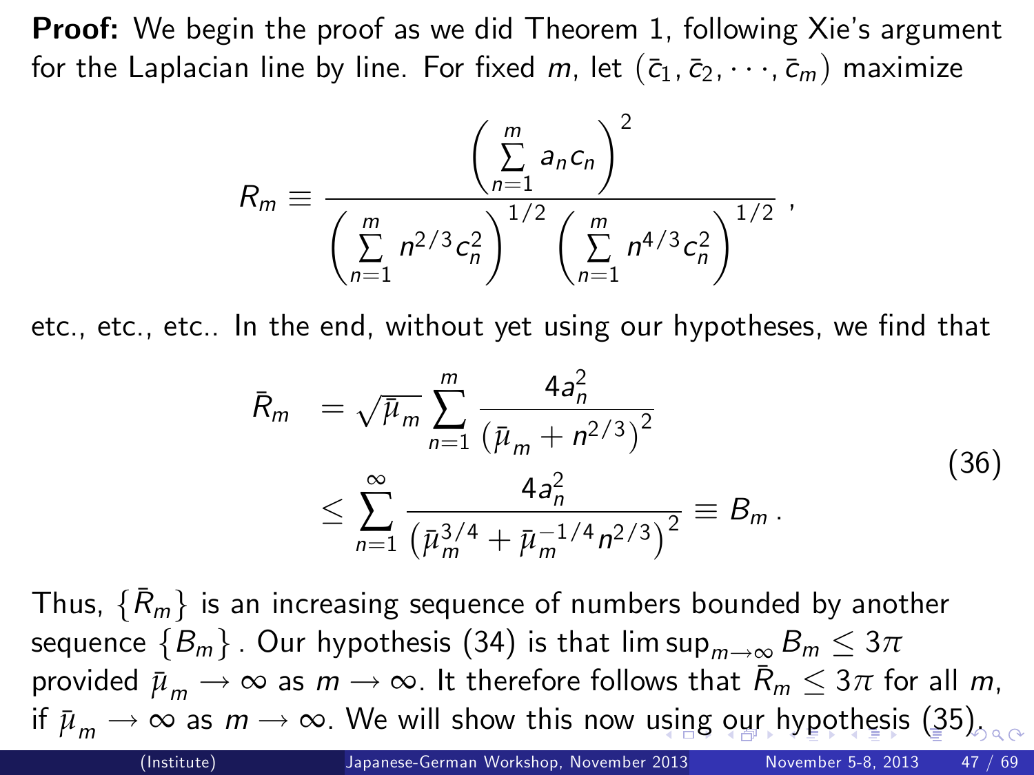**Proof:** We begin the proof as we did Theorem 1, following Xie's argument for the Laplacian line by line. For fixed $m$, let $(\bar{c}_1, \bar{c}_2, \cdots, \bar{c}_m)$ maximize

$$R_m \equiv \frac{\left(\sum_{n=1}^{m} a_n c_n\right)^2}{\left(\sum_{n=1}^{m} n^{2/3} c_n^2\right)^{1/2} \left(\sum_{n=1}^{m} n^{4/3} c_n^2\right)^{1/2}},$$

etc., etc., etc.. In the end, without yet using our hypotheses, we find that

$$\begin{aligned} \bar{R}_m &= \sqrt{\bar{\mu}_m} \sum_{n=1}^{m} \frac{4a_n^2}{\left(\bar{\mu}_m + n^{2/3}\right)^2} \\ &\leq \sum_{n=1}^{\infty} \frac{4a_n^2}{\left(\bar{\mu}_m^{3/4} + \bar{\mu}_m^{-1/4} n^{2/3}\right)^2} \equiv B_m \,. \end{aligned} \tag{36}$$

Thus, $\{\bar{R}_m\}$ is an increasing sequence of numbers bounded by another sequence $\{B_m\}$ . Our hypothesis (34) is that $\limsup_{m\to\infty} B_m \leq 3\pi$ provided $\bar{\mu}_m \to \infty$ as $m \to \infty$. It therefore follows that $\bar{R}_m \leq 3\pi$ for all $m$, if $\bar{\mu}_m \to \infty$ as $m \to \infty$. We will show this now using our hypothesis (35).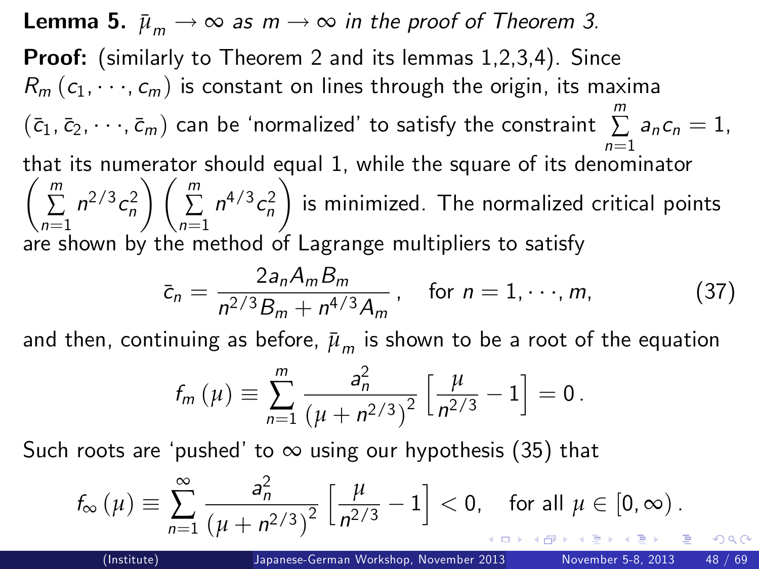**Lemma 5.** *$\bar{\mu}_m \to \infty$ as $m \to \infty$ in the proof of Theorem 3.*

**Proof:** (similarly to Theorem 2 and its lemmas 1,2,3,4). Since $R_m(c_1, \cdots, c_m)$ is constant on lines through the origin, its maxima $(\bar{c}_1, \bar{c}_2, \cdots, \bar{c}_m)$ can be 'normalized' to satisfy the constraint $\sum_{n=1}^{m} a_n c_n = 1$, that its numerator should equal 1, while the square of its denominator $\left(\sum_{n=1}^{m} n^{2/3} c_n^2\right)\left(\sum_{n=1}^{m} n^{4/3} c_n^2\right)$ is minimized. The normalized critical points are shown by the method of Lagrange multipliers to satisfy

$$\bar{c}_n = \frac{2 a_n A_m B_m}{n^{2/3} B_m + n^{4/3} A_m}, \quad \text{for } n = 1, \cdots, m, \tag{37}$$

and then, continuing as before, $\bar{\mu}_m$ is shown to be a root of the equation

$$f_m(\mu) \equiv \sum_{n=1}^{m} \frac{a_n^2}{\left(\mu + n^{2/3}\right)^2} \left[\frac{\mu}{n^{2/3}} - 1\right] = 0 .$$

Such roots are 'pushed' to $\infty$ using our hypothesis (35) that

$$f_\infty(\mu) \equiv \sum_{n=1}^{\infty} \frac{a_n^2}{\left(\mu + n^{2/3}\right)^2} \left[\frac{\mu}{n^{2/3}} - 1\right] < 0, \quad \text{for all } \mu \in [0, \infty) .$$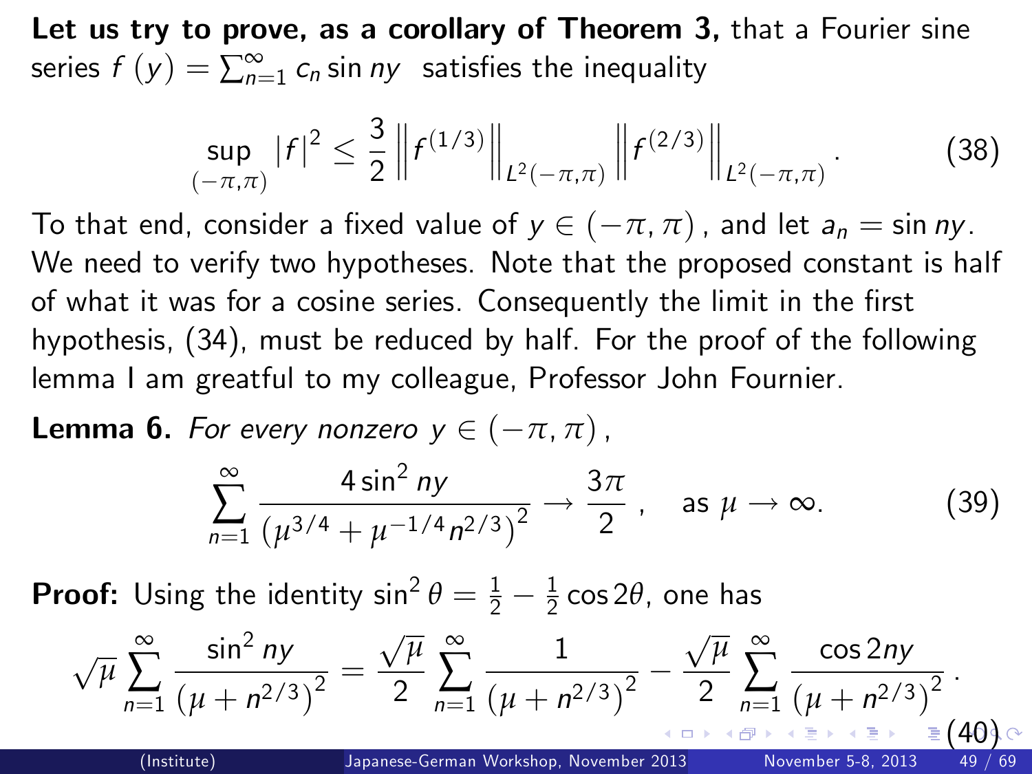**Let us try to prove, as a corollary of Theorem 3,** that a Fourier sine series $f(y) = \sum_{n=1}^{\infty} c_n \sin ny$ satisfies the inequality

$$\sup_{(-\pi,\pi)} |f|^2 \leq \frac{3}{2} \left\| f^{(1/3)} \right\|_{L^2(-\pi,\pi)} \left\| f^{(2/3)} \right\|_{L^2(-\pi,\pi)}. \tag{38}$$

To that end, consider a fixed value of $y \in (-\pi, \pi)$, and let $a_n = \sin ny$. We need to verify two hypotheses. Note that the proposed constant is half of what it was for a cosine series. Consequently the limit in the first hypothesis, (34), must be reduced by half. For the proof of the following lemma I am greatful to my colleague, Professor John Fournier.

**Lemma 6.** *For every nonzero $y \in (-\pi, \pi)$,*

$$\sum_{n=1}^{\infty} \frac{4 \sin^2 ny}{\left(\mu^{3/4} + \mu^{-1/4} n^{2/3}\right)^2} \to \frac{3\pi}{2}, \quad \text{as } \mu \to \infty. \tag{39}$$

**Proof:** Using the identity $\sin^2 \theta = \frac{1}{2} - \frac{1}{2} \cos 2\theta$, one has

$$\sqrt{\mu} \sum_{n=1}^{\infty} \frac{\sin^2 ny}{\left(\mu + n^{2/3}\right)^2} = \frac{\sqrt{\mu}}{2} \sum_{n=1}^{\infty} \frac{1}{\left(\mu + n^{2/3}\right)^2} - \frac{\sqrt{\mu}}{2} \sum_{n=1}^{\infty} \frac{\cos 2ny}{\left(\mu + n^{2/3}\right)^2}. \tag{40}$$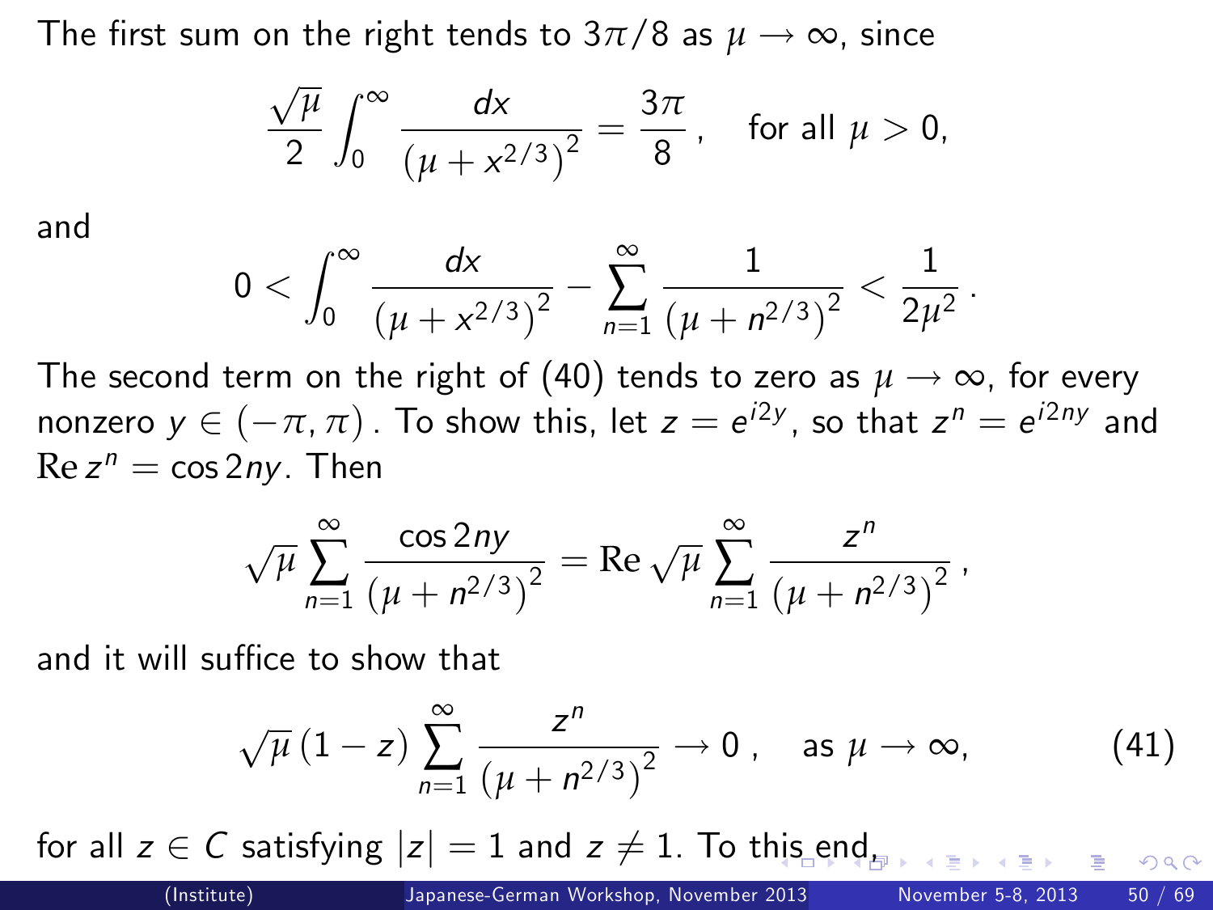The first sum on the right tends to $3\pi/8$ as $\mu \to \infty$, since

$$\frac{\sqrt{\mu}}{2} \int_0^\infty \frac{dx}{\left(\mu + x^{2/3}\right)^2} = \frac{3\pi}{8}, \quad \text{for all } \mu > 0,$$

and

$$0 < \int_0^\infty \frac{dx}{\left(\mu + x^{2/3}\right)^2} - \sum_{n=1}^\infty \frac{1}{\left(\mu + n^{2/3}\right)^2} < \frac{1}{2\mu^2}.$$

The second term on the right of (40) tends to zero as $\mu \to \infty$, for every nonzero $y \in (-\pi, \pi)$. To show this, let $z = e^{i2y}$, so that $z^n = e^{i2ny}$ and $\mathrm{Re}\, z^n = \cos 2ny$. Then

$$\sqrt{\mu} \sum_{n=1}^\infty \frac{\cos 2ny}{\left(\mu + n^{2/3}\right)^2} = \mathrm{Re}\, \sqrt{\mu} \sum_{n=1}^\infty \frac{z^n}{\left(\mu + n^{2/3}\right)^2},$$

and it will suffice to show that

$$\sqrt{\mu}\,(1 - z) \sum_{n=1}^\infty \frac{z^n}{\left(\mu + n^{2/3}\right)^2} \to 0, \quad \text{as } \mu \to \infty, \tag{41}$$

for all $z \in C$ satisfying $|z| = 1$ and $z \neq 1$. To this end,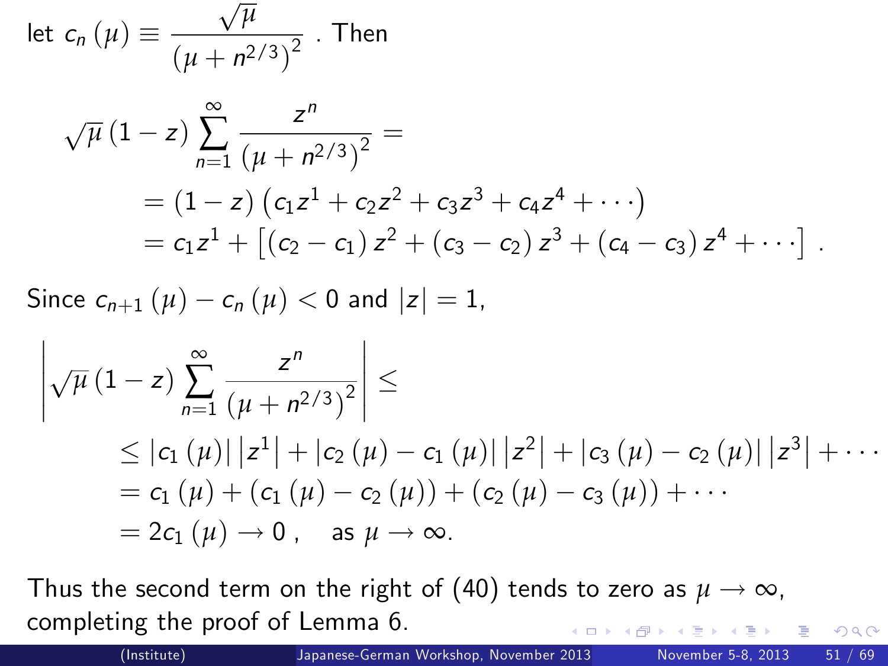let $c_n(\mu) \equiv \dfrac{\sqrt{\mu}}{\left(\mu + n^{2/3}\right)^2}$ . Then

$$
\begin{aligned}
\sqrt{\mu}\,(1 - z) \sum_{n=1}^{\infty} \frac{z^n}{\left(\mu + n^{2/3}\right)^2} &= \\
&= (1 - z)\left(c_1 z^1 + c_2 z^2 + c_3 z^3 + c_4 z^4 + \cdots\right) \\
&= c_1 z^1 + \left[(c_2 - c_1) z^2 + (c_3 - c_2) z^3 + (c_4 - c_3) z^4 + \cdots\right] .
\end{aligned}
$$

Since $c_{n+1}(\mu) - c_n(\mu) < 0$ and $|z| = 1$,

$$
\begin{aligned}
\left|\sqrt{\mu}\,(1 - z) \sum_{n=1}^{\infty} \frac{z^n}{\left(\mu + n^{2/3}\right)^2}\right| &\leq \\
&\leq |c_1(\mu)|\left|z^1\right| + |c_2(\mu) - c_1(\mu)|\left|z^2\right| + |c_3(\mu) - c_2(\mu)|\left|z^3\right| + \cdots \\
&= c_1(\mu) + (c_1(\mu) - c_2(\mu)) + (c_2(\mu) - c_3(\mu)) + \cdots \\
&= 2c_1(\mu) \to 0\,, \quad \text{as } \mu \to \infty.
\end{aligned}
$$

Thus the second term on the right of (40) tends to zero as $\mu \to \infty$, completing the proof of Lemma 6.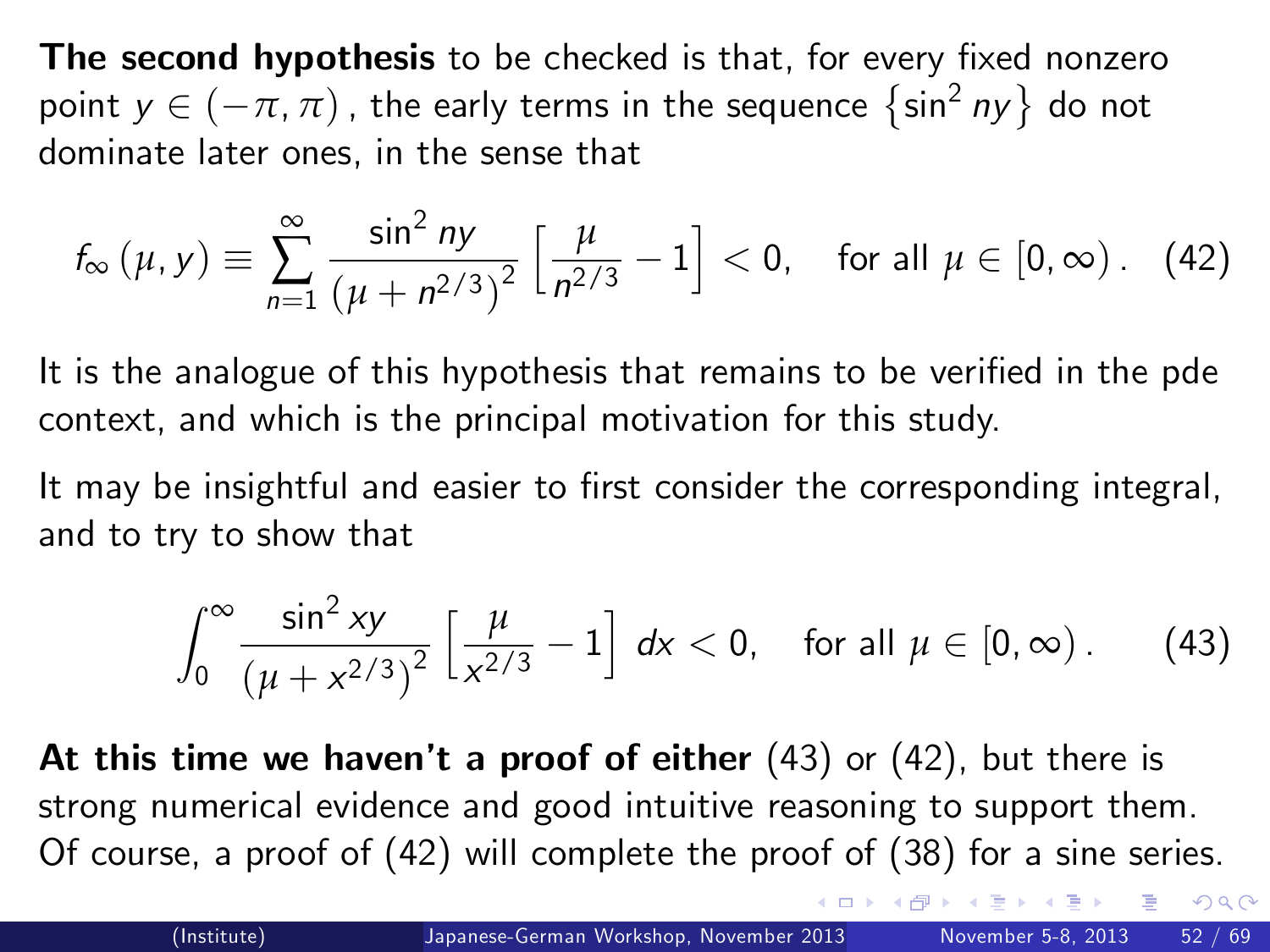**The second hypothesis** to be checked is that, for every fixed nonzero point $y \in (-\pi, \pi)$, the early terms in the sequence $\left\{\sin^2 ny\right\}$ do not dominate later ones, in the sense that

$$f_\infty(\mu, y) \equiv \sum_{n=1}^{\infty} \frac{\sin^2 ny}{\left(\mu + n^{2/3}\right)^2} \left[\frac{\mu}{n^{2/3}} - 1\right] < 0, \quad \text{for all } \mu \in [0, \infty). \quad (42)$$

It is the analogue of this hypothesis that remains to be verified in the pde context, and which is the principal motivation for this study.

It may be insightful and easier to first consider the corresponding integral, and to try to show that

$$\int_0^\infty \frac{\sin^2 xy}{\left(\mu + x^{2/3}\right)^2} \left[\frac{\mu}{x^{2/3}} - 1\right] dx < 0, \quad \text{for all } \mu \in [0, \infty). \quad (43)$$

**At this time we haven't a proof of either** (43) or (42), but there is strong numerical evidence and good intuitive reasoning to support them. Of course, a proof of (42) will complete the proof of (38) for a sine series.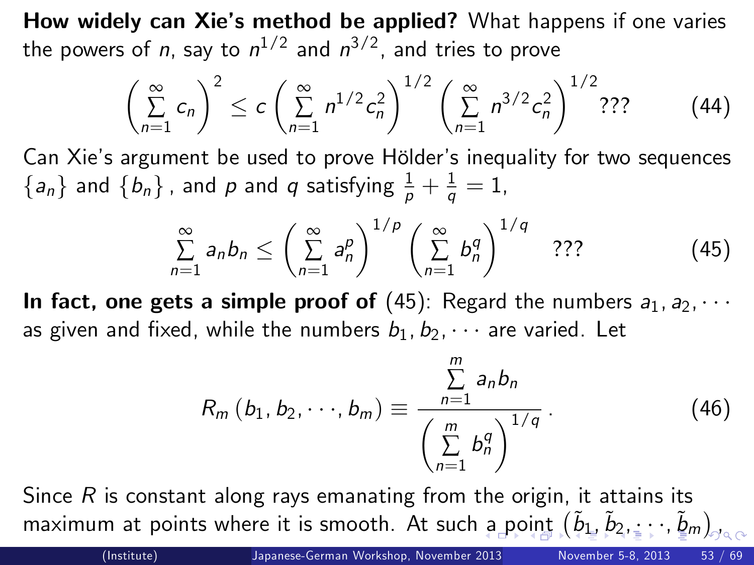**How widely can Xie's method be applied?** What happens if one varies the powers of $n$, say to $n^{1/2}$ and $n^{3/2}$, and tries to prove

$$\left(\sum_{n=1}^{\infty} c_n\right)^2 \leq c\left(\sum_{n=1}^{\infty} n^{1/2} c_n^2\right)^{1/2}\left(\sum_{n=1}^{\infty} n^{3/2} c_n^2\right)^{1/2} ??? \tag{44}$$

Can Xie's argument be used to prove Hölder's inequality for two sequences $\{a_n\}$ and $\{b_n\}$, and $p$ and $q$ satisfying $\frac{1}{p}+\frac{1}{q}=1$,

$$\sum_{n=1}^{\infty} a_n b_n \leq \left(\sum_{n=1}^{\infty} a_n^p\right)^{1/p}\left(\sum_{n=1}^{\infty} b_n^q\right)^{1/q} \quad ??? \tag{45}$$

**In fact, one gets a simple proof of** (45): Regard the numbers $a_1, a_2, \cdots$ as given and fixed, while the numbers $b_1, b_2, \cdots$ are varied. Let

$$R_m\left(b_1, b_2, \cdots, b_m\right) \equiv \frac{\sum_{n=1}^{m} a_n b_n}{\left(\sum_{n=1}^{m} b_n^q\right)^{1/q}}. \tag{46}$$

Since $R$ is constant along rays emanating from the origin, it attains its maximum at points where it is smooth. At such a point $\left(\tilde{b}_1, \tilde{b}_2, \cdots, \tilde{b}_m\right)$,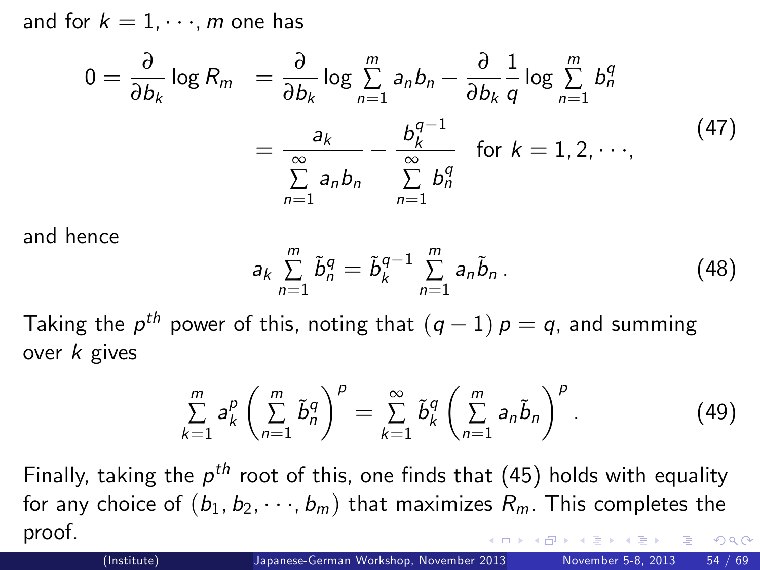and for $k = 1, \cdots, m$ one has

$$
\begin{aligned}
0 = \frac{\partial}{\partial b_k} \log R_m \quad &= \frac{\partial}{\partial b_k} \log \sum_{n=1}^{m} a_n b_n - \frac{\partial}{\partial b_k} \frac{1}{q} \log \sum_{n=1}^{m} b_n^q \\
&= \frac{a_k}{\sum_{n=1}^{\infty} a_n b_n} - \frac{b_k^{q-1}}{\sum_{n=1}^{\infty} b_n^q} \quad \text{for } k = 1, 2, \cdots,
\end{aligned}
\tag{47}
$$

and hence

$$
a_k \sum_{n=1}^{m} \tilde{b}_n^q = \tilde{b}_k^{q-1} \sum_{n=1}^{m} a_n \tilde{b}_n \, . \tag{48}
$$

Taking the $p^{th}$ power of this, noting that $(q-1)\,p = q$, and summing over $k$ gives

$$
\sum_{k=1}^{m} a_k^p \left( \sum_{n=1}^{m} \tilde{b}_n^q \right)^p = \sum_{k=1}^{\infty} \tilde{b}_k^q \left( \sum_{n=1}^{m} a_n \tilde{b}_n \right)^p . \tag{49}
$$

Finally, taking the $p^{th}$ root of this, one finds that (45) holds with equality for any choice of $(b_1, b_2, \cdots, b_m)$ that maximizes $R_m$. This completes the proof.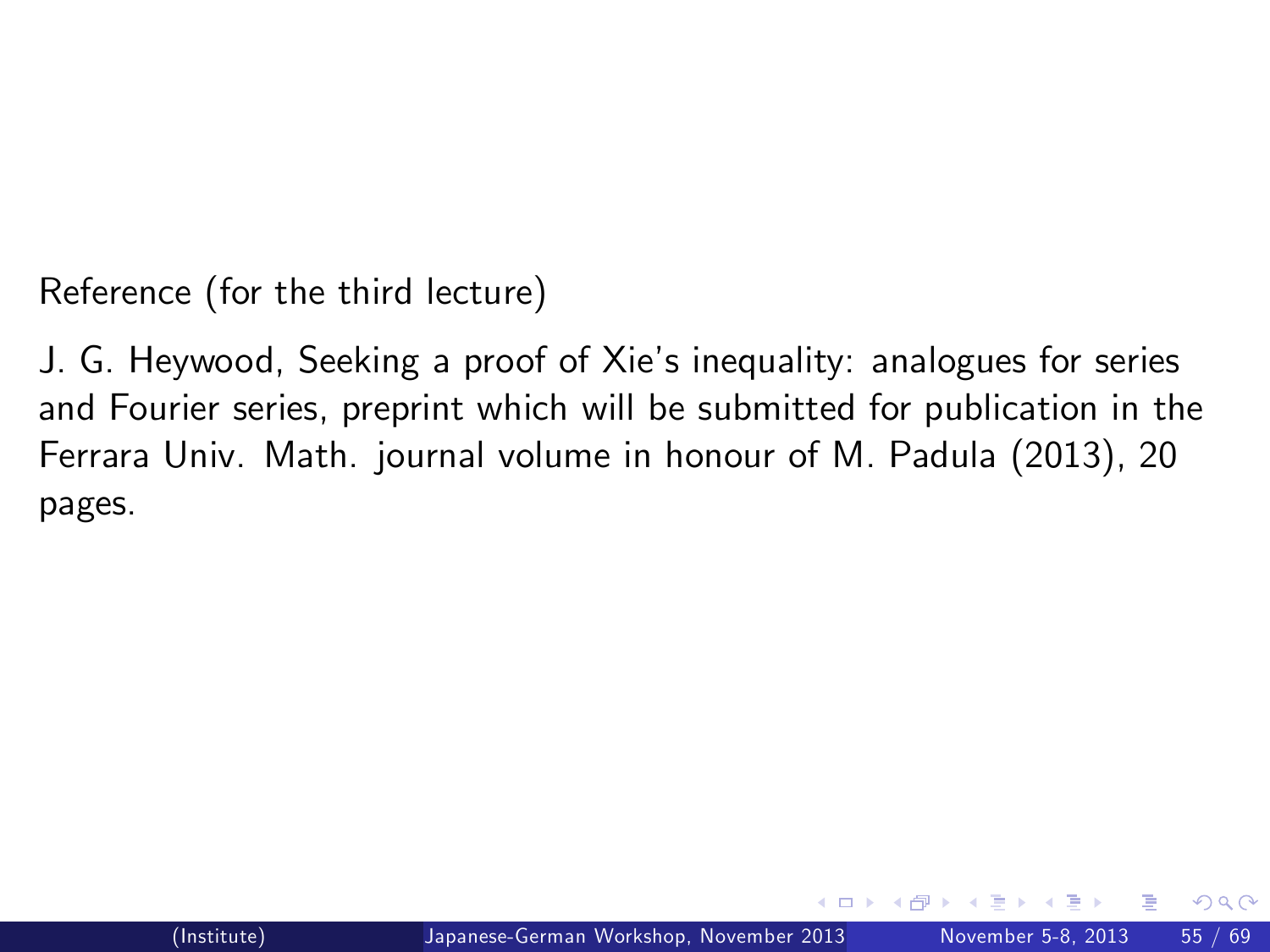Reference (for the third lecture)

J. G. Heywood, Seeking a proof of Xie's inequality: analogues for series and Fourier series, preprint which will be submitted for publication in the Ferrara Univ. Math. journal volume in honour of M. Padula (2013), 20 pages.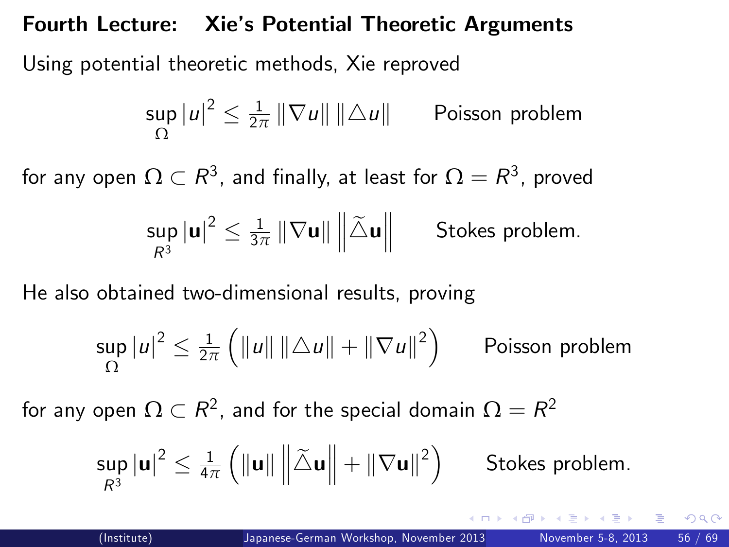# Fourth Lecture: Xie's Potential Theoretic Arguments

Using potential theoretic methods, Xie reproved

$$\sup_{\Omega} |u|^2 \leq \tfrac{1}{2\pi} \|\nabla u\| \, \|\triangle u\| \qquad \text{Poisson problem}$$

for any open $\Omega \subset R^3$, and finally, at least for $\Omega = R^3$, proved

$$\sup_{R^3} |\mathbf{u}|^2 \leq \tfrac{1}{3\pi} \|\nabla \mathbf{u}\| \left\| \widetilde{\triangle} \mathbf{u} \right\| \qquad \text{Stokes problem.}$$

He also obtained two-dimensional results, proving

$$\sup_{\Omega} |u|^2 \leq \tfrac{1}{2\pi} \left( \|u\| \, \|\triangle u\| + \|\nabla u\|^2 \right) \qquad \text{Poisson problem}$$

for any open $\Omega \subset R^2$, and for the special domain $\Omega = R^2$

$$\sup_{R^3} |\mathbf{u}|^2 \leq \tfrac{1}{4\pi} \left( \|\mathbf{u}\| \left\| \widetilde{\triangle} \mathbf{u} \right\| + \|\nabla \mathbf{u}\|^2 \right) \qquad \text{Stokes problem.}$$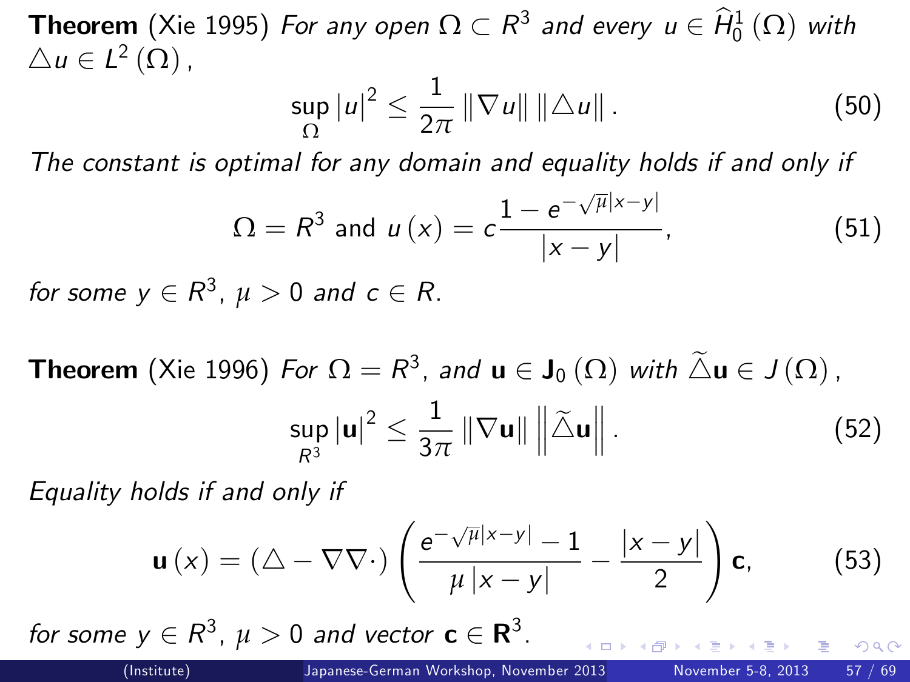**Theorem** (Xie 1995) *For any open* $\Omega \subset R^3$ *and every* $u \in \widehat{H}_0^1(\Omega)$ *with* $\triangle u \in L^2(\Omega)$,

$$\sup_{\Omega} |u|^2 \leq \frac{1}{2\pi} \|\nabla u\| \|\triangle u\|. \tag{50}$$

*The constant is optimal for any domain and equality holds if and only if*

$$\Omega = R^3 \text{ and } u(x) = c\frac{1 - e^{-\sqrt{\mu}|x-y|}}{|x-y|}, \tag{51}$$

*for some* $y \in R^3$, $\mu > 0$ *and* $c \in R$.

**Theorem** (Xie 1996) *For* $\Omega = R^3$, *and* $\mathbf{u} \in \mathbf{J}_0(\Omega)$ *with* $\widetilde{\triangle}\mathbf{u} \in J(\Omega)$,

$$\sup_{R^3} |\mathbf{u}|^2 \leq \frac{1}{3\pi} \|\nabla \mathbf{u}\| \left\|\widetilde{\triangle}\mathbf{u}\right\|. \tag{52}$$

*Equality holds if and only if*

$$\mathbf{u}(x) = (\triangle - \nabla\nabla\cdot)\left(\frac{e^{-\sqrt{\mu}|x-y|} - 1}{\mu|x-y|} - \frac{|x-y|}{2}\right)\mathbf{c}, \tag{53}$$

*for some* $y \in R^3$, $\mu > 0$ *and vector* $\mathbf{c} \in \mathbf{R}^3$.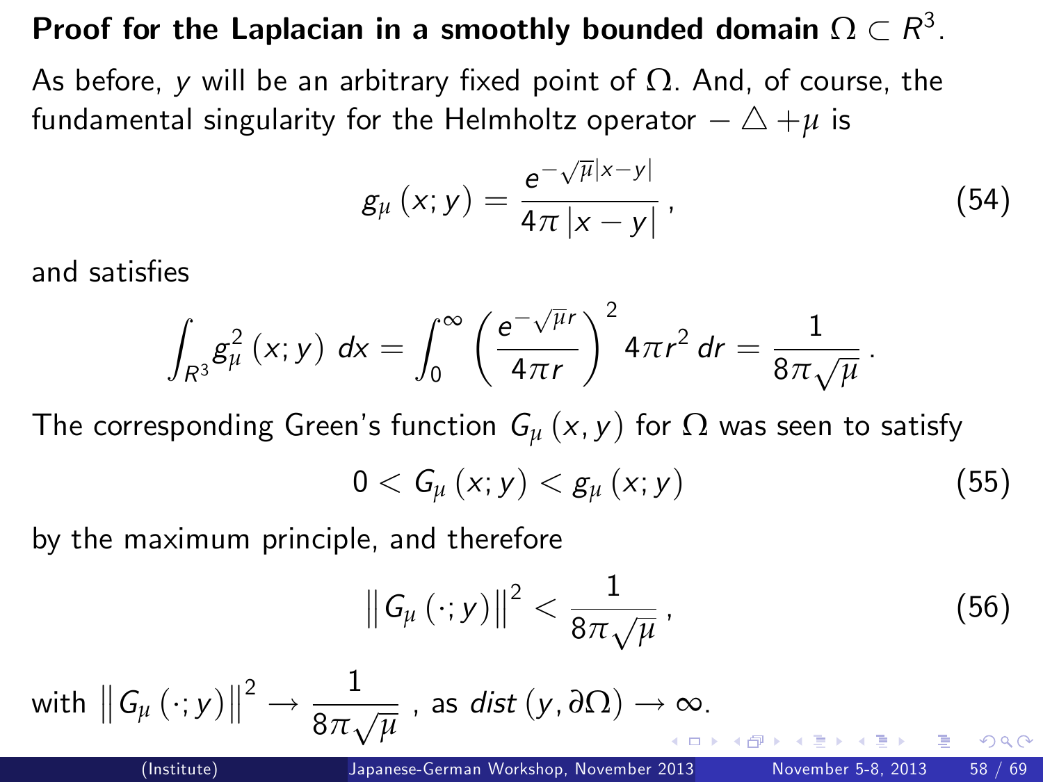## Proof for the Laplacian in a smoothly bounded domain $\Omega \subset R^3$.

As before, $y$ will be an arbitrary fixed point of $\Omega$. And, of course, the fundamental singularity for the Helmholtz operator $-\triangle + \mu$ is

$$g_\mu(x; y) = \frac{e^{-\sqrt{\mu}|x-y|}}{4\pi |x-y|}, \tag{54}$$

and satisfies

$$\int_{R^3} g_\mu^2(x; y)\, dx = \int_0^\infty \left( \frac{e^{-\sqrt{\mu} r}}{4\pi r} \right)^2 4\pi r^2\, dr = \frac{1}{8\pi\sqrt{\mu}}.$$

The corresponding Green's function $G_\mu(x, y)$ for $\Omega$ was seen to satisfy

$$0 < G_\mu(x; y) < g_\mu(x; y) \tag{55}$$

by the maximum principle, and therefore

$$\left\| G_\mu(\cdot; y) \right\|^2 < \frac{1}{8\pi\sqrt{\mu}}, \tag{56}$$

with $\left\| G_\mu(\cdot; y) \right\|^2 \to \dfrac{1}{8\pi\sqrt{\mu}}$, as $dist(y, \partial\Omega) \to \infty$.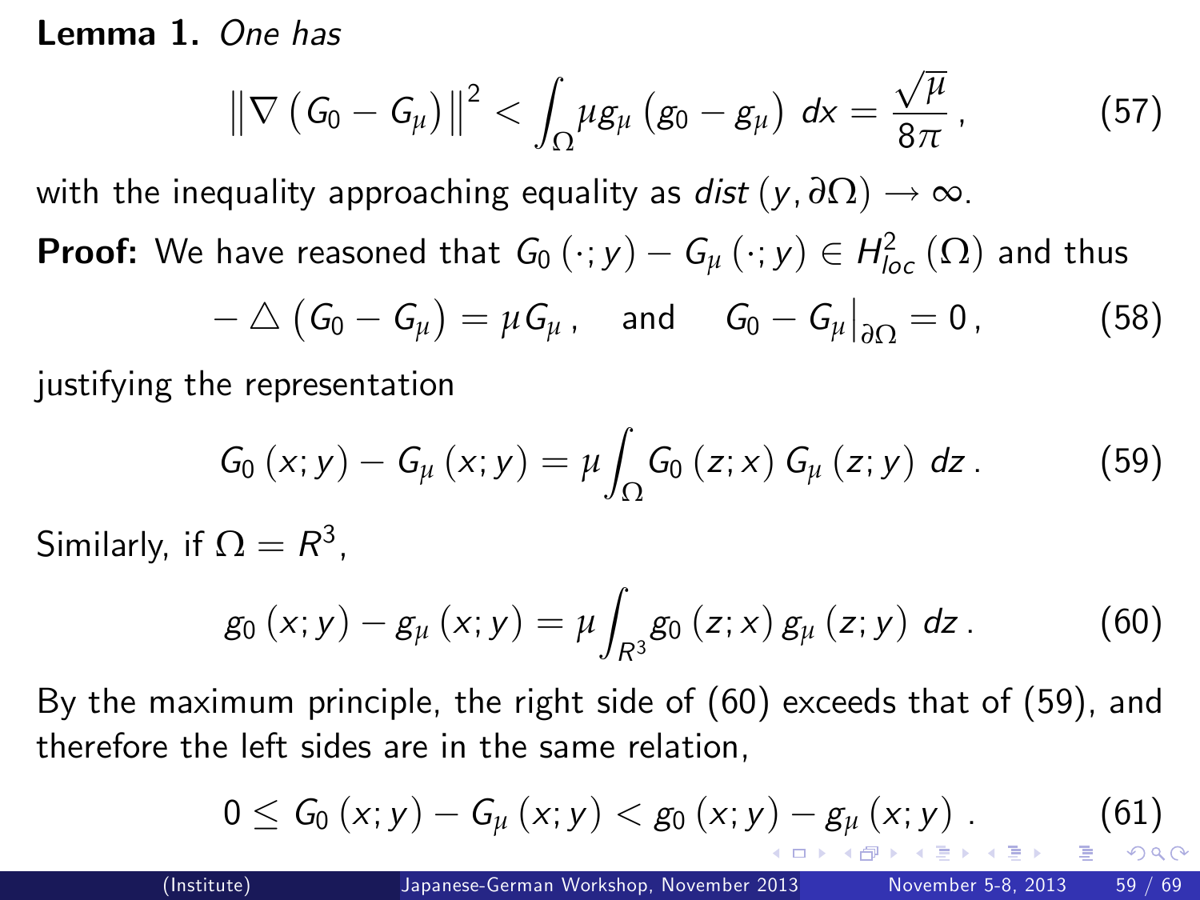**Lemma 1.** *One has*

$$\left\|\nabla\left(G_0 - G_\mu\right)\right\|^2 < \int_\Omega \mu g_\mu \left(g_0 - g_\mu\right)\, dx = \frac{\sqrt{\mu}}{8\pi}\,, \tag{57}$$

with the inequality approaching equality as $dist\,(y, \partial\Omega) \to \infty$.

**Proof:** We have reasoned that $G_0\,(\cdot; y) - G_\mu\,(\cdot; y) \in H^2_{loc}\,(\Omega)$ and thus

$$-\triangle\left(G_0 - G_\mu\right) = \mu G_\mu\,, \quad \text{and} \quad G_0 - G_\mu\big|_{\partial\Omega} = 0\,, \tag{58}$$

justifying the representation

$$G_0\,(x; y) - G_\mu\,(x; y) = \mu \int_\Omega G_0\,(z; x)\, G_\mu\,(z; y)\, dz\,. \tag{59}$$

Similarly, if $\Omega = R^3$,

$$g_0\,(x; y) - g_\mu\,(x; y) = \mu \int_{R^3} g_0\,(z; x)\, g_\mu\,(z; y)\, dz\,. \tag{60}$$

By the maximum principle, the right side of (60) exceeds that of (59), and therefore the left sides are in the same relation,

$$0 \leq G_0\,(x; y) - G_\mu\,(x; y) < g_0\,(x; y) - g_\mu\,(x; y)\,. \tag{61}$$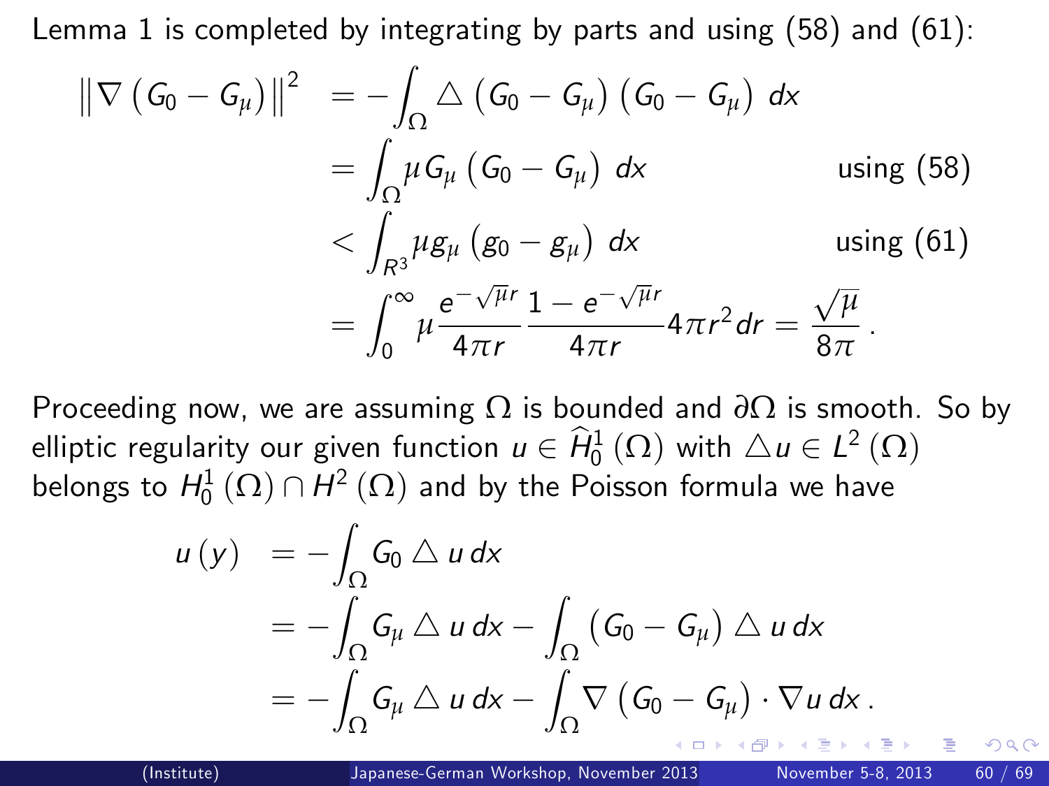Lemma 1 is completed by integrating by parts and using (58) and (61):

$$
\begin{aligned}
\left\| \nabla \left( G_0 - G_\mu \right) \right\|^2 &= -\int_\Omega \triangle \left( G_0 - G_\mu \right) \left( G_0 - G_\mu \right) \, dx \\
&= \int_\Omega \mu G_\mu \left( G_0 - G_\mu \right) \, dx \qquad \text{using (58)} \\
&< \int_{R^3} \mu g_\mu \left( g_0 - g_\mu \right) \, dx \qquad \text{using (61)} \\
&= \int_0^\infty \mu \frac{e^{-\sqrt{\mu} r}}{4\pi r} \frac{1 - e^{-\sqrt{\mu} r}}{4\pi r} 4\pi r^2 dr = \frac{\sqrt{\mu}}{8\pi} \, .
\end{aligned}
$$

Proceeding now, we are assuming $\Omega$ is bounded and $\partial\Omega$ is smooth. So by elliptic regularity our given function $u \in \widehat{H}_0^1(\Omega)$ with $\triangle u \in L^2(\Omega)$ belongs to $H_0^1(\Omega) \cap H^2(\Omega)$ and by the Poisson formula we have

$$
\begin{aligned}
u(y) &= -\int_\Omega G_0 \triangle u \, dx \\
&= -\int_\Omega G_\mu \triangle u \, dx - \int_\Omega \left( G_0 - G_\mu \right) \triangle u \, dx \\
&= -\int_\Omega G_\mu \triangle u \, dx - \int_\Omega \nabla \left( G_0 - G_\mu \right) \cdot \nabla u \, dx \, .
\end{aligned}
$$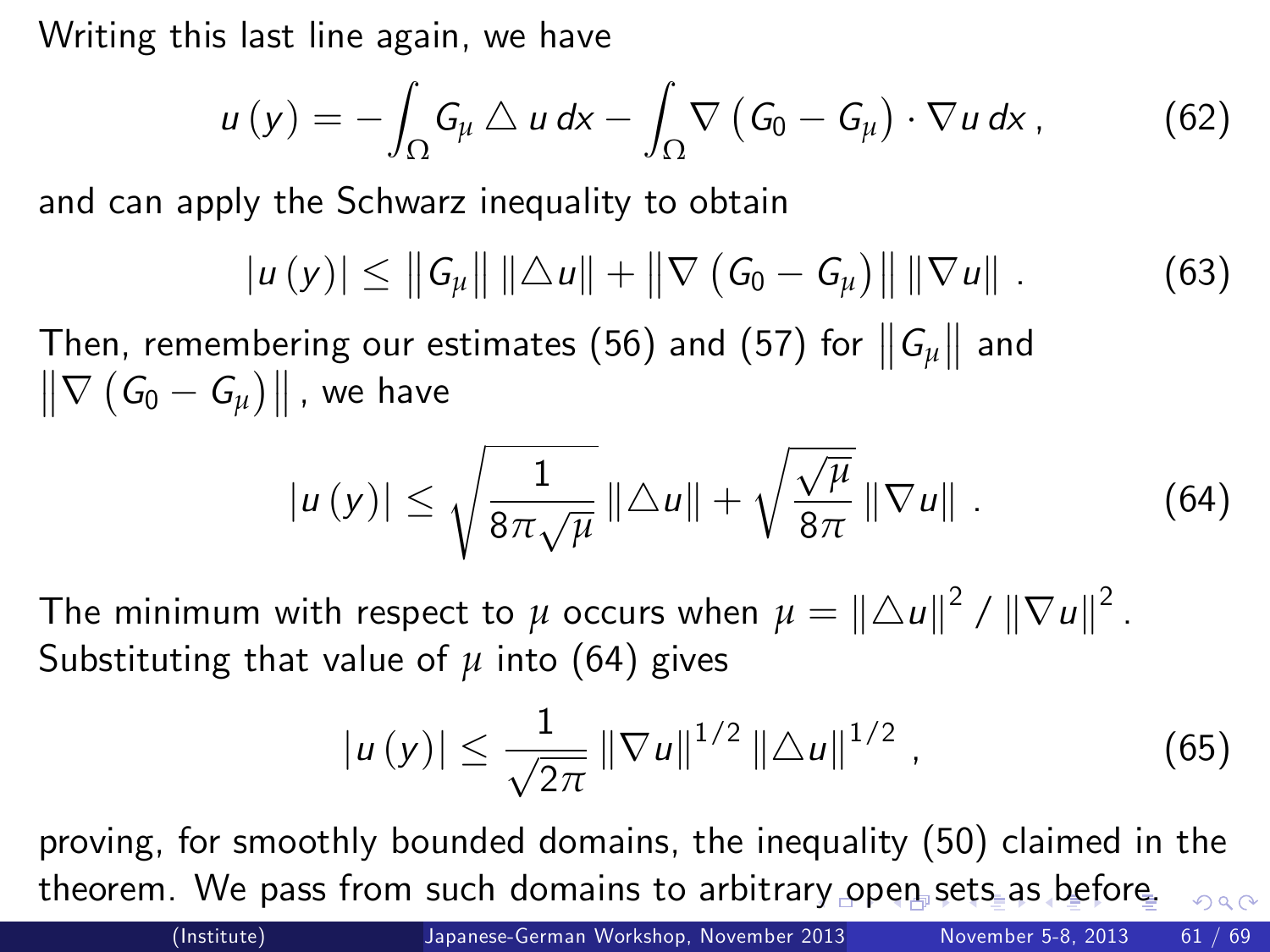Writing this last line again, we have

$$u(y) = -\int_\Omega G_\mu \triangle u \, dx - \int_\Omega \nabla \left( G_0 - G_\mu \right) \cdot \nabla u \, dx \,, \tag{62}$$

and can apply the Schwarz inequality to obtain

$$|u(y)| \leq \left\| G_\mu \right\| \left\| \triangle u \right\| + \left\| \nabla \left( G_0 - G_\mu \right) \right\| \left\| \nabla u \right\| \,. \tag{63}$$

Then, remembering our estimates (56) and (57) for $\left\| G_\mu \right\|$ and $\left\| \nabla \left( G_0 - G_\mu \right) \right\|$, we have

$$|u(y)| \leq \sqrt{\frac{1}{8\pi\sqrt{\mu}}} \left\| \triangle u \right\| + \sqrt{\frac{\sqrt{\mu}}{8\pi}} \left\| \nabla u \right\| \,. \tag{64}$$

The minimum with respect to $\mu$ occurs when $\mu = \left\| \triangle u \right\|^2 / \left\| \nabla u \right\|^2$. Substituting that value of $\mu$ into (64) gives

$$|u(y)| \leq \frac{1}{\sqrt{2\pi}} \left\| \nabla u \right\|^{1/2} \left\| \triangle u \right\|^{1/2} \,, \tag{65}$$

proving, for smoothly bounded domains, the inequality (50) claimed in the theorem. We pass from such domains to arbitrary open sets as before.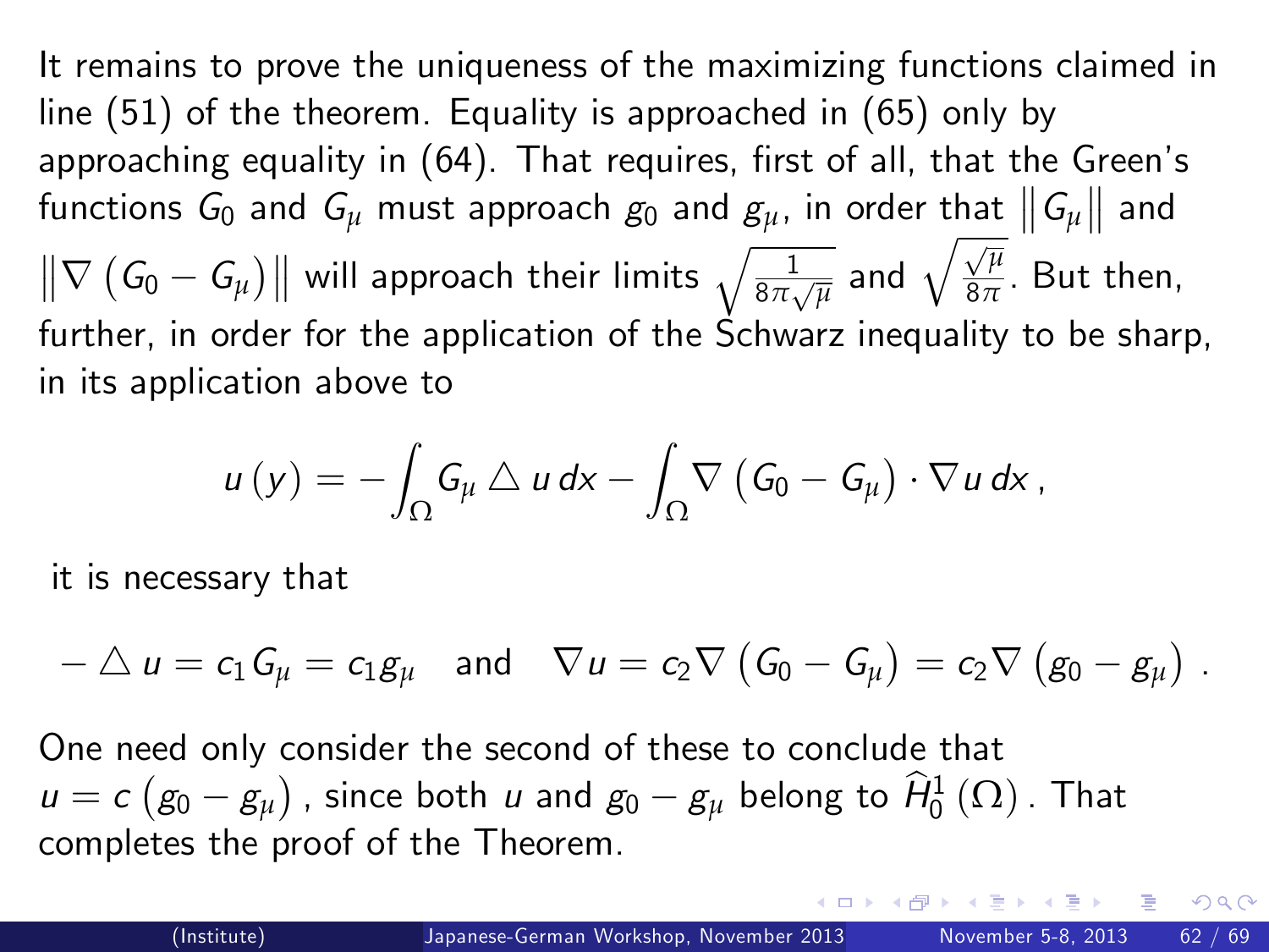It remains to prove the uniqueness of the maximizing functions claimed in line (51) of the theorem. Equality is approached in (65) only by approaching equality in (64). That requires, first of all, that the Green's functions $G_0$ and $G_\mu$ must approach $g_0$ and $g_\mu$, in order that $\left\| G_\mu \right\|$ and $\left\| \nabla \left( G_0 - G_\mu \right) \right\|$ will approach their limits $\sqrt{\frac{1}{8\pi\sqrt{\mu}}}$ and $\sqrt{\frac{\sqrt{\mu}}{8\pi}}$. But then, further, in order for the application of the Schwarz inequality to be sharp, in its application above to

$$u\left(y\right) = -\int_\Omega G_\mu \triangle u \, dx - \int_\Omega \nabla \left( G_0 - G_\mu \right) \cdot \nabla u \, dx \,,$$

it is necessary that

$$-\triangle u = c_1 G_\mu = c_1 g_\mu \quad \text{and} \quad \nabla u = c_2 \nabla \left( G_0 - G_\mu \right) = c_2 \nabla \left( g_0 - g_\mu \right) \,.$$

One need only consider the second of these to conclude that $u = c\left( g_0 - g_\mu \right)$, since both $u$ and $g_0 - g_\mu$ belong to $\widehat{H}_0^1\left(\Omega\right)$. That completes the proof of the Theorem.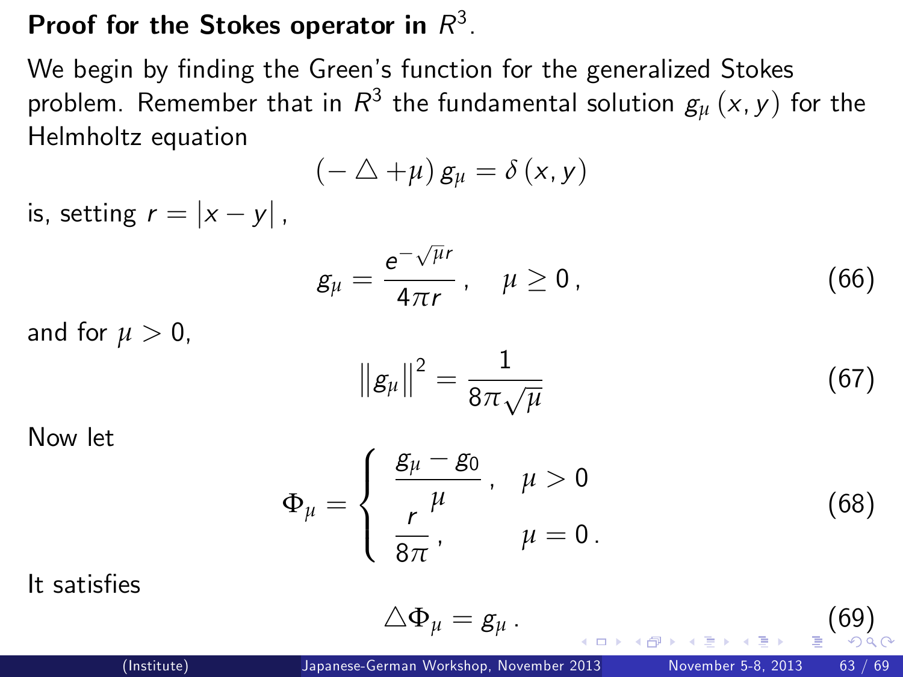### Proof for the Stokes operator in $R^3$.

We begin by finding the Green's function for the generalized Stokes problem. Remember that in $R^3$ the fundamental solution $g_\mu(x,y)$ for the Helmholtz equation

$$(-\triangle + \mu)\, g_\mu = \delta(x,y)$$

is, setting $r = |x-y|$,

$$g_\mu = \frac{e^{-\sqrt{\mu} r}}{4\pi r}, \quad \mu \geq 0, \tag{66}$$

and for $\mu > 0$,

$$\|g_\mu\|^2 = \frac{1}{8\pi\sqrt{\mu}} \tag{67}$$

Now let

$$\Phi_\mu = \begin{cases} \dfrac{g_\mu - g_0}{\mu}, & \mu > 0 \\ \dfrac{r}{8\pi}, & \mu = 0. \end{cases} \tag{68}$$

It satisfies

$$\triangle \Phi_\mu = g_\mu. \tag{69}$$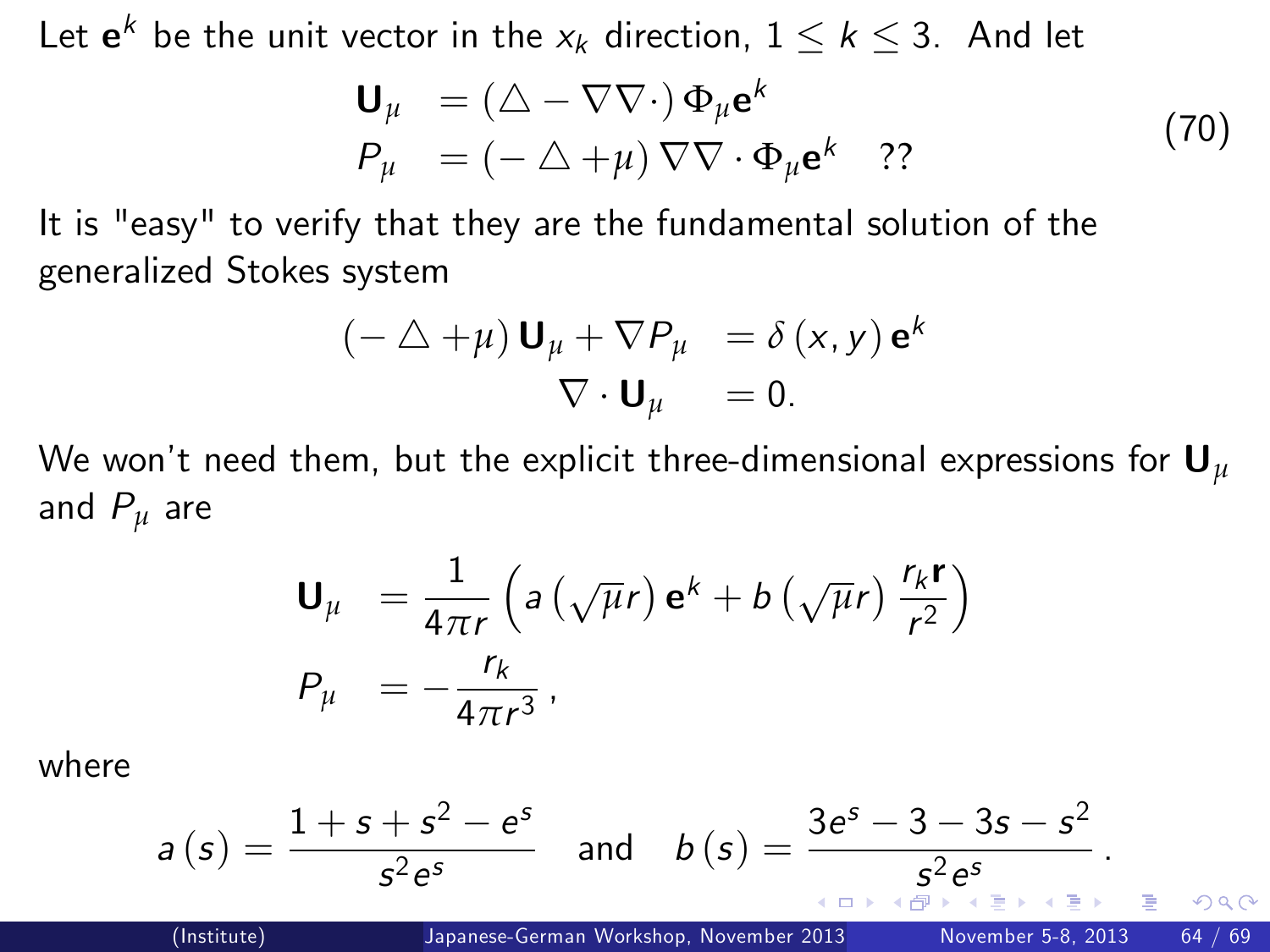Let $\mathbf{e}^k$ be the unit vector in the $x_k$ direction, $1 \leq k \leq 3$. And let

$$
\begin{aligned}
\mathbf{U}_\mu &= \left(\triangle - \nabla\nabla\cdot\right)\Phi_\mu \mathbf{e}^k \\
P_\mu &= \left(-\triangle + \mu\right)\nabla\nabla\cdot\Phi_\mu \mathbf{e}^k \quad ??
\end{aligned}
\tag{70}
$$

It is "easy" to verify that they are the fundamental solution of the generalized Stokes system

$$
\begin{aligned}
\left(-\triangle + \mu\right)\mathbf{U}_\mu + \nabla P_\mu &= \delta\left(x, y\right)\mathbf{e}^k \\
\nabla \cdot \mathbf{U}_\mu &= 0.
\end{aligned}
$$

We won't need them, but the explicit three-dimensional expressions for $\mathbf{U}_\mu$ and $P_\mu$ are

$$
\begin{aligned}
\mathbf{U}_\mu &= \frac{1}{4\pi r}\left(a\left(\sqrt{\mu}r\right)\mathbf{e}^k + b\left(\sqrt{\mu}r\right)\frac{r_k \mathbf{r}}{r^2}\right) \\
P_\mu &= -\frac{r_k}{4\pi r^3},
\end{aligned}
$$

where

$$
a\left(s\right) = \frac{1 + s + s^2 - e^s}{s^2 e^s} \quad \text{and} \quad b\left(s\right) = \frac{3e^s - 3 - 3s - s^2}{s^2 e^s}.
$$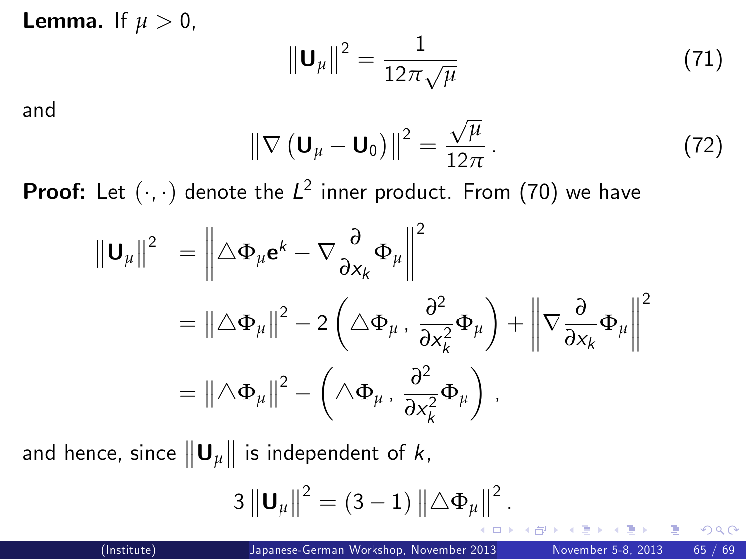**Lemma.** If $\mu > 0$,

$$\left\|\mathbf{U}_\mu\right\|^2 = \frac{1}{12\pi\sqrt{\mu}} \tag{71}$$

and

$$\left\|\nabla\left(\mathbf{U}_\mu - \mathbf{U}_0\right)\right\|^2 = \frac{\sqrt{\mu}}{12\pi}\,. \tag{72}$$

**Proof:** Let $(\cdot,\cdot)$ denote the $L^2$ inner product. From (70) we have

$$\begin{aligned}
\left\|\mathbf{U}_\mu\right\|^2 &= \left\|\triangle\Phi_\mu \mathbf{e}^k - \nabla\frac{\partial}{\partial x_k}\Phi_\mu\right\|^2 \\
&= \left\|\triangle\Phi_\mu\right\|^2 - 2\left(\triangle\Phi_\mu\,,\,\frac{\partial^2}{\partial x_k^2}\Phi_\mu\right) + \left\|\nabla\frac{\partial}{\partial x_k}\Phi_\mu\right\|^2 \\
&= \left\|\triangle\Phi_\mu\right\|^2 - \left(\triangle\Phi_\mu\,,\,\frac{\partial^2}{\partial x_k^2}\Phi_\mu\right)\,,
\end{aligned}$$

and hence, since $\left\|\mathbf{U}_\mu\right\|$ is independent of $k$,

$$3\left\|\mathbf{U}_\mu\right\|^2 = (3-1)\left\|\triangle\Phi_\mu\right\|^2.$$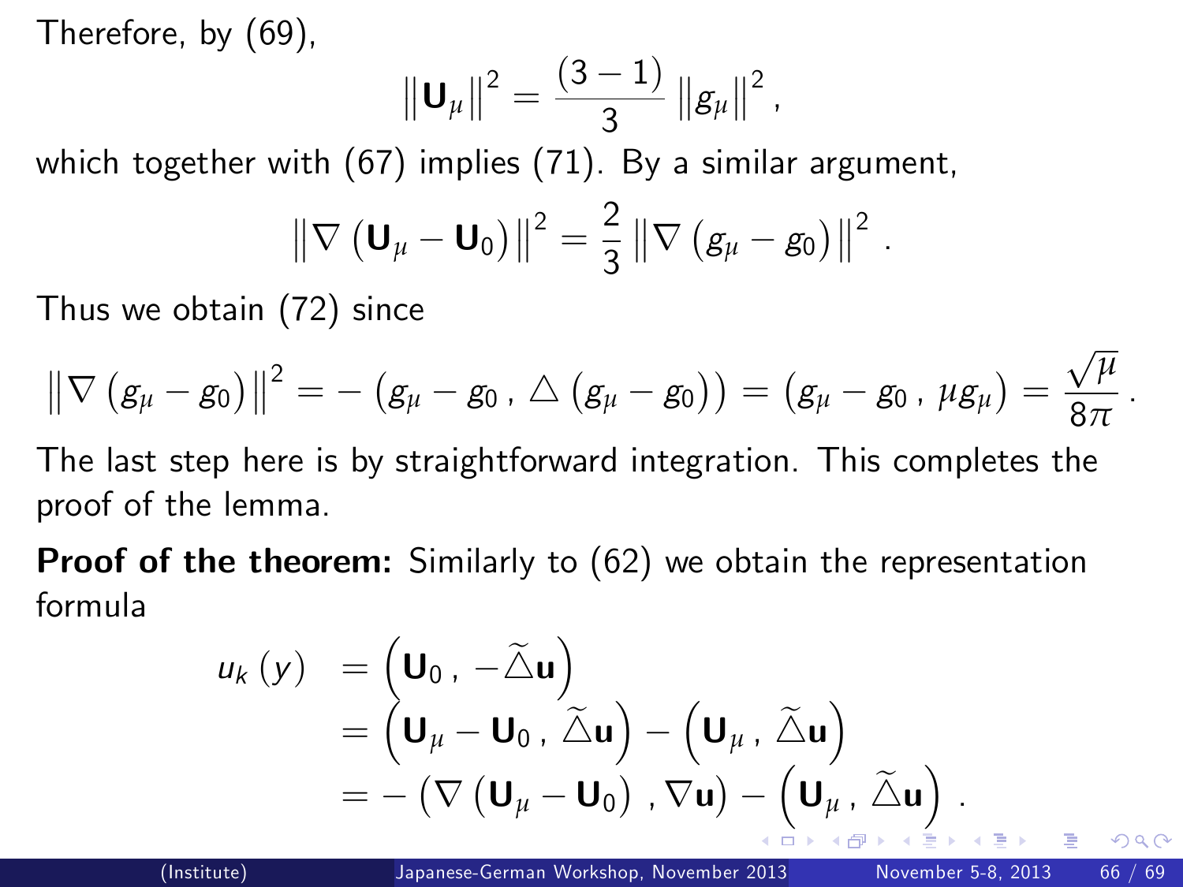Therefore, by (69),

$$\left\|\mathbf{U}_\mu\right\|^2 = \frac{(3-1)}{3}\left\|g_\mu\right\|^2 ,$$

which together with (67) implies (71). By a similar argument,

$$\left\|\nabla\left(\mathbf{U}_\mu - \mathbf{U}_0\right)\right\|^2 = \frac{2}{3}\left\|\nabla\left(g_\mu - g_0\right)\right\|^2 .$$

Thus we obtain (72) since

$$\left\|\nabla\left(g_\mu - g_0\right)\right\|^2 = -\left(g_\mu - g_0\,,\,\triangle\left(g_\mu - g_0\right)\right) = \left(g_\mu - g_0\,,\,\mu g_\mu\right) = \frac{\sqrt{\mu}}{8\pi} .$$

The last step here is by straightforward integration. This completes the proof of the lemma.

**Proof of the theorem:** Similarly to (62) we obtain the representation formula

$$\begin{aligned} u_k(y) &= \left(\mathbf{U}_0\,,\,-\widetilde{\triangle}\mathbf{u}\right) \\ &= \left(\mathbf{U}_\mu - \mathbf{U}_0\,,\,\widetilde{\triangle}\mathbf{u}\right) - \left(\mathbf{U}_\mu\,,\,\widetilde{\triangle}\mathbf{u}\right) \\ &= -\left(\nabla\left(\mathbf{U}_\mu - \mathbf{U}_0\right)\,,\nabla\mathbf{u}\right) - \left(\mathbf{U}_\mu\,,\,\widetilde{\triangle}\mathbf{u}\right) . \end{aligned}$$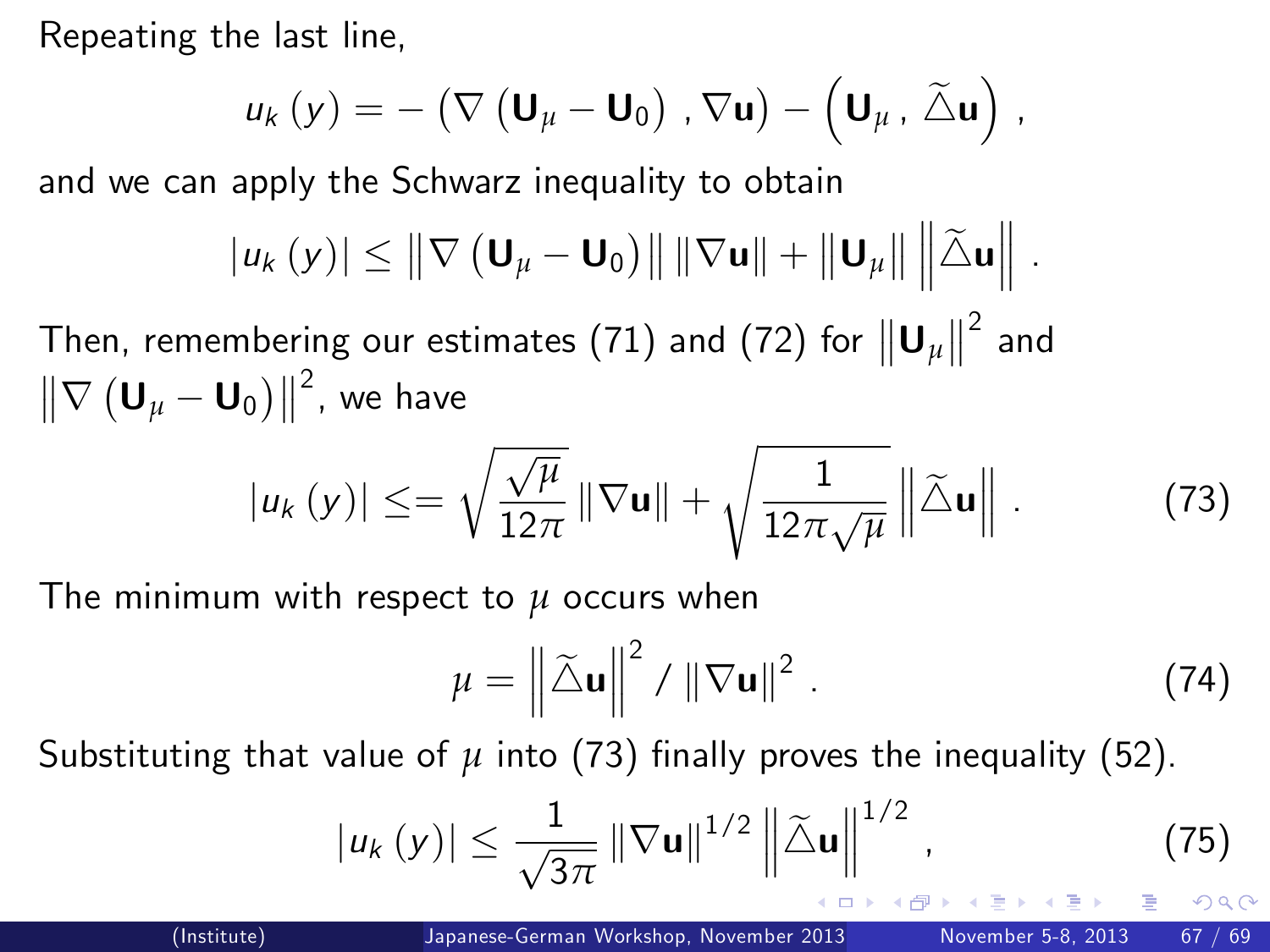Repeating the last line,

$$u_k(y) = -\left(\nabla\left(\mathbf{U}_\mu - \mathbf{U}_0\right), \nabla\mathbf{u}\right) - \left(\mathbf{U}_\mu, \widetilde{\triangle}\mathbf{u}\right),$$

and we can apply the Schwarz inequality to obtain

$$|u_k(y)| \leq \left\|\nabla\left(\mathbf{U}_\mu - \mathbf{U}_0\right)\right\| \|\nabla\mathbf{u}\| + \left\|\mathbf{U}_\mu\right\| \left\|\widetilde{\triangle}\mathbf{u}\right\|.$$

Then, remembering our estimates (71) and (72) for $\left\|\mathbf{U}_\mu\right\|^2$ and $\left\|\nabla\left(\mathbf{U}_\mu - \mathbf{U}_0\right)\right\|^2$, we have

$$|u_k(y)| \leq= \sqrt{\frac{\sqrt{\mu}}{12\pi}} \|\nabla\mathbf{u}\| + \sqrt{\frac{1}{12\pi\sqrt{\mu}}} \left\|\widetilde{\triangle}\mathbf{u}\right\|. \tag{73}$$

The minimum with respect to $\mu$ occurs when

$$\mu = \left\|\widetilde{\triangle}\mathbf{u}\right\|^2 / \|\nabla\mathbf{u}\|^2. \tag{74}$$

Substituting that value of $\mu$ into (73) finally proves the inequality (52).

$$|u_k(y)| \leq \frac{1}{\sqrt{3\pi}} \|\nabla\mathbf{u}\|^{1/2} \left\|\widetilde{\triangle}\mathbf{u}\right\|^{1/2}, \tag{75}$$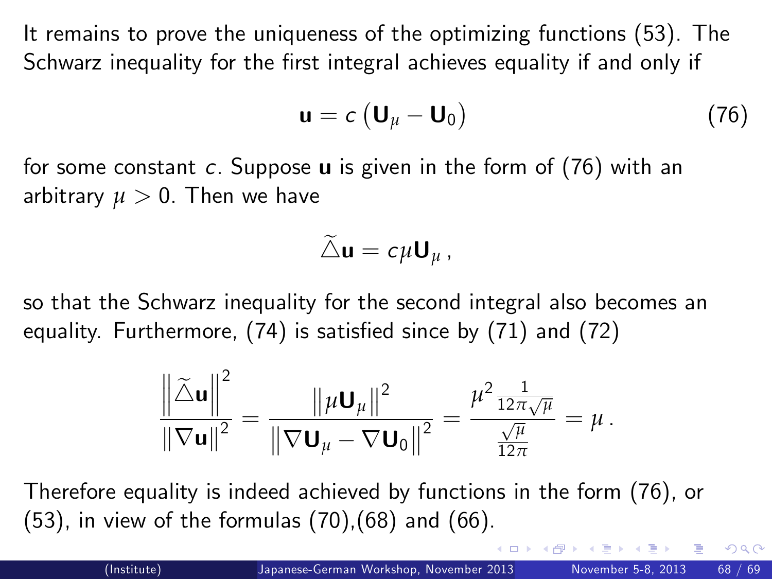It remains to prove the uniqueness of the optimizing functions (53). The Schwarz inequality for the first integral achieves equality if and only if

$$\mathbf{u} = c\left(\mathbf{U}_\mu - \mathbf{U}_0\right) \tag{76}$$

for some constant $c$. Suppose $\mathbf{u}$ is given in the form of (76) with an arbitrary $\mu > 0$. Then we have

$$\widetilde{\triangle}\mathbf{u} = c\mu\mathbf{U}_\mu \,,$$

so that the Schwarz inequality for the second integral also becomes an equality. Furthermore, (74) is satisfied since by (71) and (72)

$$\frac{\left\|\widetilde{\triangle}\mathbf{u}\right\|^2}{\left\|\nabla\mathbf{u}\right\|^2} = \frac{\left\|\mu\mathbf{U}_\mu\right\|^2}{\left\|\nabla\mathbf{U}_\mu - \nabla\mathbf{U}_0\right\|^2} = \frac{\mu^2\frac{1}{12\pi\sqrt{\mu}}}{\frac{\sqrt{\mu}}{12\pi}} = \mu \,.$$

Therefore equality is indeed achieved by functions in the form (76), or (53), in view of the formulas (70),(68) and (66).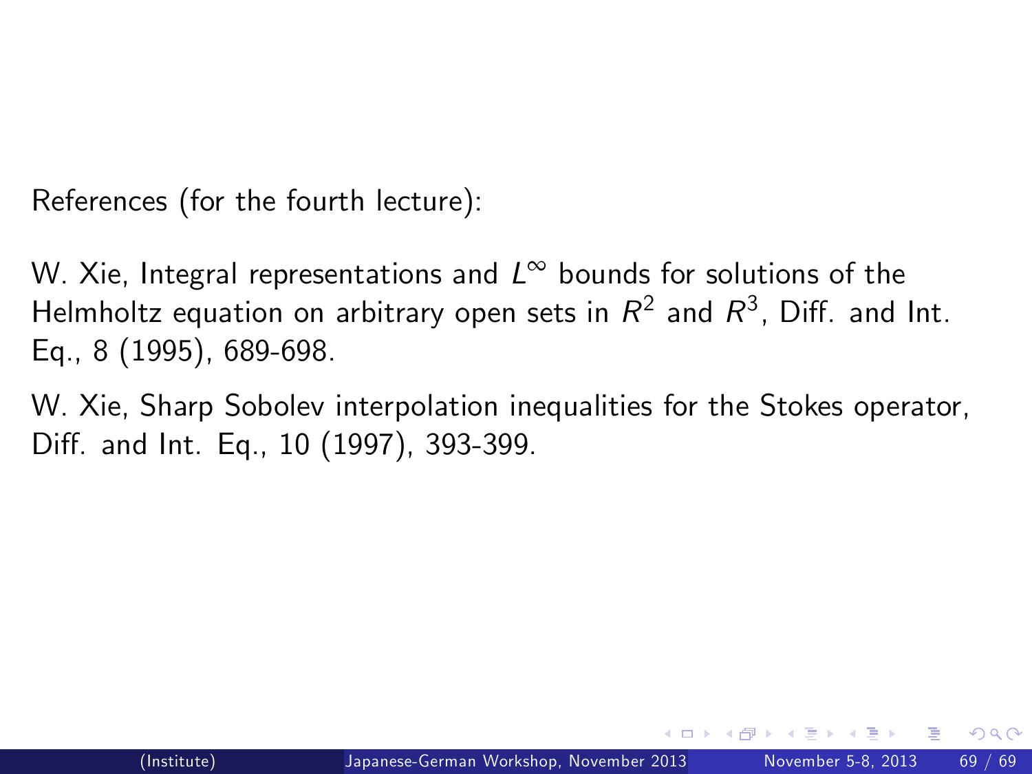References (for the fourth lecture):

W. Xie, Integral representations and $L^\infty$ bounds for solutions of the Helmholtz equation on arbitrary open sets in $R^2$ and $R^3$, Diff. and Int. Eq., 8 (1995), 689-698.

W. Xie, Sharp Sobolev interpolation inequalities for the Stokes operator, Diff. and Int. Eq., 10 (1997), 393-399.